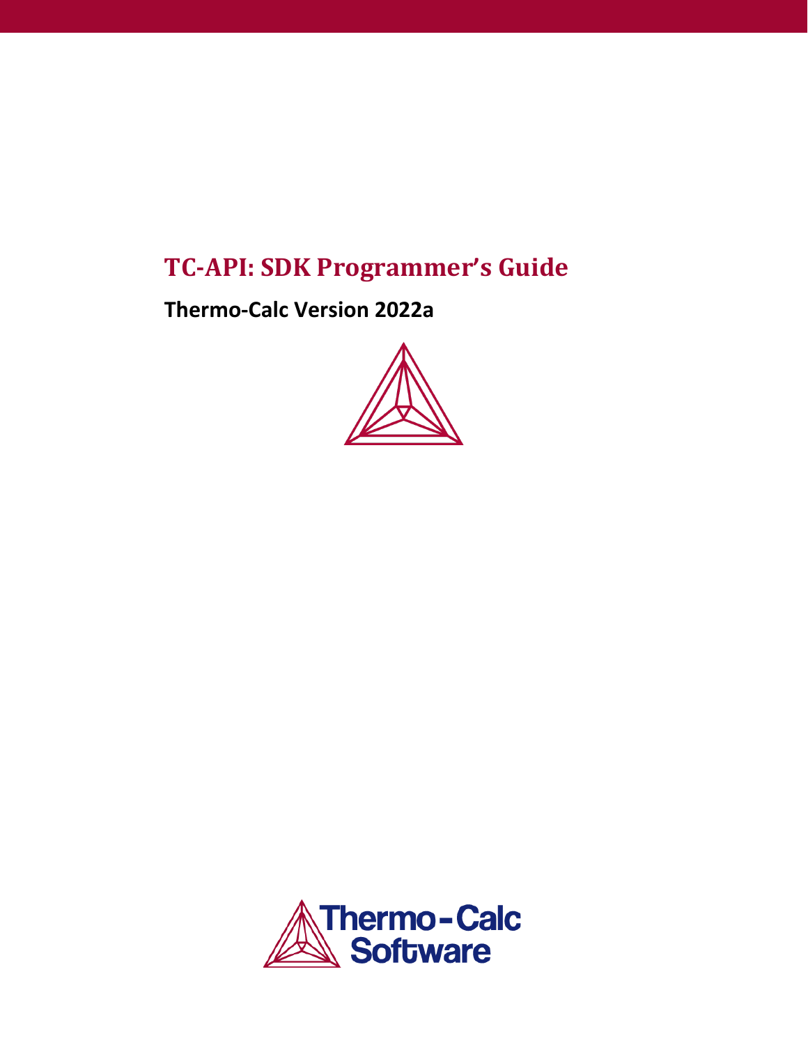# TC-API: SDK Programmer's Guide

## Thermo-Calc Version 2022a

Thermo-Calc Software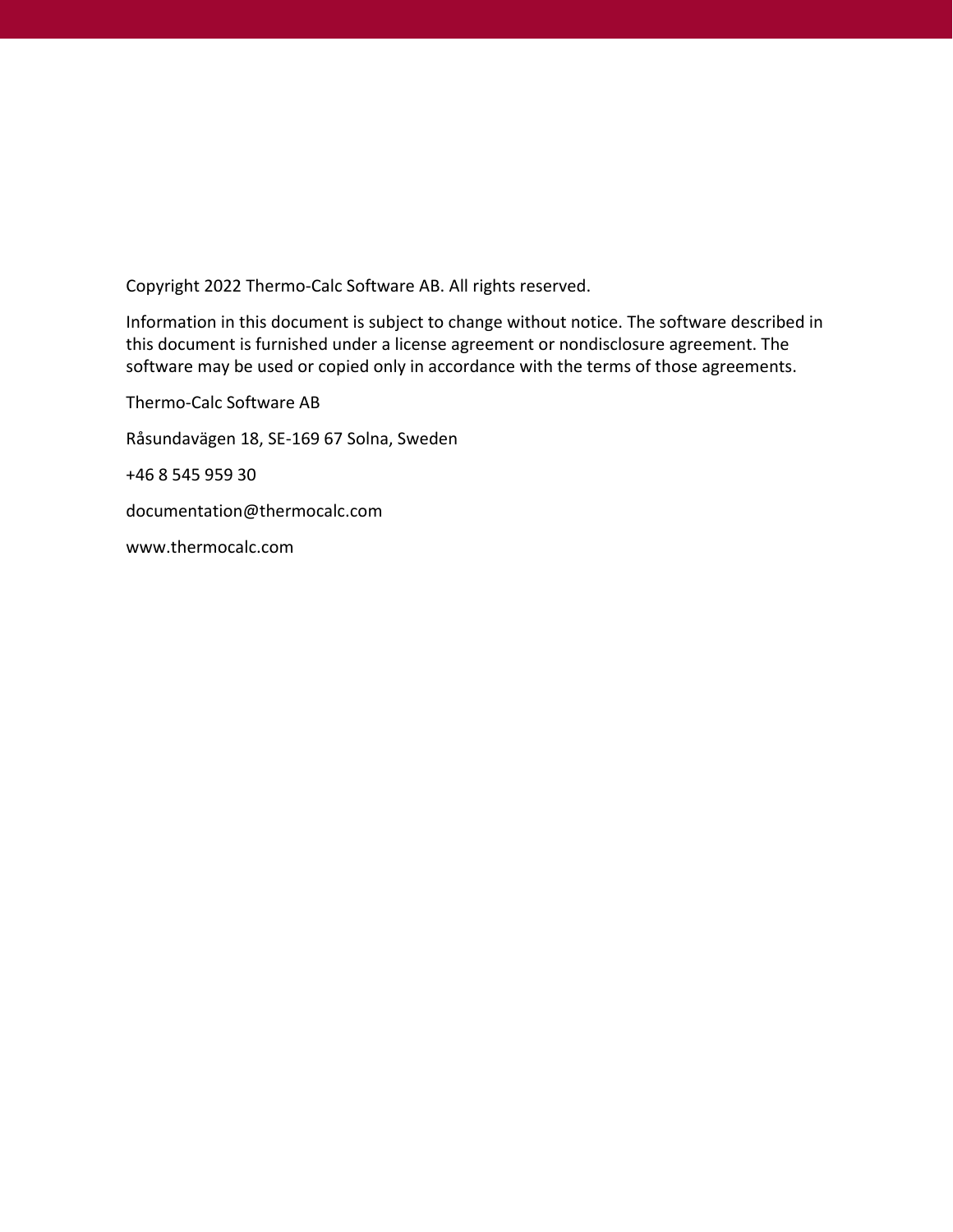Copyright 2022 Thermo-Calc Software AB. All rights reserved.

Information in this document is subject to change without notice. The software described in this document is furnished under a license agreement or nondisclosure agreement. The software may be used or copied only in accordance with the terms of those agreements.

Thermo-Calc Software AB

Råsundavägen 18, SE-169 67 Solna, Sweden

+46 8 545 959 30

documentation@thermocalc.com

www.thermocalc.com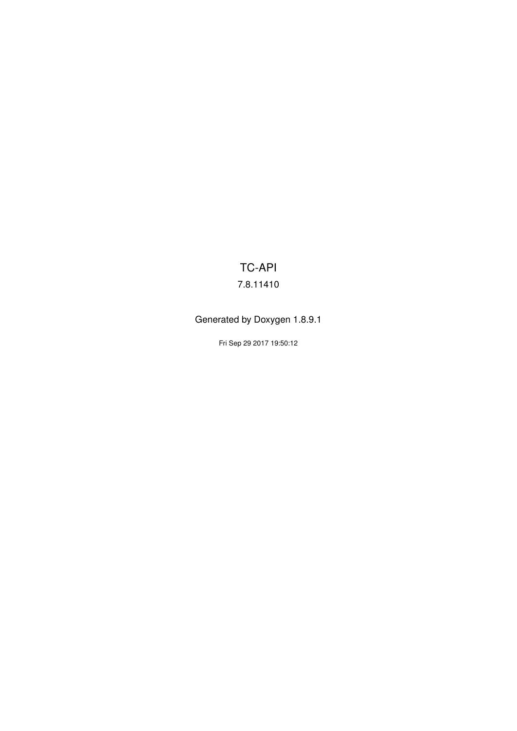# TC-API

7.8.11410

Generated by Doxygen 1.8.9.1

Fri Sep 29 2017 19:50:12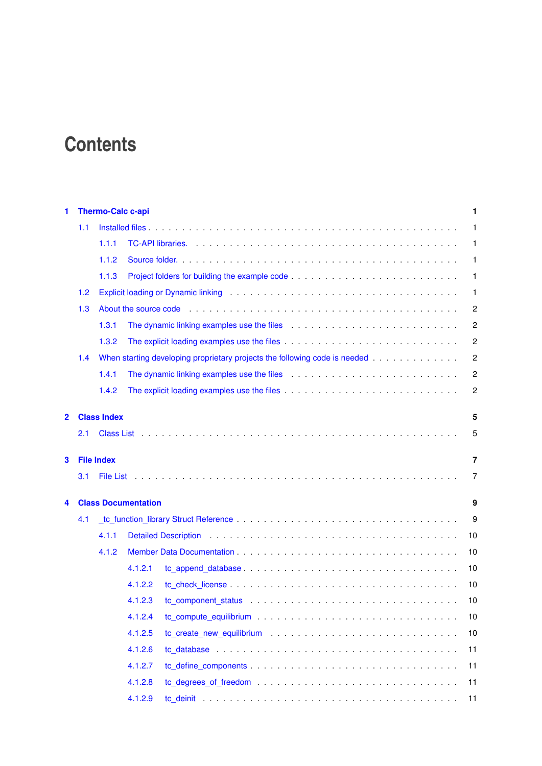# Contents

- **1 Thermo-Calc c-api** ..... **1**
  - 1.1 Installed files ..... 1
    - 1.1.1 TC-API libraries. ..... 1
    - 1.1.2 Source folder. ..... 1
    - 1.1.3 Project folders for building the example code ..... 1
  - 1.2 Explicit loading or Dynamic linking ..... 1
  - 1.3 About the source code ..... 2
    - 1.3.1 The dynamic linking examples use the files ..... 2
    - 1.3.2 The explicit loading examples use the files ..... 2
  - 1.4 When starting developing proprietary projects the following code is needed ..... 2
    - 1.4.1 The dynamic linking examples use the files ..... 2
    - 1.4.2 The explicit loading examples use the files ..... 2
- **2 Class Index** ..... **5**
  - 2.1 Class List ..... 5
- **3 File Index** ..... **7**
  - 3.1 File List ..... 7
- **4 Class Documentation** ..... **9**
  - 4.1 _tc_function_library Struct Reference ..... 9
    - 4.1.1 Detailed Description ..... 10
    - 4.1.2 Member Data Documentation ..... 10
      - 4.1.2.1 tc_append_database ..... 10
      - 4.1.2.2 tc_check_license ..... 10
      - 4.1.2.3 tc_component_status ..... 10
      - 4.1.2.4 tc_compute_equilibrium ..... 10
      - 4.1.2.5 tc_create_new_equilibrium ..... 10
      - 4.1.2.6 tc_database ..... 11
      - 4.1.2.7 tc_define_components ..... 11
      - 4.1.2.8 tc_degrees_of_freedom ..... 11
      - 4.1.2.9 tc_deinit ..... 11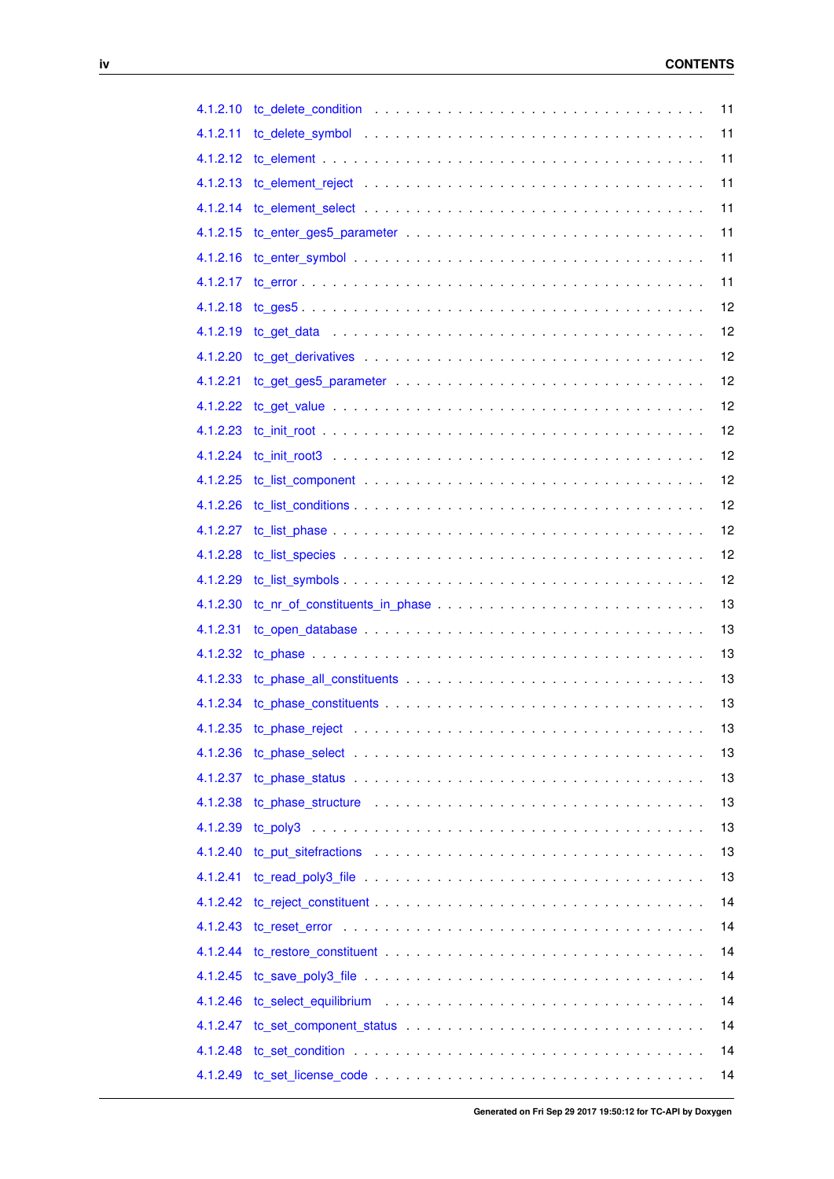4.1.2.10 tc_delete_condition . . . . . . . . . . . . . . . . . . . . . . . . . . . . . 11
4.1.2.11 tc_delete_symbol . . . . . . . . . . . . . . . . . . . . . . . . . . . . . 11
4.1.2.12 tc_element . . . . . . . . . . . . . . . . . . . . . . . . . . . . . 11
4.1.2.13 tc_element_reject . . . . . . . . . . . . . . . . . . . . . . . . . . . . . 11
4.1.2.14 tc_element_select . . . . . . . . . . . . . . . . . . . . . . . . . . . . . 11
4.1.2.15 tc_enter_ges5_parameter . . . . . . . . . . . . . . . . . . . . . . . . . . . . . 11
4.1.2.16 tc_enter_symbol . . . . . . . . . . . . . . . . . . . . . . . . . . . . . 11
4.1.2.17 tc_error . . . . . . . . . . . . . . . . . . . . . . . . . . . . . 11
4.1.2.18 tc_ges5 . . . . . . . . . . . . . . . . . . . . . . . . . . . . . 12
4.1.2.19 tc_get_data . . . . . . . . . . . . . . . . . . . . . . . . . . . . . 12
4.1.2.20 tc_get_derivatives . . . . . . . . . . . . . . . . . . . . . . . . . . . . . 12
4.1.2.21 tc_get_ges5_parameter . . . . . . . . . . . . . . . . . . . . . . . . . . . . . 12
4.1.2.22 tc_get_value . . . . . . . . . . . . . . . . . . . . . . . . . . . . . 12
4.1.2.23 tc_init_root . . . . . . . . . . . . . . . . . . . . . . . . . . . . . 12
4.1.2.24 tc_init_root3 . . . . . . . . . . . . . . . . . . . . . . . . . . . . . 12
4.1.2.25 tc_list_component . . . . . . . . . . . . . . . . . . . . . . . . . . . . . 12
4.1.2.26 tc_list_conditions . . . . . . . . . . . . . . . . . . . . . . . . . . . . . 12
4.1.2.27 tc_list_phase . . . . . . . . . . . . . . . . . . . . . . . . . . . . . 12
4.1.2.28 tc_list_species . . . . . . . . . . . . . . . . . . . . . . . . . . . . . 12
4.1.2.29 tc_list_symbols . . . . . . . . . . . . . . . . . . . . . . . . . . . . . 12
4.1.2.30 tc_nr_of_constituents_in_phase . . . . . . . . . . . . . . . . . . . . . . . . . . . . . 13
4.1.2.31 tc_open_database . . . . . . . . . . . . . . . . . . . . . . . . . . . . . 13
4.1.2.32 tc_phase . . . . . . . . . . . . . . . . . . . . . . . . . . . . . 13
4.1.2.33 tc_phase_all_constituents . . . . . . . . . . . . . . . . . . . . . . . . . . . . . 13
4.1.2.34 tc_phase_constituents . . . . . . . . . . . . . . . . . . . . . . . . . . . . . 13
4.1.2.35 tc_phase_reject . . . . . . . . . . . . . . . . . . . . . . . . . . . . . 13
4.1.2.36 tc_phase_select . . . . . . . . . . . . . . . . . . . . . . . . . . . . . 13
4.1.2.37 tc_phase_status . . . . . . . . . . . . . . . . . . . . . . . . . . . . . 13
4.1.2.38 tc_phase_structure . . . . . . . . . . . . . . . . . . . . . . . . . . . . . 13
4.1.2.39 tc_poly3 . . . . . . . . . . . . . . . . . . . . . . . . . . . . . 13
4.1.2.40 tc_put_sitefractions . . . . . . . . . . . . . . . . . . . . . . . . . . . . . 13
4.1.2.41 tc_read_poly3_file . . . . . . . . . . . . . . . . . . . . . . . . . . . . . 13
4.1.2.42 tc_reject_constituent . . . . . . . . . . . . . . . . . . . . . . . . . . . . . 14
4.1.2.43 tc_reset_error . . . . . . . . . . . . . . . . . . . . . . . . . . . . . 14
4.1.2.44 tc_restore_constituent . . . . . . . . . . . . . . . . . . . . . . . . . . . . . 14
4.1.2.45 tc_save_poly3_file . . . . . . . . . . . . . . . . . . . . . . . . . . . . . 14
4.1.2.46 tc_select_equilibrium . . . . . . . . . . . . . . . . . . . . . . . . . . . . . 14
4.1.2.47 tc_set_component_status . . . . . . . . . . . . . . . . . . . . . . . . . . . . . 14
4.1.2.48 tc_set_condition . . . . . . . . . . . . . . . . . . . . . . . . . . . . . 14
4.1.2.49 tc_set_license_code . . . . . . . . . . . . . . . . . . . . . . . . . . . . . 14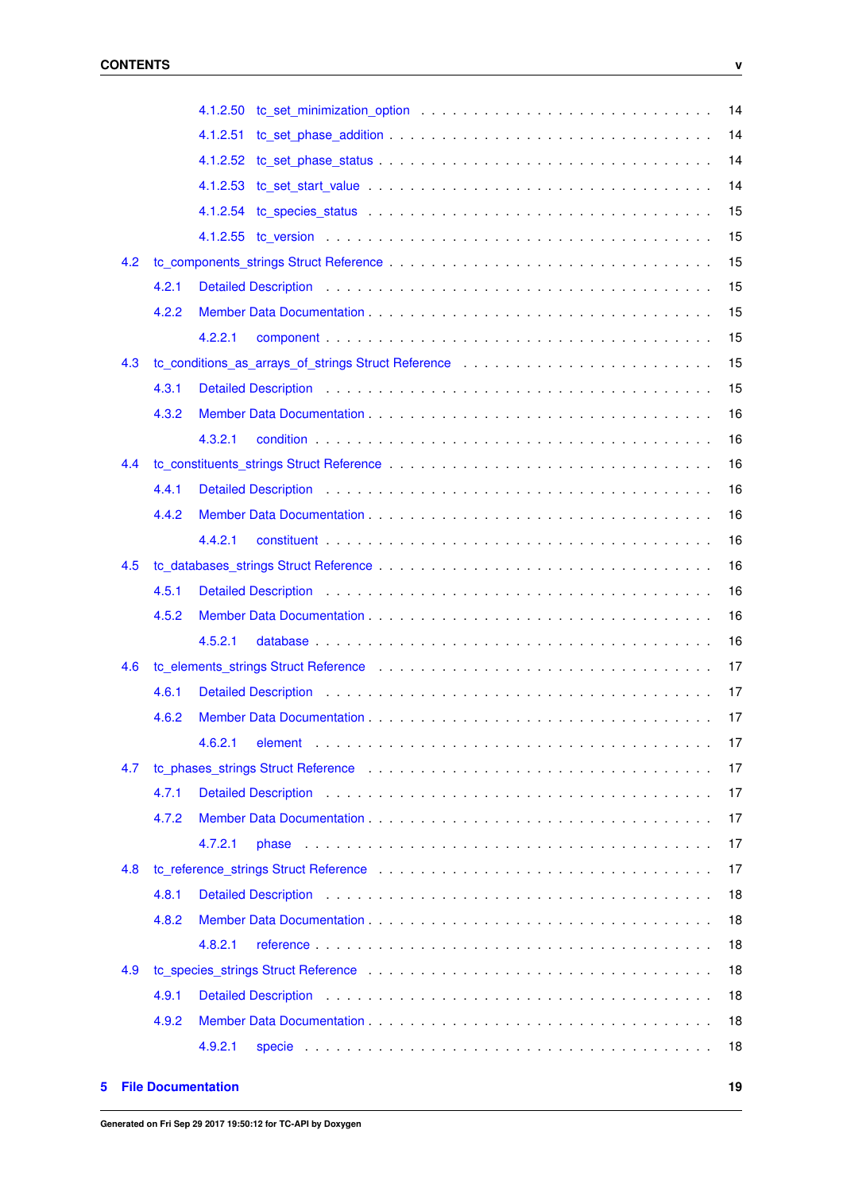4.1.2.50 tc_set_minimization_option . . . . . . . . . . . . . . . . . . . . . . . . . . . . 14
4.1.2.51 tc_set_phase_addition . . . . . . . . . . . . . . . . . . . . . . . . . . . . . . 14
4.1.2.52 tc_set_phase_status . . . . . . . . . . . . . . . . . . . . . . . . . . . . . . . 14
4.1.2.53 tc_set_start_value . . . . . . . . . . . . . . . . . . . . . . . . . . . . . . . . 14
4.1.2.54 tc_species_status . . . . . . . . . . . . . . . . . . . . . . . . . . . . . . . . 15
4.1.2.55 tc_version . . . . . . . . . . . . . . . . . . . . . . . . . . . . . . . . . . . . 15

4.2 tc_components_strings Struct Reference . . . . . . . . . . . . . . . . . . . . . . . . 15
4.2.1 Detailed Description . . . . . . . . . . . . . . . . . . . . . . . . . . . . . . . . 15
4.2.2 Member Data Documentation . . . . . . . . . . . . . . . . . . . . . . . . . . . . 15
4.2.2.1 component . . . . . . . . . . . . . . . . . . . . . . . . . . . . . . . . . . . 15

4.3 tc_conditions_as_arrays_of_strings Struct Reference . . . . . . . . . . . . . . . . . . 15
4.3.1 Detailed Description . . . . . . . . . . . . . . . . . . . . . . . . . . . . . . . . 15
4.3.2 Member Data Documentation . . . . . . . . . . . . . . . . . . . . . . . . . . . . 16
4.3.2.1 condition . . . . . . . . . . . . . . . . . . . . . . . . . . . . . . . . . . . . 16

4.4 tc_constituents_strings Struct Reference . . . . . . . . . . . . . . . . . . . . . . . . 16
4.4.1 Detailed Description . . . . . . . . . . . . . . . . . . . . . . . . . . . . . . . . 16
4.4.2 Member Data Documentation . . . . . . . . . . . . . . . . . . . . . . . . . . . . 16
4.4.2.1 constituent . . . . . . . . . . . . . . . . . . . . . . . . . . . . . . . . . . . 16

4.5 tc_databases_strings Struct Reference . . . . . . . . . . . . . . . . . . . . . . . . . 16
4.5.1 Detailed Description . . . . . . . . . . . . . . . . . . . . . . . . . . . . . . . . 16
4.5.2 Member Data Documentation . . . . . . . . . . . . . . . . . . . . . . . . . . . . 16
4.5.2.1 database . . . . . . . . . . . . . . . . . . . . . . . . . . . . . . . . . . . . 16

4.6 tc_elements_strings Struct Reference . . . . . . . . . . . . . . . . . . . . . . . . . 17
4.6.1 Detailed Description . . . . . . . . . . . . . . . . . . . . . . . . . . . . . . . . 17
4.6.2 Member Data Documentation . . . . . . . . . . . . . . . . . . . . . . . . . . . . 17
4.6.2.1 element . . . . . . . . . . . . . . . . . . . . . . . . . . . . . . . . . . . . . 17

4.7 tc_phases_strings Struct Reference . . . . . . . . . . . . . . . . . . . . . . . . . . 17
4.7.1 Detailed Description . . . . . . . . . . . . . . . . . . . . . . . . . . . . . . . . 17
4.7.2 Member Data Documentation . . . . . . . . . . . . . . . . . . . . . . . . . . . . 17
4.7.2.1 phase . . . . . . . . . . . . . . . . . . . . . . . . . . . . . . . . . . . . . . 17

4.8 tc_reference_strings Struct Reference . . . . . . . . . . . . . . . . . . . . . . . . . 17
4.8.1 Detailed Description . . . . . . . . . . . . . . . . . . . . . . . . . . . . . . . . 18
4.8.2 Member Data Documentation . . . . . . . . . . . . . . . . . . . . . . . . . . . . 18
4.8.2.1 reference . . . . . . . . . . . . . . . . . . . . . . . . . . . . . . . . . . . . 18

4.9 tc_species_strings Struct Reference . . . . . . . . . . . . . . . . . . . . . . . . . . 18
4.9.1 Detailed Description . . . . . . . . . . . . . . . . . . . . . . . . . . . . . . . . 18
4.9.2 Member Data Documentation . . . . . . . . . . . . . . . . . . . . . . . . . . . . 18
4.9.2.1 specie . . . . . . . . . . . . . . . . . . . . . . . . . . . . . . . . . . . . . . 18

**5 File Documentation** **19**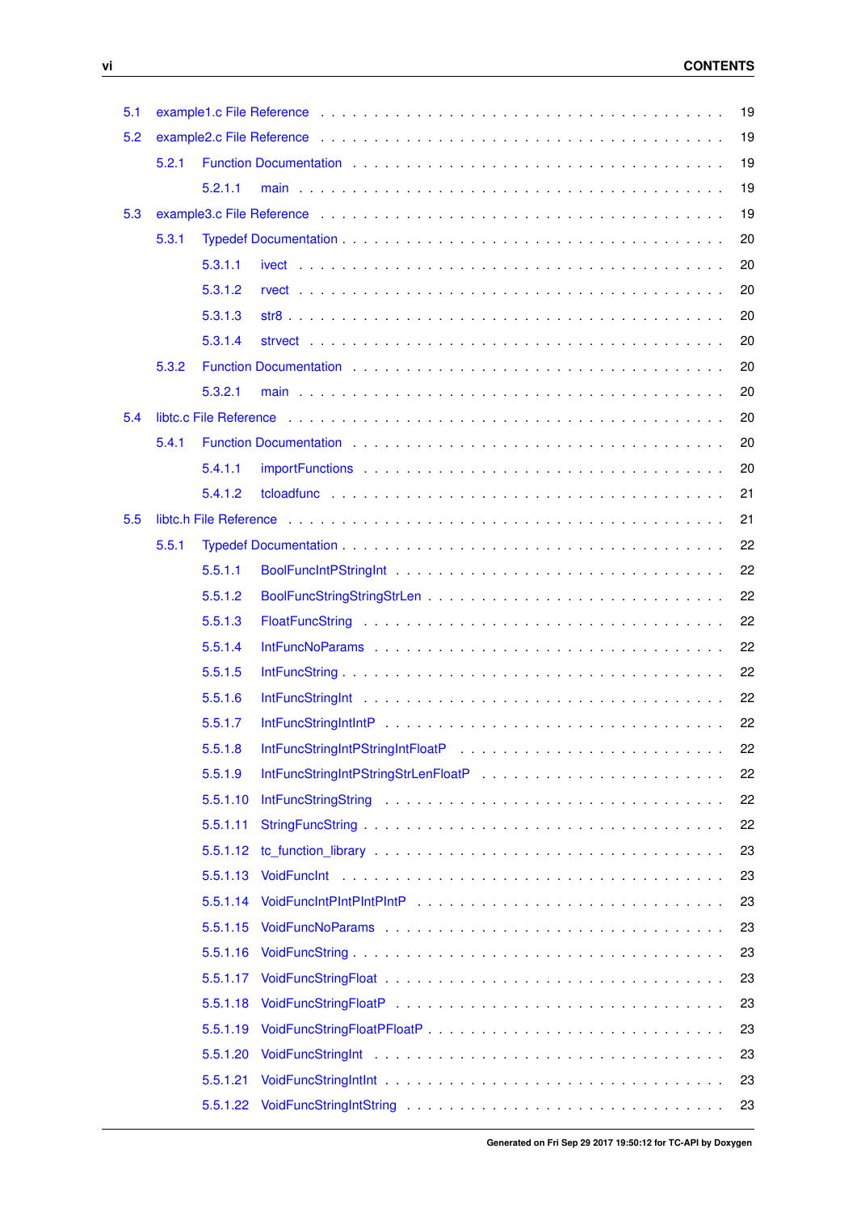- 5.1 example1.c File Reference . . . . . . . . . . 19
- 5.2 example2.c File Reference . . . . . . . . . . 19
  - 5.2.1 Function Documentation . . . . . . . . . . 19
    - 5.2.1.1 main . . . . . . . . . . 19
- 5.3 example3.c File Reference . . . . . . . . . . 19
  - 5.3.1 Typedef Documentation . . . . . . . . . . 20
    - 5.3.1.1 ivect . . . . . . . . . . 20
    - 5.3.1.2 rvect . . . . . . . . . . 20
    - 5.3.1.3 str8 . . . . . . . . . . 20
    - 5.3.1.4 strvect . . . . . . . . . . 20
  - 5.3.2 Function Documentation . . . . . . . . . . 20
    - 5.3.2.1 main . . . . . . . . . . 20
- 5.4 libtc.c File Reference . . . . . . . . . . 20
  - 5.4.1 Function Documentation . . . . . . . . . . 20
    - 5.4.1.1 importFunctions . . . . . . . . . . 20
    - 5.4.1.2 tcloadfunc . . . . . . . . . . 21
- 5.5 libtc.h File Reference . . . . . . . . . . 21
  - 5.5.1 Typedef Documentation . . . . . . . . . . 22
    - 5.5.1.1 BoolFuncIntPStringInt . . . . . . . . . . 22
    - 5.5.1.2 BoolFuncStringStringStrLen . . . . . . . . . . 22
    - 5.5.1.3 FloatFuncString . . . . . . . . . . 22
    - 5.5.1.4 IntFuncNoParams . . . . . . . . . . 22
    - 5.5.1.5 IntFuncString . . . . . . . . . . 22
    - 5.5.1.6 IntFuncStringInt . . . . . . . . . . 22
    - 5.5.1.7 IntFuncStringIntIntP . . . . . . . . . . 22
    - 5.5.1.8 IntFuncStringIntPStringIntFloatP . . . . . . . . . . 22
    - 5.5.1.9 IntFuncStringIntPStringStrLenFloatP . . . . . . . . . . 22
    - 5.5.1.10 IntFuncStringString . . . . . . . . . . 22
    - 5.5.1.11 StringFuncString . . . . . . . . . . 22
    - 5.5.1.12 tc_function_library . . . . . . . . . . 23
    - 5.5.1.13 VoidFuncInt . . . . . . . . . . 23
    - 5.5.1.14 VoidFuncIntPIntPIntPIntP . . . . . . . . . . 23
    - 5.5.1.15 VoidFuncNoParams . . . . . . . . . . 23
    - 5.5.1.16 VoidFuncString . . . . . . . . . . 23
    - 5.5.1.17 VoidFuncStringFloat . . . . . . . . . . 23
    - 5.5.1.18 VoidFuncStringFloatP . . . . . . . . . . 23
    - 5.5.1.19 VoidFuncStringFloatPFloatP . . . . . . . . . . 23
    - 5.5.1.20 VoidFuncStringInt . . . . . . . . . . 23
    - 5.5.1.21 VoidFuncStringIntInt . . . . . . . . . . 23
    - 5.5.1.22 VoidFuncStringIntString . . . . . . . . . . 23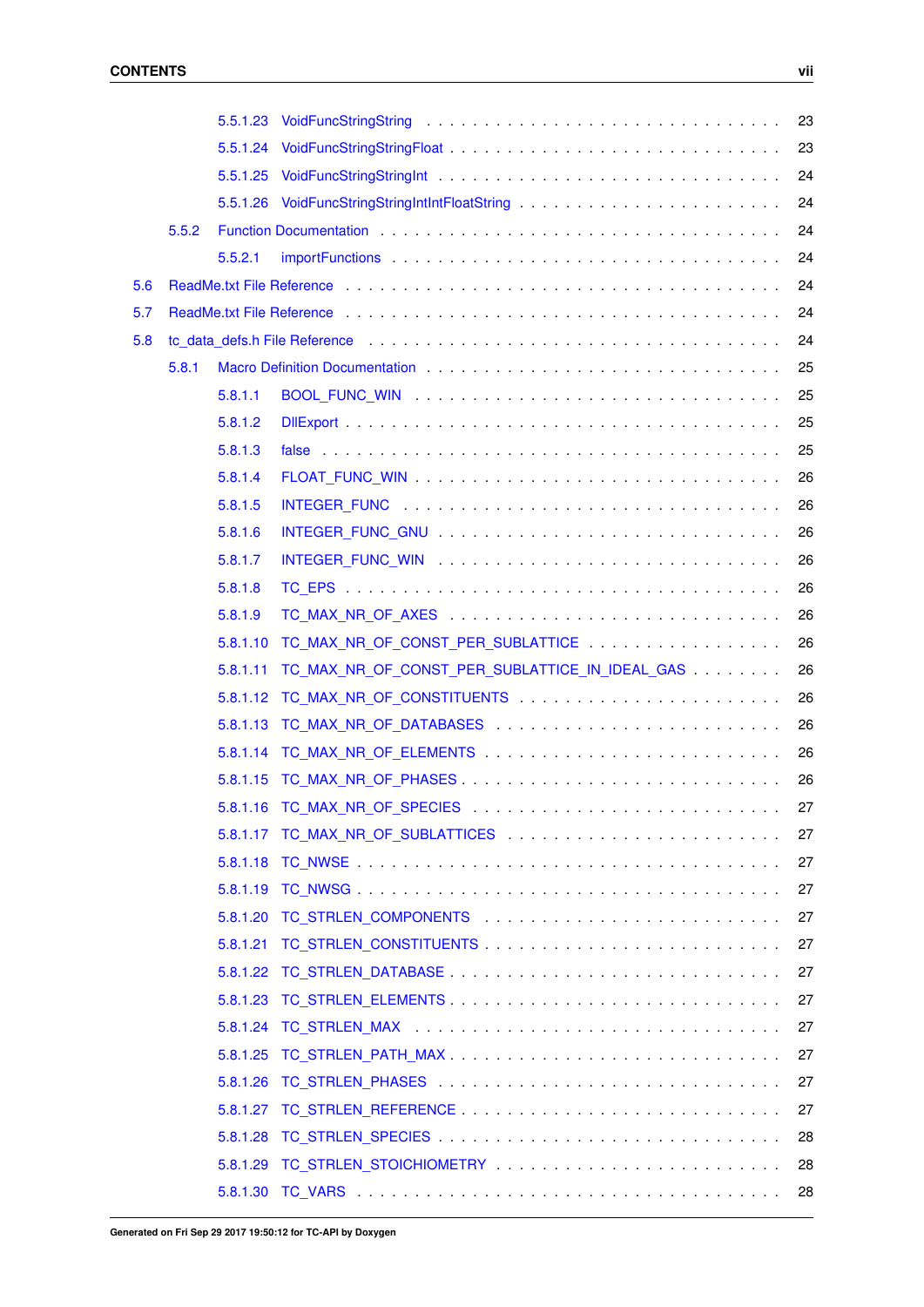- 5.5.1.23 VoidFuncStringString . . . . . . . . . . . . . . . . . . . . . . . . . . . . 23
- 5.5.1.24 VoidFuncStringStringFloat . . . . . . . . . . . . . . . . . . . . . . . . . 23
- 5.5.1.25 VoidFuncStringStringInt . . . . . . . . . . . . . . . . . . . . . . . . . . 24
- 5.5.1.26 VoidFuncStringStringIntIntFloatString . . . . . . . . . . . . . . . . . . . 24
- 5.5.2 Function Documentation . . . . . . . . . . . . . . . . . . . . . . . . . . . . 24
  - 5.5.2.1 importFunctions . . . . . . . . . . . . . . . . . . . . . . . . . . . . . 24
- 5.6 ReadMe.txt File Reference . . . . . . . . . . . . . . . . . . . . . . . . . . . . . 24
- 5.7 ReadMe.txt File Reference . . . . . . . . . . . . . . . . . . . . . . . . . . . . . 24
- 5.8 tc_data_defs.h File Reference . . . . . . . . . . . . . . . . . . . . . . . . . . . 24
  - 5.8.1 Macro Definition Documentation . . . . . . . . . . . . . . . . . . . . . . . . 25
    - 5.8.1.1 BOOL_FUNC_WIN . . . . . . . . . . . . . . . . . . . . . . . . . . . . . 25
    - 5.8.1.2 DllExport . . . . . . . . . . . . . . . . . . . . . . . . . . . . . . . . 25
    - 5.8.1.3 false . . . . . . . . . . . . . . . . . . . . . . . . . . . . . . . . . . 25
    - 5.8.1.4 FLOAT_FUNC_WIN . . . . . . . . . . . . . . . . . . . . . . . . . . . . 26
    - 5.8.1.5 INTEGER_FUNC . . . . . . . . . . . . . . . . . . . . . . . . . . . . . 26
    - 5.8.1.6 INTEGER_FUNC_GNU . . . . . . . . . . . . . . . . . . . . . . . . . . . 26
    - 5.8.1.7 INTEGER_FUNC_WIN . . . . . . . . . . . . . . . . . . . . . . . . . . . 26
    - 5.8.1.8 TC_EPS . . . . . . . . . . . . . . . . . . . . . . . . . . . . . . . . . 26
    - 5.8.1.9 TC_MAX_NR_OF_AXES . . . . . . . . . . . . . . . . . . . . . . . . . . 26
    - 5.8.1.10 TC_MAX_NR_OF_CONST_PER_SUBLATTICE . . . . . . . . . . . . . . . . . 26
    - 5.8.1.11 TC_MAX_NR_OF_CONST_PER_SUBLATTICE_IN_IDEAL_GAS . . . . . . . . 26
    - 5.8.1.12 TC_MAX_NR_OF_CONSTITUENTS . . . . . . . . . . . . . . . . . . . . . 26
    - 5.8.1.13 TC_MAX_NR_OF_DATABASES . . . . . . . . . . . . . . . . . . . . . . 26
    - 5.8.1.14 TC_MAX_NR_OF_ELEMENTS . . . . . . . . . . . . . . . . . . . . . . . 26
    - 5.8.1.15 TC_MAX_NR_OF_PHASES . . . . . . . . . . . . . . . . . . . . . . . . 26
    - 5.8.1.16 TC_MAX_NR_OF_SPECIES . . . . . . . . . . . . . . . . . . . . . . . . 27
    - 5.8.1.17 TC_MAX_NR_OF_SUBLATTICES . . . . . . . . . . . . . . . . . . . . . . 27
    - 5.8.1.18 TC_NWSE . . . . . . . . . . . . . . . . . . . . . . . . . . . . . . . . 27
    - 5.8.1.19 TC_NWSG . . . . . . . . . . . . . . . . . . . . . . . . . . . . . . . . 27
    - 5.8.1.20 TC_STRLEN_COMPONENTS . . . . . . . . . . . . . . . . . . . . . . . 27
    - 5.8.1.21 TC_STRLEN_CONSTITUENTS . . . . . . . . . . . . . . . . . . . . . . . 27
    - 5.8.1.22 TC_STRLEN_DATABASE . . . . . . . . . . . . . . . . . . . . . . . . . 27
    - 5.8.1.23 TC_STRLEN_ELEMENTS . . . . . . . . . . . . . . . . . . . . . . . . . 27
    - 5.8.1.24 TC_STRLEN_MAX . . . . . . . . . . . . . . . . . . . . . . . . . . . . 27
    - 5.8.1.25 TC_STRLEN_PATH_MAX . . . . . . . . . . . . . . . . . . . . . . . . . 27
    - 5.8.1.26 TC_STRLEN_PHASES . . . . . . . . . . . . . . . . . . . . . . . . . . 27
    - 5.8.1.27 TC_STRLEN_REFERENCE . . . . . . . . . . . . . . . . . . . . . . . . 27
    - 5.8.1.28 TC_STRLEN_SPECIES . . . . . . . . . . . . . . . . . . . . . . . . . . 28
    - 5.8.1.29 TC_STRLEN_STOICHIOMETRY . . . . . . . . . . . . . . . . . . . . . . 28
    - 5.8.1.30 TC_VARS . . . . . . . . . . . . . . . . . . . . . . . . . . . . . . . . 28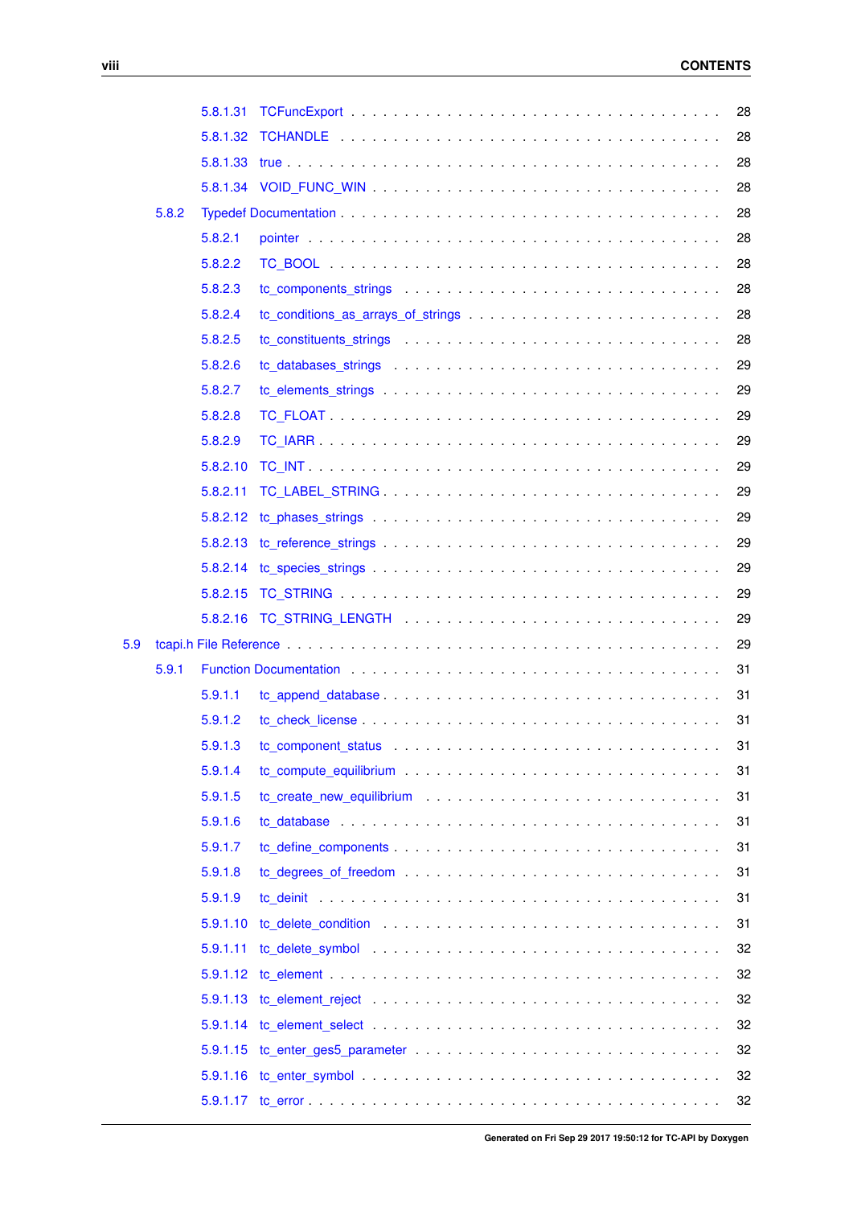5.8.1.31 TCFuncExport . . . . . . . . . . . . . . . . . . . . . . . . . . . . . . . . 28

5.8.1.32 TCHANDLE . . . . . . . . . . . . . . . . . . . . . . . . . . . . . . . . 28

5.8.1.33 true . . . . . . . . . . . . . . . . . . . . . . . . . . . . . . . . . . . 28

5.8.1.34 VOID_FUNC_WIN . . . . . . . . . . . . . . . . . . . . . . . . . . . . . 28

5.8.2 Typedef Documentation . . . . . . . . . . . . . . . . . . . . . . . . . . . . . 28

5.8.2.1 pointer . . . . . . . . . . . . . . . . . . . . . . . . . . . . . . . . . 28

5.8.2.2 TC_BOOL . . . . . . . . . . . . . . . . . . . . . . . . . . . . . . . . 28

5.8.2.3 tc_components_strings . . . . . . . . . . . . . . . . . . . . . . . . . . 28

5.8.2.4 tc_conditions_as_arrays_of_strings . . . . . . . . . . . . . . . . . . . 28

5.8.2.5 tc_constituents_strings . . . . . . . . . . . . . . . . . . . . . . . . . 28

5.8.2.6 tc_databases_strings . . . . . . . . . . . . . . . . . . . . . . . . . . 29

5.8.2.7 tc_elements_strings . . . . . . . . . . . . . . . . . . . . . . . . . . . 29

5.8.2.8 TC_FLOAT . . . . . . . . . . . . . . . . . . . . . . . . . . . . . . . 29

5.8.2.9 TC_IARR . . . . . . . . . . . . . . . . . . . . . . . . . . . . . . . . 29

5.8.2.10 TC_INT . . . . . . . . . . . . . . . . . . . . . . . . . . . . . . . . . 29

5.8.2.11 TC_LABEL_STRING . . . . . . . . . . . . . . . . . . . . . . . . . . . 29

5.8.2.12 tc_phases_strings . . . . . . . . . . . . . . . . . . . . . . . . . . . . 29

5.8.2.13 tc_reference_strings . . . . . . . . . . . . . . . . . . . . . . . . . . 29

5.8.2.14 tc_species_strings . . . . . . . . . . . . . . . . . . . . . . . . . . . . 29

5.8.2.15 TC_STRING . . . . . . . . . . . . . . . . . . . . . . . . . . . . . . . 29

5.8.2.16 TC_STRING_LENGTH . . . . . . . . . . . . . . . . . . . . . . . . . . 29

5.9 tcapi.h File Reference . . . . . . . . . . . . . . . . . . . . . . . . . . . . . . . . . 29

5.9.1 Function Documentation . . . . . . . . . . . . . . . . . . . . . . . . . . . . . 31

5.9.1.1 tc_append_database . . . . . . . . . . . . . . . . . . . . . . . . . . . 31

5.9.1.2 tc_check_license . . . . . . . . . . . . . . . . . . . . . . . . . . . . . 31

5.9.1.3 tc_component_status . . . . . . . . . . . . . . . . . . . . . . . . . . . 31

5.9.1.4 tc_compute_equilibrium . . . . . . . . . . . . . . . . . . . . . . . . . 31

5.9.1.5 tc_create_new_equilibrium . . . . . . . . . . . . . . . . . . . . . . . . 31

5.9.1.6 tc_database . . . . . . . . . . . . . . . . . . . . . . . . . . . . . . . 31

5.9.1.7 tc_define_components . . . . . . . . . . . . . . . . . . . . . . . . . . 31

5.9.1.8 tc_degrees_of_freedom . . . . . . . . . . . . . . . . . . . . . . . . . . 31

5.9.1.9 tc_deinit . . . . . . . . . . . . . . . . . . . . . . . . . . . . . . . . . 31

5.9.1.10 tc_delete_condition . . . . . . . . . . . . . . . . . . . . . . . . . . . . 31

5.9.1.11 tc_delete_symbol . . . . . . . . . . . . . . . . . . . . . . . . . . . . . 32

5.9.1.12 tc_element . . . . . . . . . . . . . . . . . . . . . . . . . . . . . . . . 32

5.9.1.13 tc_element_reject . . . . . . . . . . . . . . . . . . . . . . . . . . . . . 32

5.9.1.14 tc_element_select . . . . . . . . . . . . . . . . . . . . . . . . . . . . . 32

5.9.1.15 tc_enter_ges5_parameter . . . . . . . . . . . . . . . . . . . . . . . . . 32

5.9.1.16 tc_enter_symbol . . . . . . . . . . . . . . . . . . . . . . . . . . . . . 32

5.9.1.17 tc_error . . . . . . . . . . . . . . . . . . . . . . . . . . . . . . . . . 32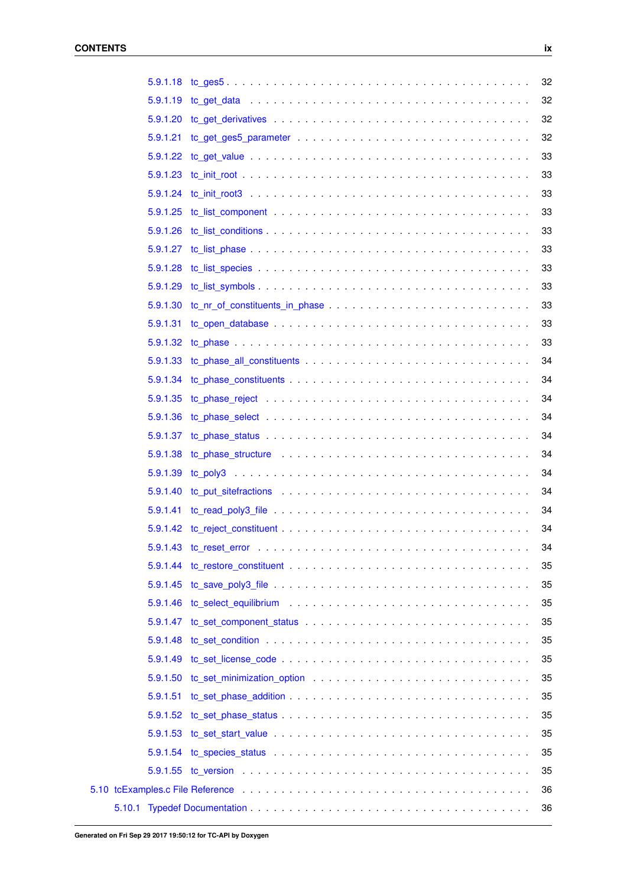5.9.1.18 tc_ges5 . . . . . . . . . . . . . . . . . . . . . . . . . . . . . . . . . . . . 32

5.9.1.19 tc_get_data . . . . . . . . . . . . . . . . . . . . . . . . . . . . . . . . . . 32

5.9.1.20 tc_get_derivatives . . . . . . . . . . . . . . . . . . . . . . . . . . . . . . . 32

5.9.1.21 tc_get_ges5_parameter . . . . . . . . . . . . . . . . . . . . . . . . . . . . 32

5.9.1.22 tc_get_value . . . . . . . . . . . . . . . . . . . . . . . . . . . . . . . . . . 33

5.9.1.23 tc_init_root . . . . . . . . . . . . . . . . . . . . . . . . . . . . . . . . . . 33

5.9.1.24 tc_init_root3 . . . . . . . . . . . . . . . . . . . . . . . . . . . . . . . . . 33

5.9.1.25 tc_list_component . . . . . . . . . . . . . . . . . . . . . . . . . . . . . . 33

5.9.1.26 tc_list_conditions . . . . . . . . . . . . . . . . . . . . . . . . . . . . . . . 33

5.9.1.27 tc_list_phase . . . . . . . . . . . . . . . . . . . . . . . . . . . . . . . . . 33

5.9.1.28 tc_list_species . . . . . . . . . . . . . . . . . . . . . . . . . . . . . . . . 33

5.9.1.29 tc_list_symbols . . . . . . . . . . . . . . . . . . . . . . . . . . . . . . . . 33

5.9.1.30 tc_nr_of_constituents_in_phase . . . . . . . . . . . . . . . . . . . . . . . . 33

5.9.1.31 tc_open_database . . . . . . . . . . . . . . . . . . . . . . . . . . . . . . . 33

5.9.1.32 tc_phase . . . . . . . . . . . . . . . . . . . . . . . . . . . . . . . . . . . 33

5.9.1.33 tc_phase_all_constituents . . . . . . . . . . . . . . . . . . . . . . . . . . . 34

5.9.1.34 tc_phase_constituents . . . . . . . . . . . . . . . . . . . . . . . . . . . . . 34

5.9.1.35 tc_phase_reject . . . . . . . . . . . . . . . . . . . . . . . . . . . . . . . . 34

5.9.1.36 tc_phase_select . . . . . . . . . . . . . . . . . . . . . . . . . . . . . . . . 34

5.9.1.37 tc_phase_status . . . . . . . . . . . . . . . . . . . . . . . . . . . . . . . . 34

5.9.1.38 tc_phase_structure . . . . . . . . . . . . . . . . . . . . . . . . . . . . . . 34

5.9.1.39 tc_poly3 . . . . . . . . . . . . . . . . . . . . . . . . . . . . . . . . . . . 34

5.9.1.40 tc_put_sitefractions . . . . . . . . . . . . . . . . . . . . . . . . . . . . . . 34

5.9.1.41 tc_read_poly3_file . . . . . . . . . . . . . . . . . . . . . . . . . . . . . . . 34

5.9.1.42 tc_reject_constituent . . . . . . . . . . . . . . . . . . . . . . . . . . . . . 34

5.9.1.43 tc_reset_error . . . . . . . . . . . . . . . . . . . . . . . . . . . . . . . . . 34

5.9.1.44 tc_restore_constituent . . . . . . . . . . . . . . . . . . . . . . . . . . . . . 35

5.9.1.45 tc_save_poly3_file . . . . . . . . . . . . . . . . . . . . . . . . . . . . . . . 35

5.9.1.46 tc_select_equilibrium . . . . . . . . . . . . . . . . . . . . . . . . . . . . . 35

5.9.1.47 tc_set_component_status . . . . . . . . . . . . . . . . . . . . . . . . . . . 35

5.9.1.48 tc_set_condition . . . . . . . . . . . . . . . . . . . . . . . . . . . . . . . . 35

5.9.1.49 tc_set_license_code . . . . . . . . . . . . . . . . . . . . . . . . . . . . . . 35

5.9.1.50 tc_set_minimization_option . . . . . . . . . . . . . . . . . . . . . . . . . . 35

5.9.1.51 tc_set_phase_addition . . . . . . . . . . . . . . . . . . . . . . . . . . . . . 35

5.9.1.52 tc_set_phase_status . . . . . . . . . . . . . . . . . . . . . . . . . . . . . . 35

5.9.1.53 tc_set_start_value . . . . . . . . . . . . . . . . . . . . . . . . . . . . . . . 35

5.9.1.54 tc_species_status . . . . . . . . . . . . . . . . . . . . . . . . . . . . . . . 35

5.9.1.55 tc_version . . . . . . . . . . . . . . . . . . . . . . . . . . . . . . . . . . 35

5.10 tcExamples.c File Reference . . . . . . . . . . . . . . . . . . . . . . . . . . . . . . . 36

5.10.1 Typedef Documentation . . . . . . . . . . . . . . . . . . . . . . . . . . . . . . . 36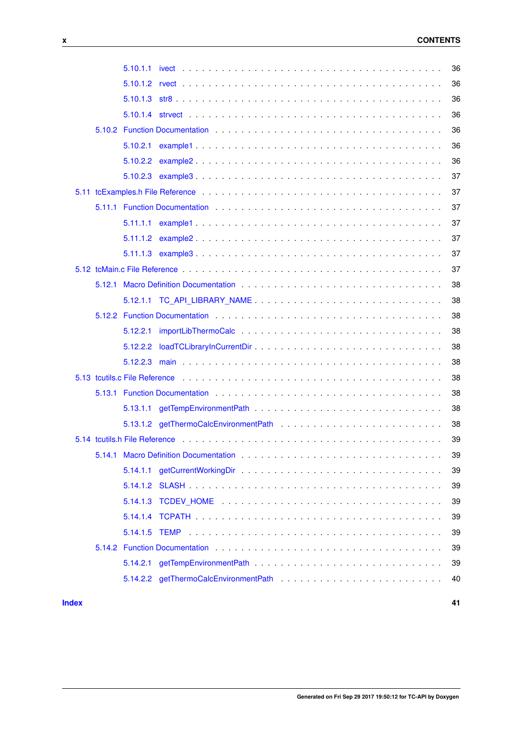- 5.10.1.1 ivect . . . . . . . . . . . . . . . . . . . . . . . . . . . . . . . . . 36
- 5.10.1.2 rvect . . . . . . . . . . . . . . . . . . . . . . . . . . . . . . . . . 36
- 5.10.1.3 str8 . . . . . . . . . . . . . . . . . . . . . . . . . . . . . . . . . . 36
- 5.10.1.4 strvect . . . . . . . . . . . . . . . . . . . . . . . . . . . . . . . . 36
- 5.10.2 Function Documentation . . . . . . . . . . . . . . . . . . . . . . . . . 36
  - 5.10.2.1 example1 . . . . . . . . . . . . . . . . . . . . . . . . . . . . . . . 36
  - 5.10.2.2 example2 . . . . . . . . . . . . . . . . . . . . . . . . . . . . . . . 36
  - 5.10.2.3 example3 . . . . . . . . . . . . . . . . . . . . . . . . . . . . . . . 37
- 5.11 tcExamples.h File Reference . . . . . . . . . . . . . . . . . . . . . . . . . . 37
  - 5.11.1 Function Documentation . . . . . . . . . . . . . . . . . . . . . . . . . 37
    - 5.11.1.1 example1 . . . . . . . . . . . . . . . . . . . . . . . . . . . . . . . 37
    - 5.11.1.2 example2 . . . . . . . . . . . . . . . . . . . . . . . . . . . . . . . 37
    - 5.11.1.3 example3 . . . . . . . . . . . . . . . . . . . . . . . . . . . . . . . 37
- 5.12 tcMain.c File Reference . . . . . . . . . . . . . . . . . . . . . . . . . . . . 37
  - 5.12.1 Macro Definition Documentation . . . . . . . . . . . . . . . . . . . . . 38
    - 5.12.1.1 TC_API_LIBRARY_NAME . . . . . . . . . . . . . . . . . . . . . . . . 38
  - 5.12.2 Function Documentation . . . . . . . . . . . . . . . . . . . . . . . . . 38
    - 5.12.2.1 importLibThermoCalc . . . . . . . . . . . . . . . . . . . . . . . . . 38
    - 5.12.2.2 loadTCLibraryInCurrentDir . . . . . . . . . . . . . . . . . . . . . . 38
    - 5.12.2.3 main . . . . . . . . . . . . . . . . . . . . . . . . . . . . . . . . . 38
- 5.13 tcutils.c File Reference . . . . . . . . . . . . . . . . . . . . . . . . . . . . 38
  - 5.13.1 Function Documentation . . . . . . . . . . . . . . . . . . . . . . . . . 38
    - 5.13.1.1 getTempEnvironmentPath . . . . . . . . . . . . . . . . . . . . . . . 38
    - 5.13.1.2 getThermoCalcEnvironmentPath . . . . . . . . . . . . . . . . . . . . 38
- 5.14 tcutils.h File Reference . . . . . . . . . . . . . . . . . . . . . . . . . . . . 39
  - 5.14.1 Macro Definition Documentation . . . . . . . . . . . . . . . . . . . . . 39
    - 5.14.1.1 getCurrentWorkingDir . . . . . . . . . . . . . . . . . . . . . . . . . 39
    - 5.14.1.2 SLASH . . . . . . . . . . . . . . . . . . . . . . . . . . . . . . . . . 39
    - 5.14.1.3 TCDEV_HOME . . . . . . . . . . . . . . . . . . . . . . . . . . . . . 39
    - 5.14.1.4 TCPATH . . . . . . . . . . . . . . . . . . . . . . . . . . . . . . . . 39
    - 5.14.1.5 TEMP . . . . . . . . . . . . . . . . . . . . . . . . . . . . . . . . . 39
  - 5.14.2 Function Documentation . . . . . . . . . . . . . . . . . . . . . . . . . 39
    - 5.14.2.1 getTempEnvironmentPath . . . . . . . . . . . . . . . . . . . . . . . 39
    - 5.14.2.2 getThermoCalcEnvironmentPath . . . . . . . . . . . . . . . . . . . . 40

**Index** **41**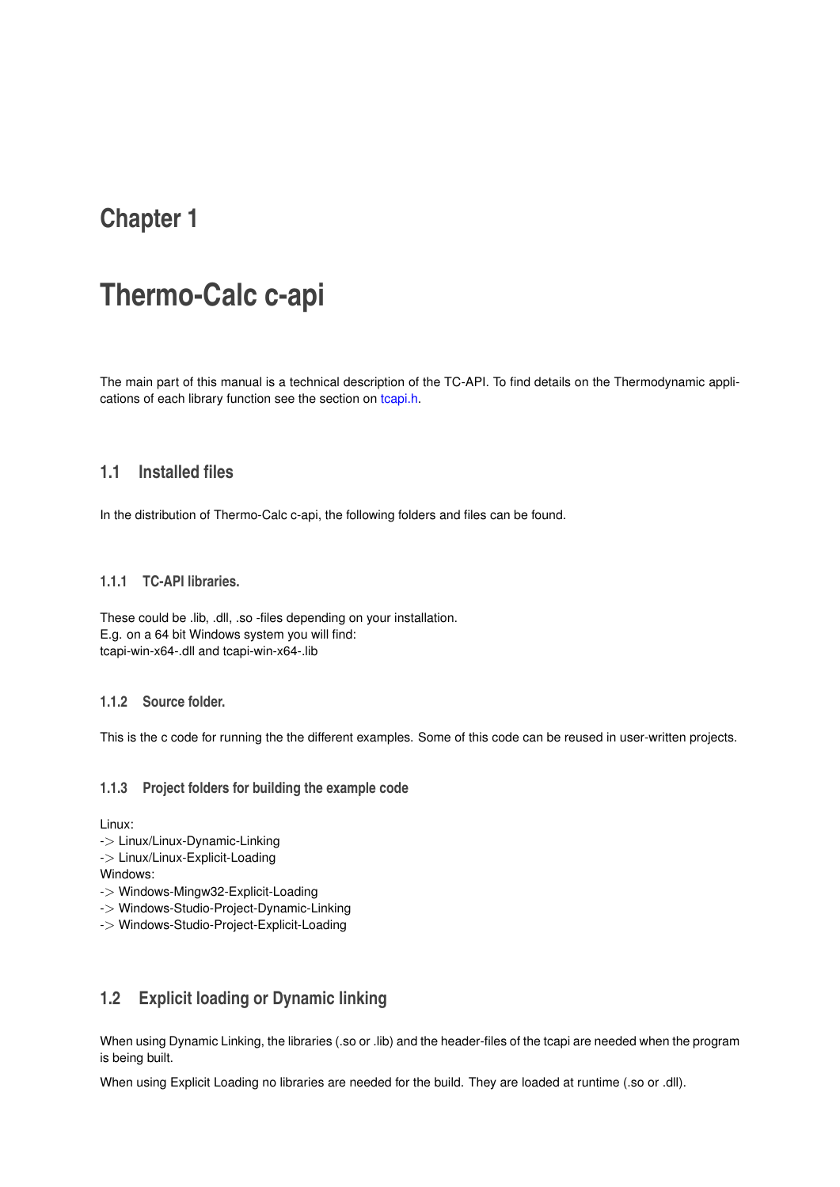# Chapter 1

# Thermo-Calc c-api

The main part of this manual is a technical description of the TC-API. To find details on the Thermodynamic applications of each library function see the section on tcapi.h.

## 1.1 Installed files

In the distribution of Thermo-Calc c-api, the following folders and files can be found.

### 1.1.1 TC-API libraries.

These could be .lib, .dll, .so -files depending on your installation.
E.g. on a 64 bit Windows system you will find:
tcapi-win-x64-.dll and tcapi-win-x64-.lib

### 1.1.2 Source folder.

This is the c code for running the the different examples. Some of this code can be reused in user-written projects.

### 1.1.3 Project folders for building the example code

Linux:
-> Linux/Linux-Dynamic-Linking
-> Linux/Linux-Explicit-Loading
Windows:
-> Windows-Mingw32-Explicit-Loading
-> Windows-Studio-Project-Dynamic-Linking
-> Windows-Studio-Project-Explicit-Loading

## 1.2 Explicit loading or Dynamic linking

When using Dynamic Linking, the libraries (.so or .lib) and the header-files of the tcapi are needed when the program is being built.

When using Explicit Loading no libraries are needed for the build. They are loaded at runtime (.so or .dll).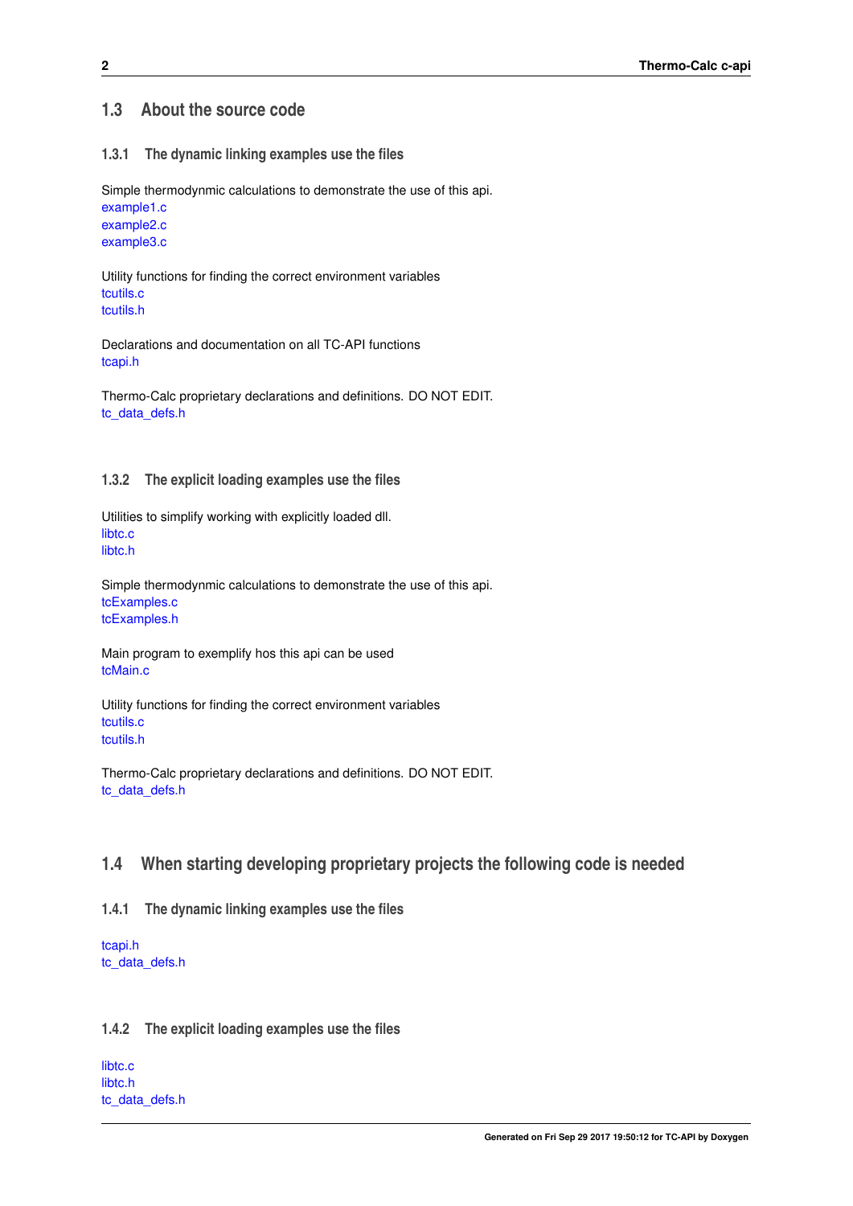## 1.3 About the source code

### 1.3.1 The dynamic linking examples use the files

Simple thermodynmic calculations to demonstrate the use of this api.
example1.c
example2.c
example3.c

Utility functions for finding the correct environment variables
tcutils.c
tcutils.h

Declarations and documentation on all TC-API functions
tcapi.h

Thermo-Calc proprietary declarations and definitions. DO NOT EDIT.
tc_data_defs.h

### 1.3.2 The explicit loading examples use the files

Utilities to simplify working with explicitly loaded dll.
libtc.c
libtc.h

Simple thermodynmic calculations to demonstrate the use of this api.
tcExamples.c
tcExamples.h

Main program to exemplify hos this api can be used
tcMain.c

Utility functions for finding the correct environment variables
tcutils.c
tcutils.h

Thermo-Calc proprietary declarations and definitions. DO NOT EDIT.
tc_data_defs.h

## 1.4 When starting developing proprietary projects the following code is needed

### 1.4.1 The dynamic linking examples use the files

tcapi.h
tc_data_defs.h

### 1.4.2 The explicit loading examples use the files

libtc.c
libtc.h
tc_data_defs.h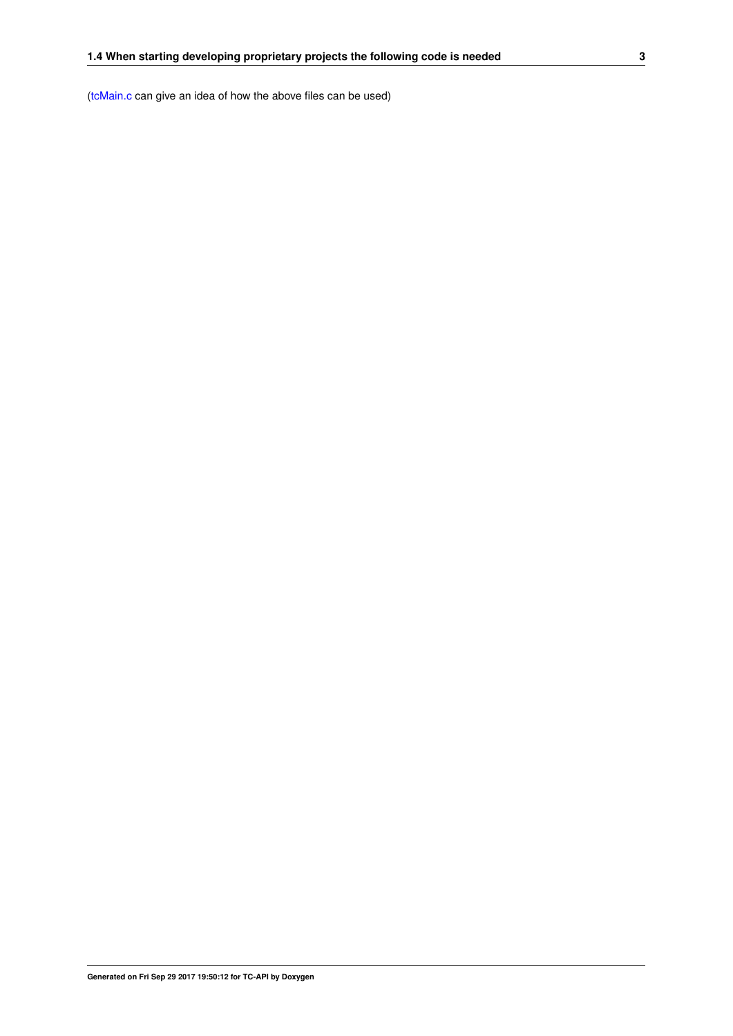(tcMain.c can give an idea of how the above files can be used)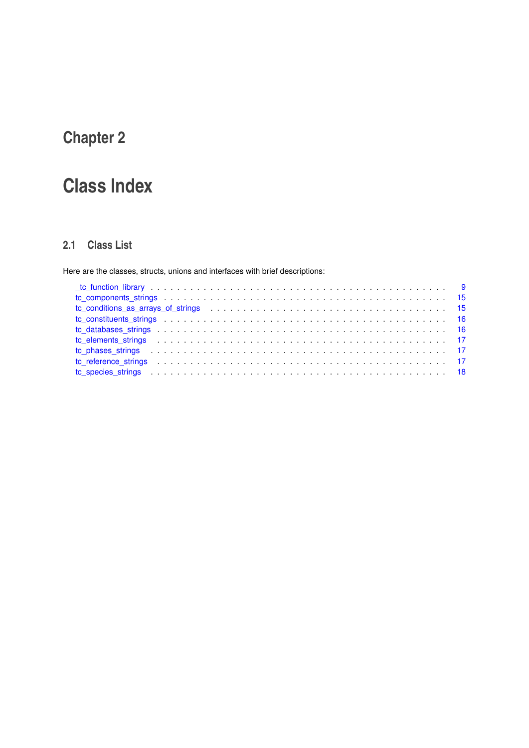# Chapter 2

# Class Index

## 2.1 Class List

Here are the classes, structs, unions and interfaces with brief descriptions:

- _tc_function_library . . . . . . . . . . . . . . . . . . . . . . . . . . . . . . . . . . . . . . . . 9
- tc_components_strings . . . . . . . . . . . . . . . . . . . . . . . . . . . . . . . . . . . . . . . 15
- tc_conditions_as_arrays_of_strings . . . . . . . . . . . . . . . . . . . . . . . . . . . . . . . . 15
- tc_constituents_strings . . . . . . . . . . . . . . . . . . . . . . . . . . . . . . . . . . . . . . 16
- tc_databases_strings . . . . . . . . . . . . . . . . . . . . . . . . . . . . . . . . . . . . . . . . 16
- tc_elements_strings . . . . . . . . . . . . . . . . . . . . . . . . . . . . . . . . . . . . . . . . 17
- tc_phases_strings . . . . . . . . . . . . . . . . . . . . . . . . . . . . . . . . . . . . . . . . . 17
- tc_reference_strings . . . . . . . . . . . . . . . . . . . . . . . . . . . . . . . . . . . . . . . 17
- tc_species_strings . . . . . . . . . . . . . . . . . . . . . . . . . . . . . . . . . . . . . . . . . 18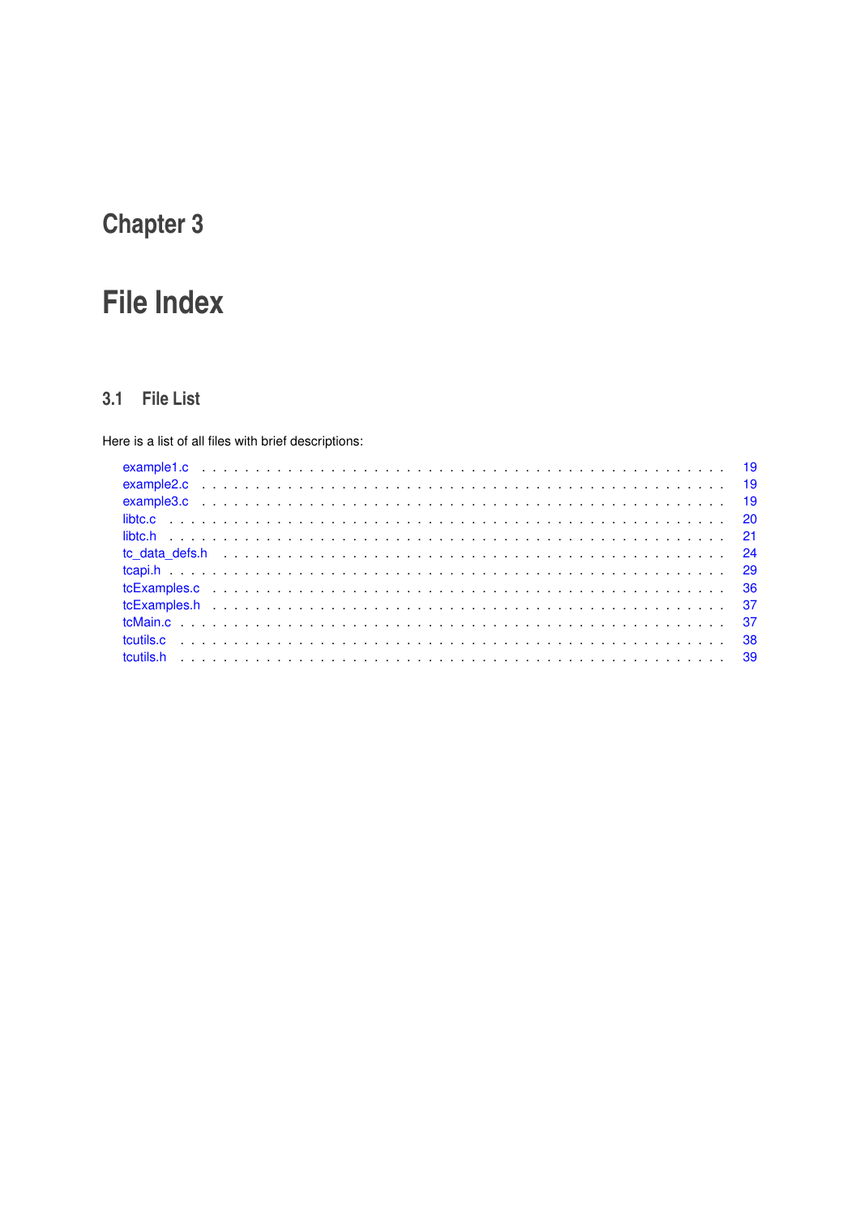# Chapter 3

# File Index

## 3.1 File List

Here is a list of all files with brief descriptions:

| File | Page |
| --- | --- |
| example1.c | 19 |
| example2.c | 19 |
| example3.c | 19 |
| libtc.c | 20 |
| libtc.h | 21 |
| tc_data_defs.h | 24 |
| tcapi.h | 29 |
| tcExamples.c | 36 |
| tcExamples.h | 37 |
| tcMain.c | 37 |
| tcutils.c | 38 |
| tcutils.h | 39 |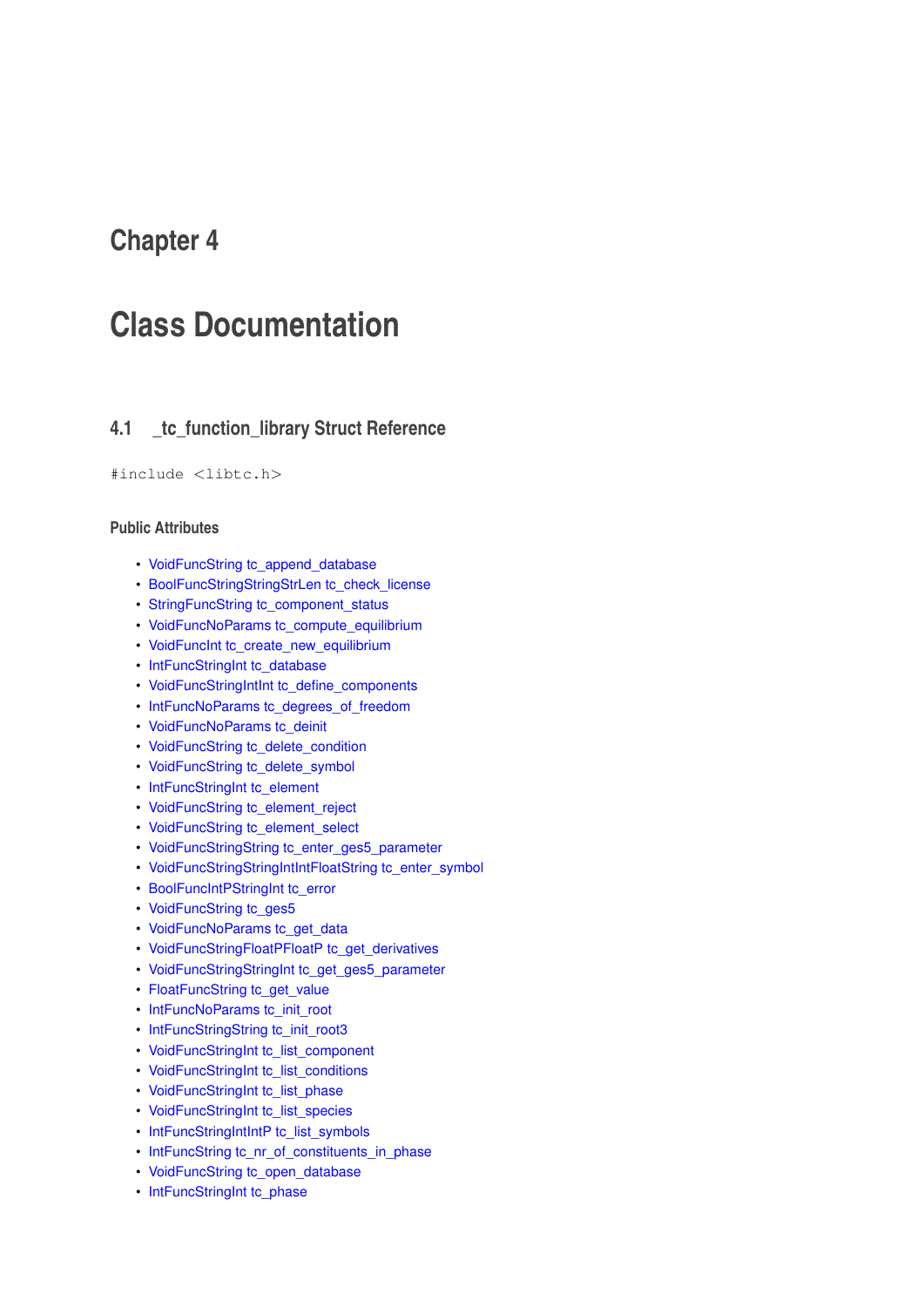# Chapter 4

# Class Documentation

## 4.1 _tc_function_library Struct Reference

```
#include <libtc.h>
```

### Public Attributes

- VoidFuncString tc_append_database
- BoolFuncStringStringStrLen tc_check_license
- StringFuncString tc_component_status
- VoidFuncNoParams tc_compute_equilibrium
- VoidFuncInt tc_create_new_equilibrium
- IntFuncStringInt tc_database
- VoidFuncStringIntInt tc_define_components
- IntFuncNoParams tc_degrees_of_freedom
- VoidFuncNoParams tc_deinit
- VoidFuncString tc_delete_condition
- VoidFuncString tc_delete_symbol
- IntFuncStringInt tc_element
- VoidFuncString tc_element_reject
- VoidFuncString tc_element_select
- VoidFuncStringString tc_enter_ges5_parameter
- VoidFuncStringStringIntIntFloatString tc_enter_symbol
- BoolFuncIntPStringInt tc_error
- VoidFuncString tc_ges5
- VoidFuncNoParams tc_get_data
- VoidFuncStringFloatPFloatP tc_get_derivatives
- VoidFuncStringStringInt tc_get_ges5_parameter
- FloatFuncString tc_get_value
- IntFuncNoParams tc_init_root
- IntFuncStringString tc_init_root3
- VoidFuncStringInt tc_list_component
- VoidFuncStringInt tc_list_conditions
- VoidFuncStringInt tc_list_phase
- VoidFuncStringInt tc_list_species
- IntFuncStringIntIntP tc_list_symbols
- IntFuncString tc_nr_of_constituents_in_phase
- VoidFuncString tc_open_database
- IntFuncStringInt tc_phase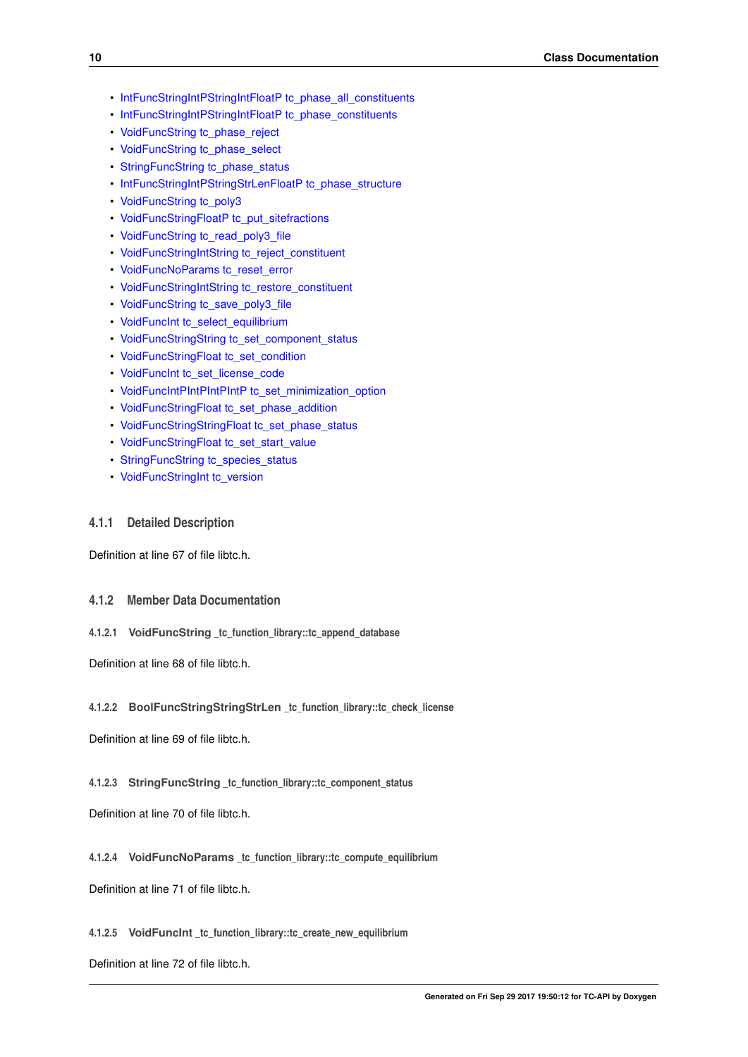- IntFuncStringIntPStringIntFloatP tc_phase_all_constituents
- IntFuncStringIntPStringIntFloatP tc_phase_constituents
- VoidFuncString tc_phase_reject
- VoidFuncString tc_phase_select
- StringFuncString tc_phase_status
- IntFuncStringIntPStringStrLenFloatP tc_phase_structure
- VoidFuncString tc_poly3
- VoidFuncStringFloatP tc_put_sitefractions
- VoidFuncString tc_read_poly3_file
- VoidFuncStringIntString tc_reject_constituent
- VoidFuncNoParams tc_reset_error
- VoidFuncStringIntString tc_restore_constituent
- VoidFuncString tc_save_poly3_file
- VoidFuncInt tc_select_equilibrium
- VoidFuncStringString tc_set_component_status
- VoidFuncStringFloat tc_set_condition
- VoidFuncInt tc_set_license_code
- VoidFuncIntPIntPIntPIntP tc_set_minimization_option
- VoidFuncStringFloat tc_set_phase_addition
- VoidFuncStringStringFloat tc_set_phase_status
- VoidFuncStringFloat tc_set_start_value
- StringFuncString tc_species_status
- VoidFuncStringInt tc_version

### 4.1.1 Detailed Description

Definition at line 67 of file libtc.h.

### 4.1.2 Member Data Documentation

#### 4.1.2.1 VoidFuncString _tc_function_library::tc_append_database

Definition at line 68 of file libtc.h.

#### 4.1.2.2 BoolFuncStringStringStrLen _tc_function_library::tc_check_license

Definition at line 69 of file libtc.h.

#### 4.1.2.3 StringFuncString _tc_function_library::tc_component_status

Definition at line 70 of file libtc.h.

#### 4.1.2.4 VoidFuncNoParams _tc_function_library::tc_compute_equilibrium

Definition at line 71 of file libtc.h.

#### 4.1.2.5 VoidFuncInt _tc_function_library::tc_create_new_equilibrium

Definition at line 72 of file libtc.h.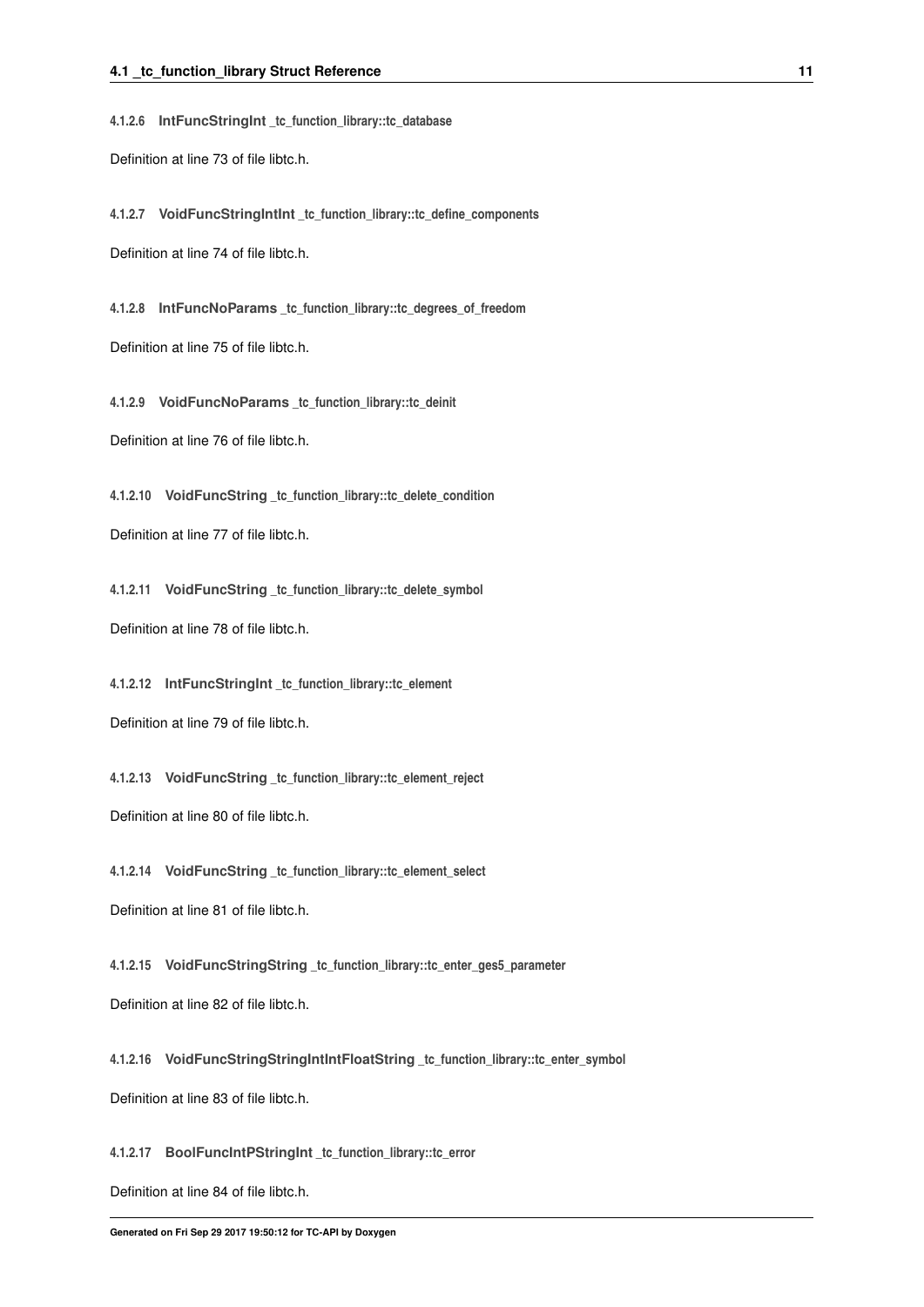#### 4.1.2.6 IntFuncStringInt _tc_function_library::tc_database

Definition at line 73 of file libtc.h.

#### 4.1.2.7 VoidFuncStringIntInt _tc_function_library::tc_define_components

Definition at line 74 of file libtc.h.

#### 4.1.2.8 IntFuncNoParams _tc_function_library::tc_degrees_of_freedom

Definition at line 75 of file libtc.h.

#### 4.1.2.9 VoidFuncNoParams _tc_function_library::tc_deinit

Definition at line 76 of file libtc.h.

#### 4.1.2.10 VoidFuncString _tc_function_library::tc_delete_condition

Definition at line 77 of file libtc.h.

#### 4.1.2.11 VoidFuncString _tc_function_library::tc_delete_symbol

Definition at line 78 of file libtc.h.

#### 4.1.2.12 IntFuncStringInt _tc_function_library::tc_element

Definition at line 79 of file libtc.h.

#### 4.1.2.13 VoidFuncString _tc_function_library::tc_element_reject

Definition at line 80 of file libtc.h.

#### 4.1.2.14 VoidFuncString _tc_function_library::tc_element_select

Definition at line 81 of file libtc.h.

#### 4.1.2.15 VoidFuncStringString _tc_function_library::tc_enter_ges5_parameter

Definition at line 82 of file libtc.h.

#### 4.1.2.16 VoidFuncStringStringIntIntFloatString _tc_function_library::tc_enter_symbol

Definition at line 83 of file libtc.h.

#### 4.1.2.17 BoolFuncIntPStringInt _tc_function_library::tc_error

Definition at line 84 of file libtc.h.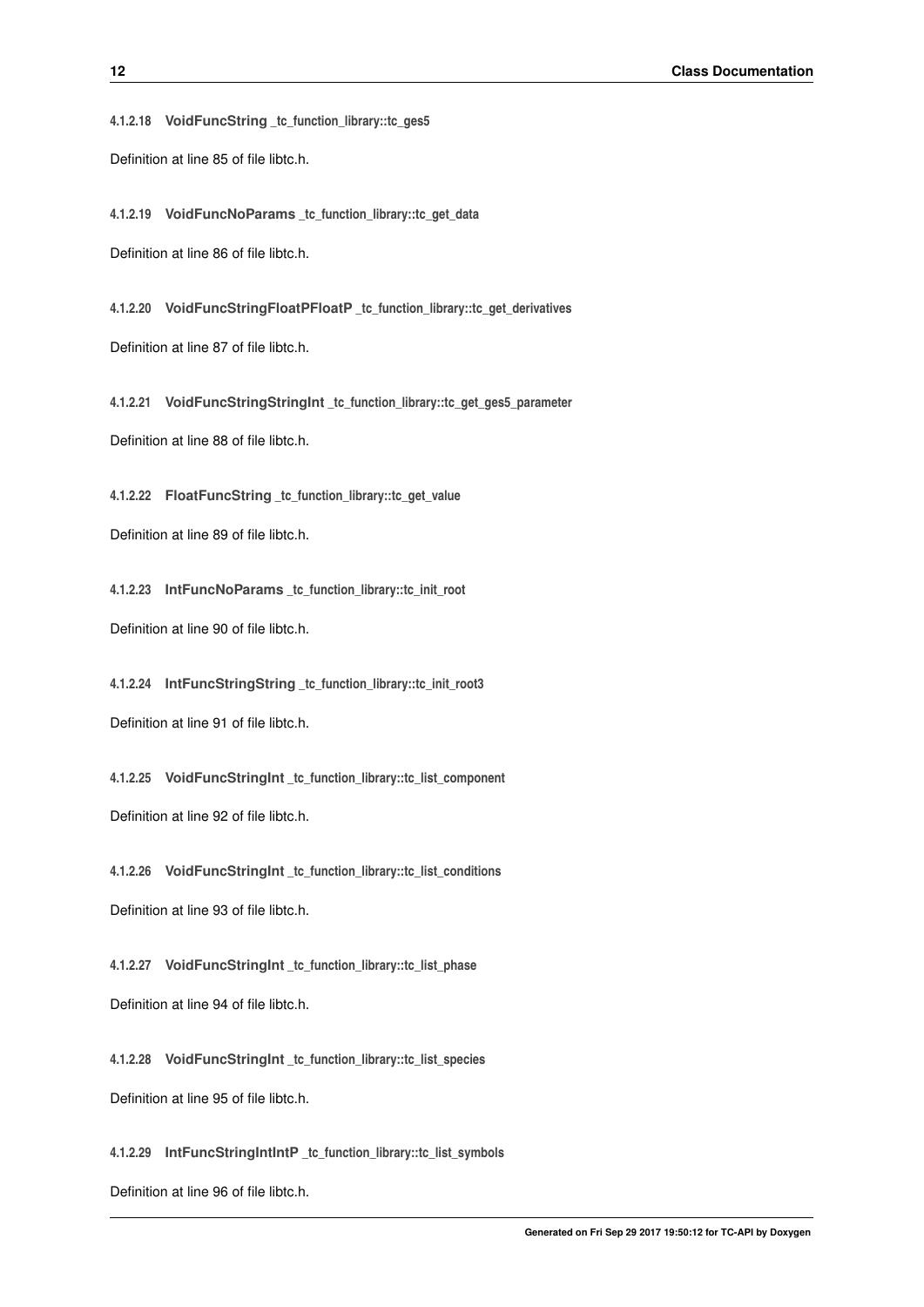#### 4.1.2.18 VoidFuncString _tc_function_library::tc_ges5

Definition at line 85 of file libtc.h.

#### 4.1.2.19 VoidFuncNoParams _tc_function_library::tc_get_data

Definition at line 86 of file libtc.h.

#### 4.1.2.20 VoidFuncStringFloatPFloatP _tc_function_library::tc_get_derivatives

Definition at line 87 of file libtc.h.

#### 4.1.2.21 VoidFuncStringStringInt _tc_function_library::tc_get_ges5_parameter

Definition at line 88 of file libtc.h.

#### 4.1.2.22 FloatFuncString _tc_function_library::tc_get_value

Definition at line 89 of file libtc.h.

#### 4.1.2.23 IntFuncNoParams _tc_function_library::tc_init_root

Definition at line 90 of file libtc.h.

#### 4.1.2.24 IntFuncStringString _tc_function_library::tc_init_root3

Definition at line 91 of file libtc.h.

#### 4.1.2.25 VoidFuncStringInt _tc_function_library::tc_list_component

Definition at line 92 of file libtc.h.

#### 4.1.2.26 VoidFuncStringInt _tc_function_library::tc_list_conditions

Definition at line 93 of file libtc.h.

#### 4.1.2.27 VoidFuncStringInt _tc_function_library::tc_list_phase

Definition at line 94 of file libtc.h.

#### 4.1.2.28 VoidFuncStringInt _tc_function_library::tc_list_species

Definition at line 95 of file libtc.h.

#### 4.1.2.29 IntFuncStringIntIntP _tc_function_library::tc_list_symbols

Definition at line 96 of file libtc.h.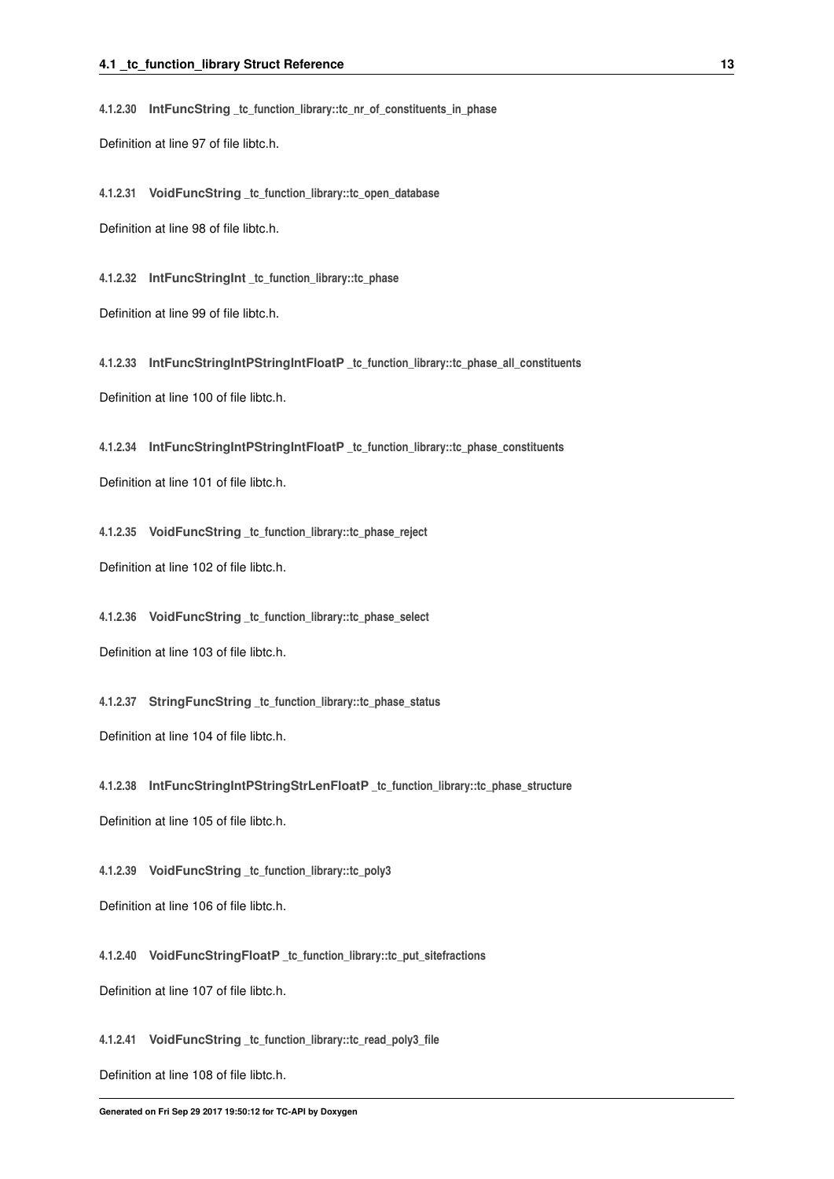#### 4.1.2.30 IntFuncString _tc_function_library::tc_nr_of_constituents_in_phase

Definition at line 97 of file libtc.h.

#### 4.1.2.31 VoidFuncString _tc_function_library::tc_open_database

Definition at line 98 of file libtc.h.

#### 4.1.2.32 IntFuncStringInt _tc_function_library::tc_phase

Definition at line 99 of file libtc.h.

#### 4.1.2.33 IntFuncStringIntPStringIntFloatP _tc_function_library::tc_phase_all_constituents

Definition at line 100 of file libtc.h.

#### 4.1.2.34 IntFuncStringIntPStringIntFloatP _tc_function_library::tc_phase_constituents

Definition at line 101 of file libtc.h.

#### 4.1.2.35 VoidFuncString _tc_function_library::tc_phase_reject

Definition at line 102 of file libtc.h.

#### 4.1.2.36 VoidFuncString _tc_function_library::tc_phase_select

Definition at line 103 of file libtc.h.

#### 4.1.2.37 StringFuncString _tc_function_library::tc_phase_status

Definition at line 104 of file libtc.h.

#### 4.1.2.38 IntFuncStringIntPStringStrLenFloatP _tc_function_library::tc_phase_structure

Definition at line 105 of file libtc.h.

#### 4.1.2.39 VoidFuncString _tc_function_library::tc_poly3

Definition at line 106 of file libtc.h.

#### 4.1.2.40 VoidFuncStringFloatP _tc_function_library::tc_put_sitefractions

Definition at line 107 of file libtc.h.

#### 4.1.2.41 VoidFuncString _tc_function_library::tc_read_poly3_file

Definition at line 108 of file libtc.h.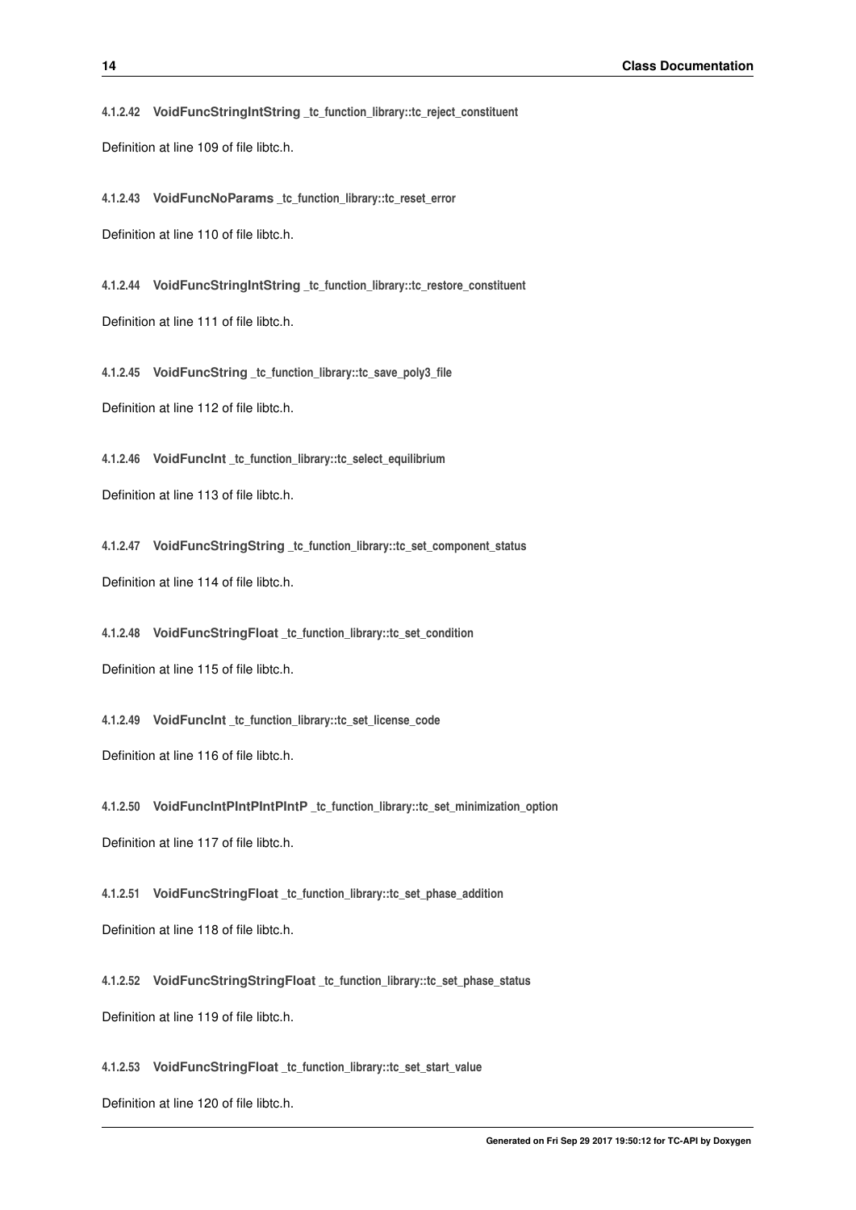#### 4.1.2.42 VoidFuncStringIntString _tc_function_library::tc_reject_constituent

Definition at line 109 of file libtc.h.

#### 4.1.2.43 VoidFuncNoParams _tc_function_library::tc_reset_error

Definition at line 110 of file libtc.h.

#### 4.1.2.44 VoidFuncStringIntString _tc_function_library::tc_restore_constituent

Definition at line 111 of file libtc.h.

#### 4.1.2.45 VoidFuncString _tc_function_library::tc_save_poly3_file

Definition at line 112 of file libtc.h.

#### 4.1.2.46 VoidFuncInt _tc_function_library::tc_select_equilibrium

Definition at line 113 of file libtc.h.

#### 4.1.2.47 VoidFuncStringString _tc_function_library::tc_set_component_status

Definition at line 114 of file libtc.h.

#### 4.1.2.48 VoidFuncStringFloat _tc_function_library::tc_set_condition

Definition at line 115 of file libtc.h.

#### 4.1.2.49 VoidFuncInt _tc_function_library::tc_set_license_code

Definition at line 116 of file libtc.h.

#### 4.1.2.50 VoidFuncIntPIntPIntPIntP _tc_function_library::tc_set_minimization_option

Definition at line 117 of file libtc.h.

#### 4.1.2.51 VoidFuncStringFloat _tc_function_library::tc_set_phase_addition

Definition at line 118 of file libtc.h.

#### 4.1.2.52 VoidFuncStringStringFloat _tc_function_library::tc_set_phase_status

Definition at line 119 of file libtc.h.

#### 4.1.2.53 VoidFuncStringFloat _tc_function_library::tc_set_start_value

Definition at line 120 of file libtc.h.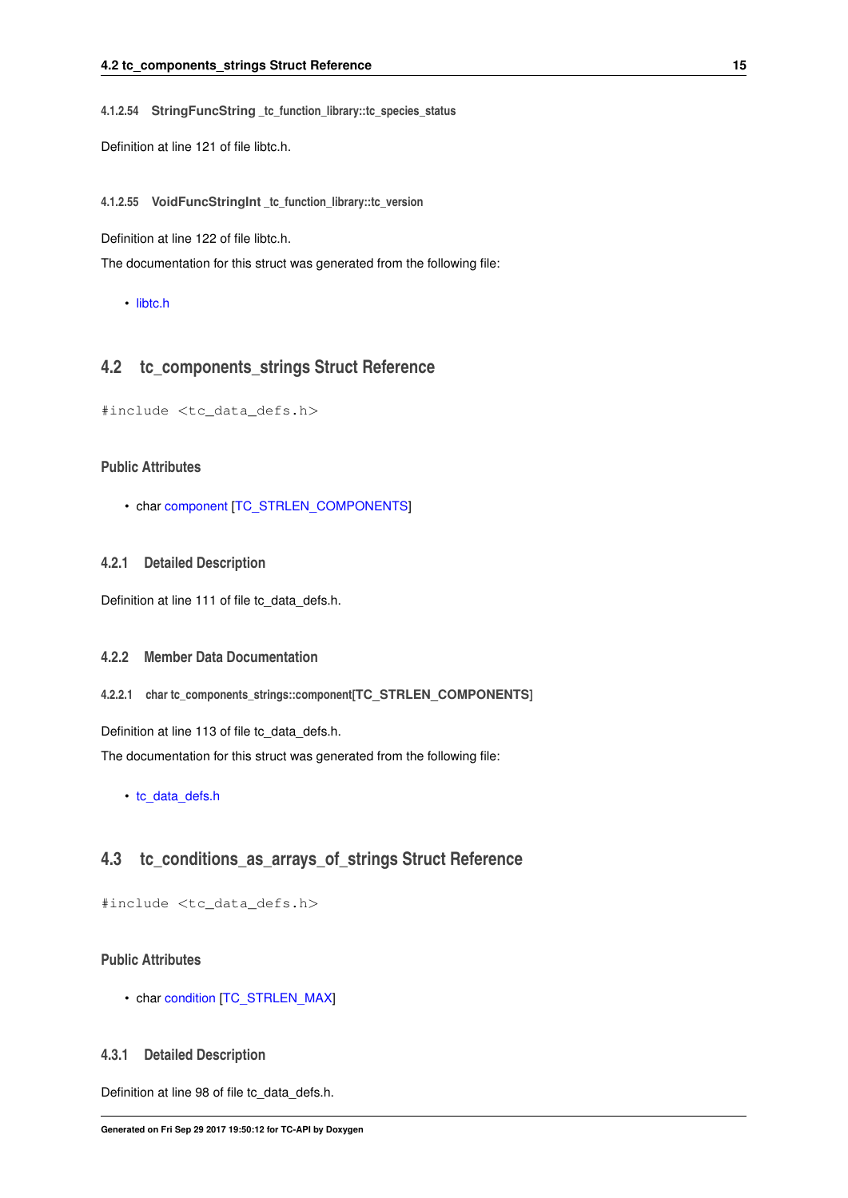#### 4.1.2.54 StringFuncString _tc_function_library::tc_species_status

Definition at line 121 of file libtc.h.

#### 4.1.2.55 VoidFuncStringInt _tc_function_library::tc_version

Definition at line 122 of file libtc.h.

The documentation for this struct was generated from the following file:

- libtc.h

## 4.2 tc_components_strings Struct Reference

```
#include <tc_data_defs.h>
```

### Public Attributes

- char component [TC_STRLEN_COMPONENTS]

### 4.2.1 Detailed Description

Definition at line 111 of file tc_data_defs.h.

### 4.2.2 Member Data Documentation

#### 4.2.2.1 char tc_components_strings::component[TC_STRLEN_COMPONENTS]

Definition at line 113 of file tc_data_defs.h.

The documentation for this struct was generated from the following file:

- tc_data_defs.h

## 4.3 tc_conditions_as_arrays_of_strings Struct Reference

```
#include <tc_data_defs.h>
```

### Public Attributes

- char condition [TC_STRLEN_MAX]

### 4.3.1 Detailed Description

Definition at line 98 of file tc_data_defs.h.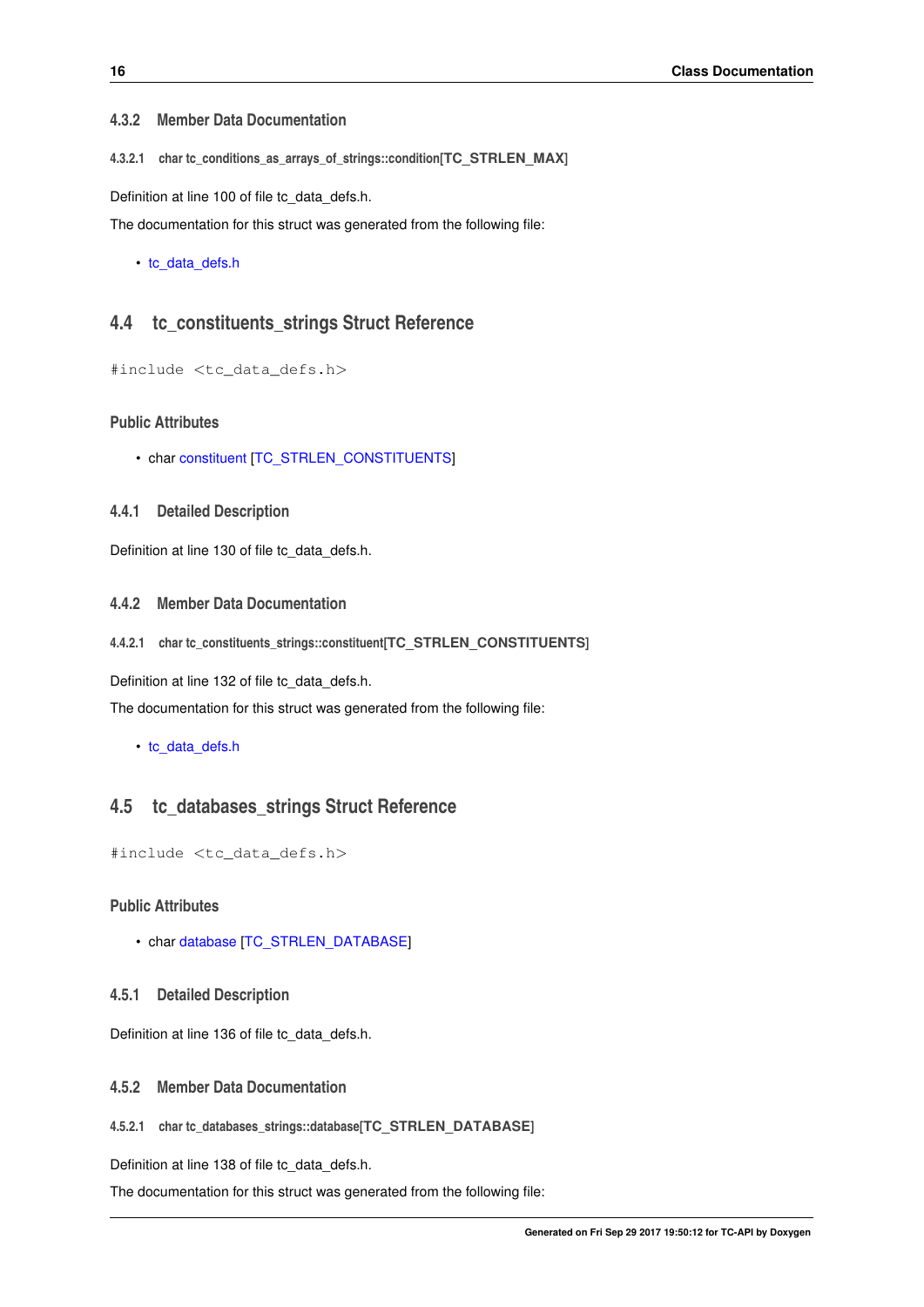### 4.3.2 Member Data Documentation

#### 4.3.2.1 char tc_conditions_as_arrays_of_strings::condition[TC_STRLEN_MAX]

Definition at line 100 of file tc_data_defs.h.

The documentation for this struct was generated from the following file:

- tc_data_defs.h

## 4.4 tc_constituents_strings Struct Reference

```
#include <tc_data_defs.h>
```

### Public Attributes

- char constituent [TC_STRLEN_CONSTITUENTS]

### 4.4.1 Detailed Description

Definition at line 130 of file tc_data_defs.h.

### 4.4.2 Member Data Documentation

#### 4.4.2.1 char tc_constituents_strings::constituent[TC_STRLEN_CONSTITUENTS]

Definition at line 132 of file tc_data_defs.h.

The documentation for this struct was generated from the following file:

- tc_data_defs.h

## 4.5 tc_databases_strings Struct Reference

```
#include <tc_data_defs.h>
```

### Public Attributes

- char database [TC_STRLEN_DATABASE]

### 4.5.1 Detailed Description

Definition at line 136 of file tc_data_defs.h.

### 4.5.2 Member Data Documentation

#### 4.5.2.1 char tc_databases_strings::database[TC_STRLEN_DATABASE]

Definition at line 138 of file tc_data_defs.h.

The documentation for this struct was generated from the following file: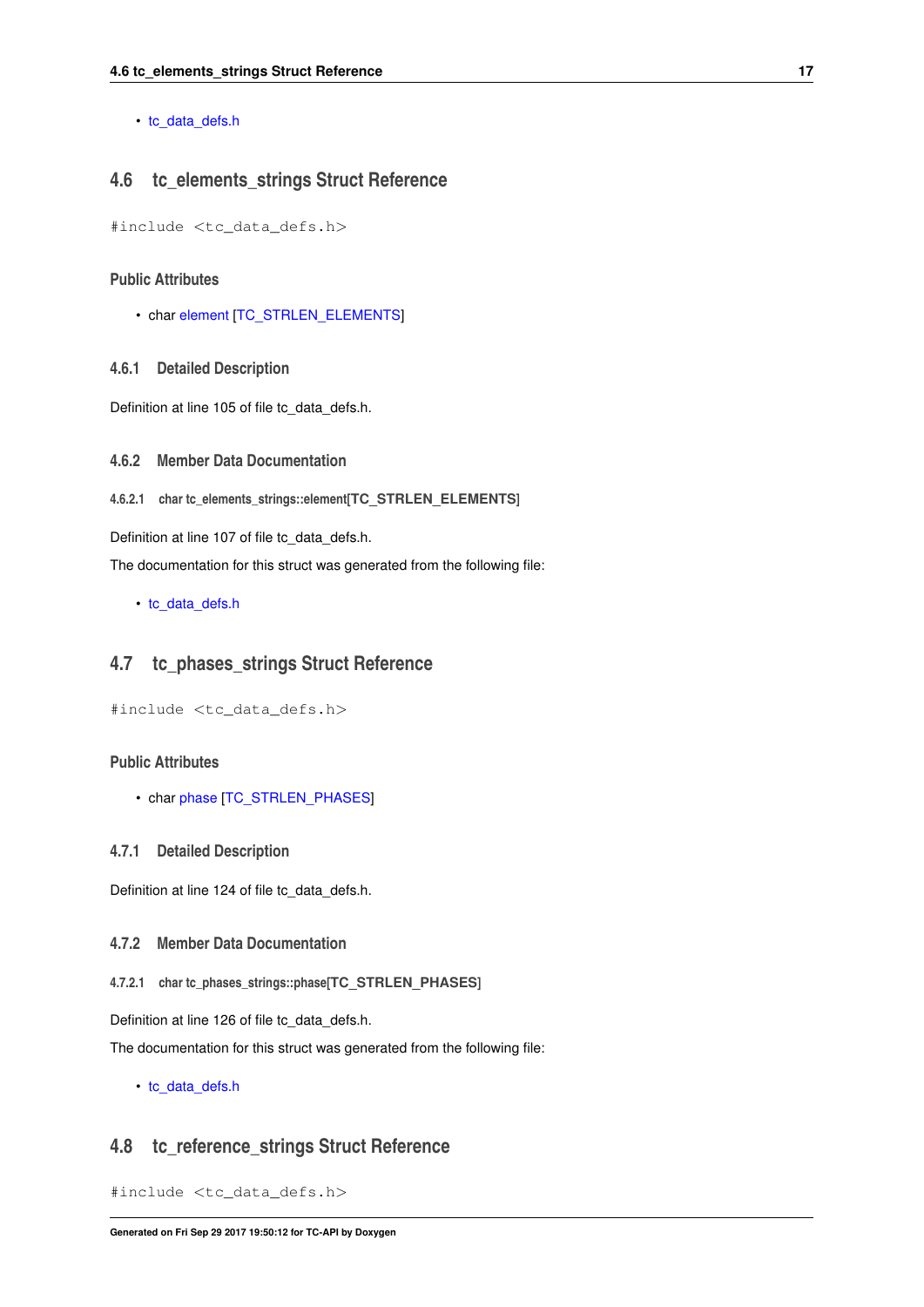- tc_data_defs.h

## 4.6 tc_elements_strings Struct Reference

```
#include <tc_data_defs.h>
```

### Public Attributes

- char element [TC_STRLEN_ELEMENTS]

### 4.6.1 Detailed Description

Definition at line 105 of file tc_data_defs.h.

### 4.6.2 Member Data Documentation

#### 4.6.2.1 char tc_elements_strings::element[TC_STRLEN_ELEMENTS]

Definition at line 107 of file tc_data_defs.h.

The documentation for this struct was generated from the following file:

- tc_data_defs.h

## 4.7 tc_phases_strings Struct Reference

```
#include <tc_data_defs.h>
```

### Public Attributes

- char phase [TC_STRLEN_PHASES]

### 4.7.1 Detailed Description

Definition at line 124 of file tc_data_defs.h.

### 4.7.2 Member Data Documentation

#### 4.7.2.1 char tc_phases_strings::phase[TC_STRLEN_PHASES]

Definition at line 126 of file tc_data_defs.h.

The documentation for this struct was generated from the following file:

- tc_data_defs.h

## 4.8 tc_reference_strings Struct Reference

```
#include <tc_data_defs.h>
```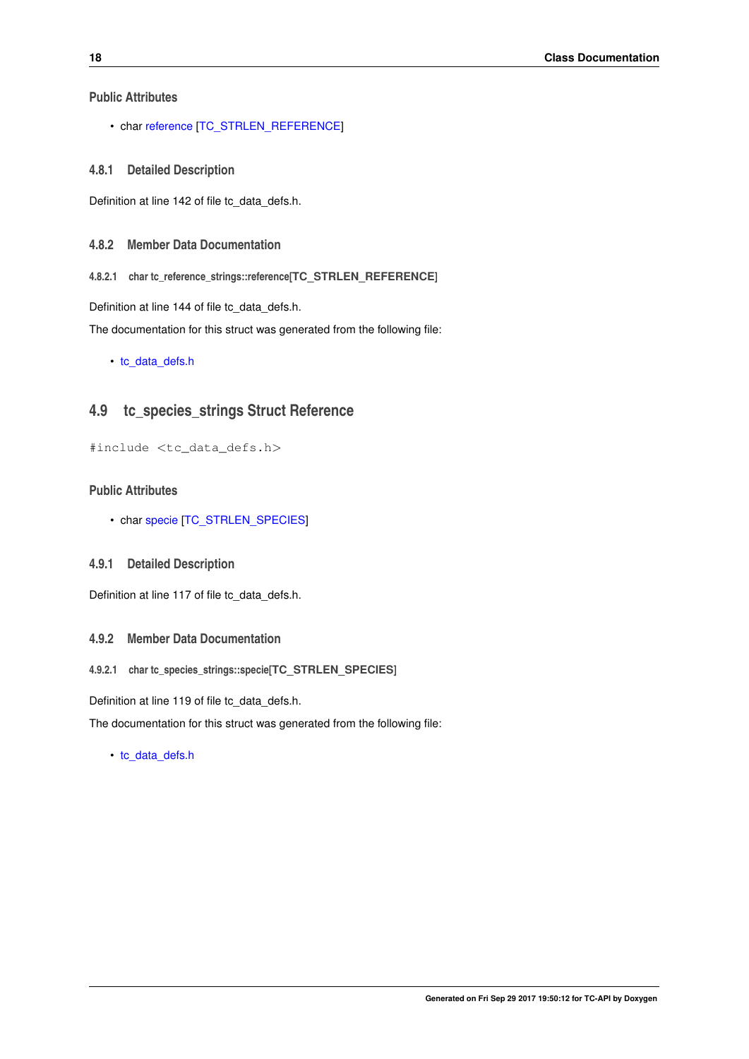### Public Attributes

- char reference [TC_STRLEN_REFERENCE]

### 4.8.1 Detailed Description

Definition at line 142 of file tc_data_defs.h.

### 4.8.2 Member Data Documentation

#### 4.8.2.1 char tc_reference_strings::reference[TC_STRLEN_REFERENCE]

Definition at line 144 of file tc_data_defs.h.

The documentation for this struct was generated from the following file:

- tc_data_defs.h

## 4.9 tc_species_strings Struct Reference

```
#include <tc_data_defs.h>
```

### Public Attributes

- char specie [TC_STRLEN_SPECIES]

### 4.9.1 Detailed Description

Definition at line 117 of file tc_data_defs.h.

### 4.9.2 Member Data Documentation

#### 4.9.2.1 char tc_species_strings::specie[TC_STRLEN_SPECIES]

Definition at line 119 of file tc_data_defs.h.

The documentation for this struct was generated from the following file:

- tc_data_defs.h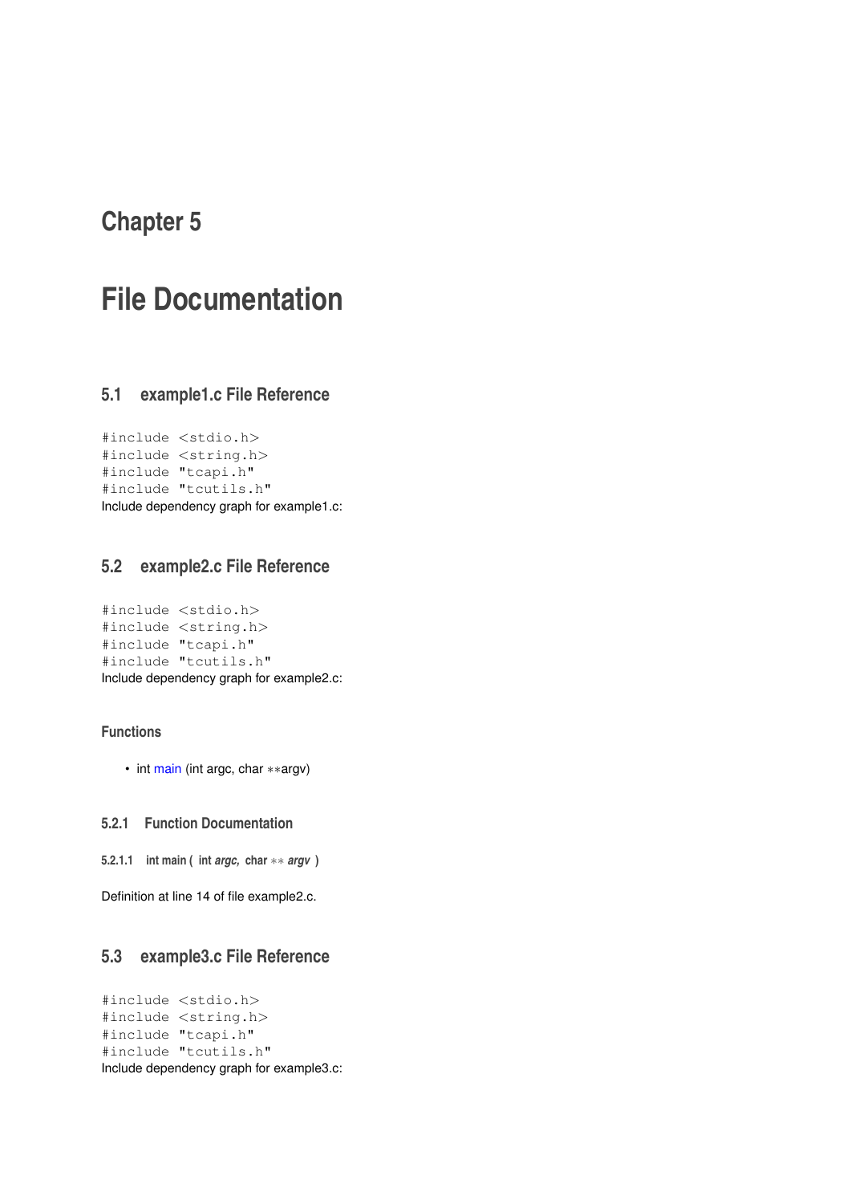# Chapter 5

# File Documentation

## 5.1 example1.c File Reference

```
#include <stdio.h>
#include <string.h>
#include "tcapi.h"
#include "tcutils.h"
```

Include dependency graph for example1.c:

## 5.2 example2.c File Reference

```
#include <stdio.h>
#include <string.h>
#include "tcapi.h"
#include "tcutils.h"
```

Include dependency graph for example2.c:

### Functions

- int main (int argc, char **argv)

### 5.2.1 Function Documentation

#### 5.2.1.1 int main ( int *argc*, char ** *argv* )

Definition at line 14 of file example2.c.

## 5.3 example3.c File Reference

```
#include <stdio.h>
#include <string.h>
#include "tcapi.h"
#include "tcutils.h"
```

Include dependency graph for example3.c: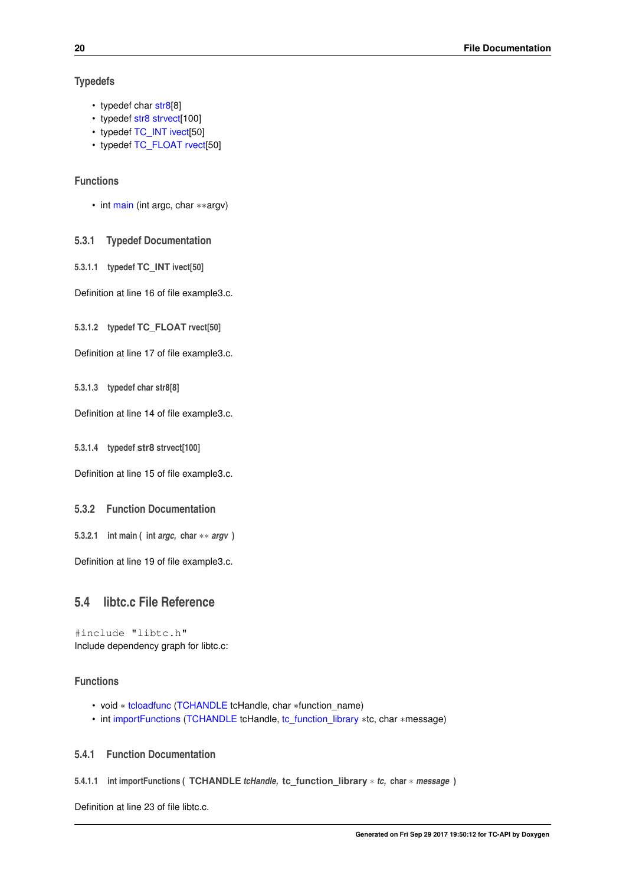## Typedefs

- typedef char str8[8]
- typedef str8 strvect[100]
- typedef TC_INT ivect[50]
- typedef TC_FLOAT rvect[50]

## Functions

- int main (int argc, char **argv)

### 5.3.1 Typedef Documentation

#### 5.3.1.1 typedef TC_INT ivect[50]

Definition at line 16 of file example3.c.

#### 5.3.1.2 typedef TC_FLOAT rvect[50]

Definition at line 17 of file example3.c.

#### 5.3.1.3 typedef char str8[8]

Definition at line 14 of file example3.c.

#### 5.3.1.4 typedef str8 strvect[100]

Definition at line 15 of file example3.c.

### 5.3.2 Function Documentation

#### 5.3.2.1 int main ( int *argc*, char ** *argv* )

Definition at line 19 of file example3.c.

## 5.4 libtc.c File Reference

```
#include "libtc.h"
```

Include dependency graph for libtc.c:

## Functions

- void * tcloadfunc (TCHANDLE tcHandle, char *function_name)
- int importFunctions (TCHANDLE tcHandle, tc_function_library *tc, char *message)

### 5.4.1 Function Documentation

#### 5.4.1.1 int importFunctions ( TCHANDLE *tcHandle*, tc_function_library * *tc*, char * *message* )

Definition at line 23 of file libtc.c.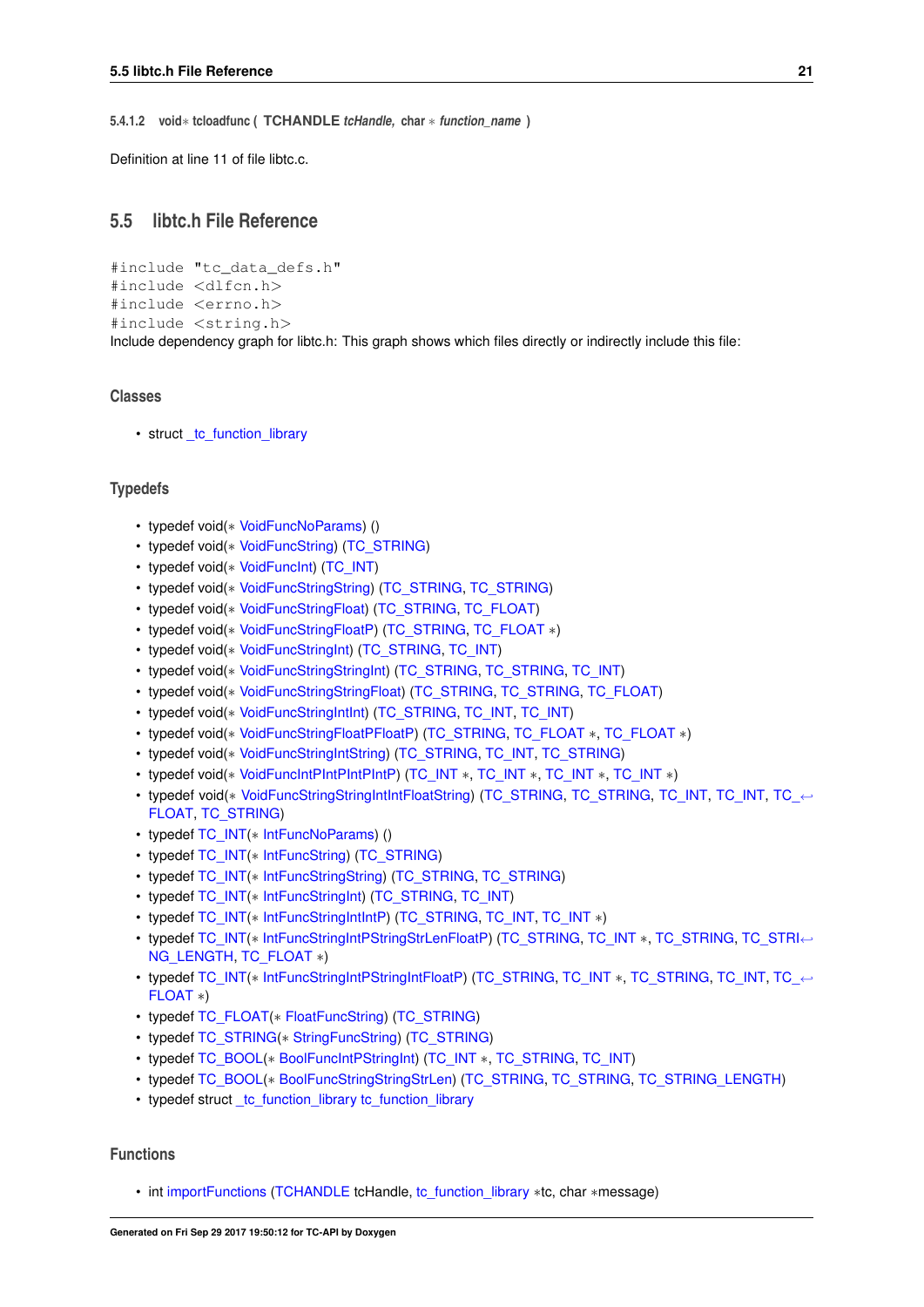#### 5.4.1.2 void∗ tcloadfunc ( TCHANDLE *tcHandle,* char ∗ *function_name* )

Definition at line 11 of file libtc.c.

## 5.5 libtc.h File Reference

```
#include "tc_data_defs.h"
#include <dlfcn.h>
#include <errno.h>
#include <string.h>
```

Include dependency graph for libtc.h: This graph shows which files directly or indirectly include this file:

### Classes

- struct _tc_function_library

### Typedefs

- typedef void(∗ VoidFuncNoParams) ()
- typedef void(∗ VoidFuncString) (TC_STRING)
- typedef void(∗ VoidFuncInt) (TC_INT)
- typedef void(∗ VoidFuncStringString) (TC_STRING, TC_STRING)
- typedef void(∗ VoidFuncStringFloat) (TC_STRING, TC_FLOAT)
- typedef void(∗ VoidFuncStringFloatP) (TC_STRING, TC_FLOAT ∗)
- typedef void(∗ VoidFuncStringInt) (TC_STRING, TC_INT)
- typedef void(∗ VoidFuncStringStringInt) (TC_STRING, TC_STRING, TC_INT)
- typedef void(∗ VoidFuncStringStringFloat) (TC_STRING, TC_STRING, TC_FLOAT)
- typedef void(∗ VoidFuncStringIntInt) (TC_STRING, TC_INT, TC_INT)
- typedef void(∗ VoidFuncStringFloatPFloatP) (TC_STRING, TC_FLOAT ∗, TC_FLOAT ∗)
- typedef void(∗ VoidFuncStringIntString) (TC_STRING, TC_INT, TC_STRING)
- typedef void(∗ VoidFuncIntPIntPIntPIntP) (TC_INT ∗, TC_INT ∗, TC_INT ∗, TC_INT ∗)
- typedef void(∗ VoidFuncStringStringIntIntFloatString) (TC_STRING, TC_STRING, TC_INT, TC_INT, TC_FLOAT, TC_STRING)
- typedef TC_INT(∗ IntFuncNoParams) ()
- typedef TC_INT(∗ IntFuncString) (TC_STRING)
- typedef TC_INT(∗ IntFuncStringString) (TC_STRING, TC_STRING)
- typedef TC_INT(∗ IntFuncStringInt) (TC_STRING, TC_INT)
- typedef TC_INT(∗ IntFuncStringIntIntP) (TC_STRING, TC_INT, TC_INT ∗)
- typedef TC_INT(∗ IntFuncStringIntPStringStrLenFloatP) (TC_STRING, TC_INT ∗, TC_STRING, TC_STRING_LENGTH, TC_FLOAT ∗)
- typedef TC_INT(∗ IntFuncStringIntPStringIntFloatP) (TC_STRING, TC_INT ∗, TC_STRING, TC_INT, TC_FLOAT ∗)
- typedef TC_FLOAT(∗ FloatFuncString) (TC_STRING)
- typedef TC_STRING(∗ StringFuncString) (TC_STRING)
- typedef TC_BOOL(∗ BoolFuncIntPStringInt) (TC_INT ∗, TC_STRING, TC_INT)
- typedef TC_BOOL(∗ BoolFuncStringStringStrLen) (TC_STRING, TC_STRING, TC_STRING_LENGTH)
- typedef struct _tc_function_library tc_function_library

### Functions

- int importFunctions (TCHANDLE tcHandle, tc_function_library ∗tc, char ∗message)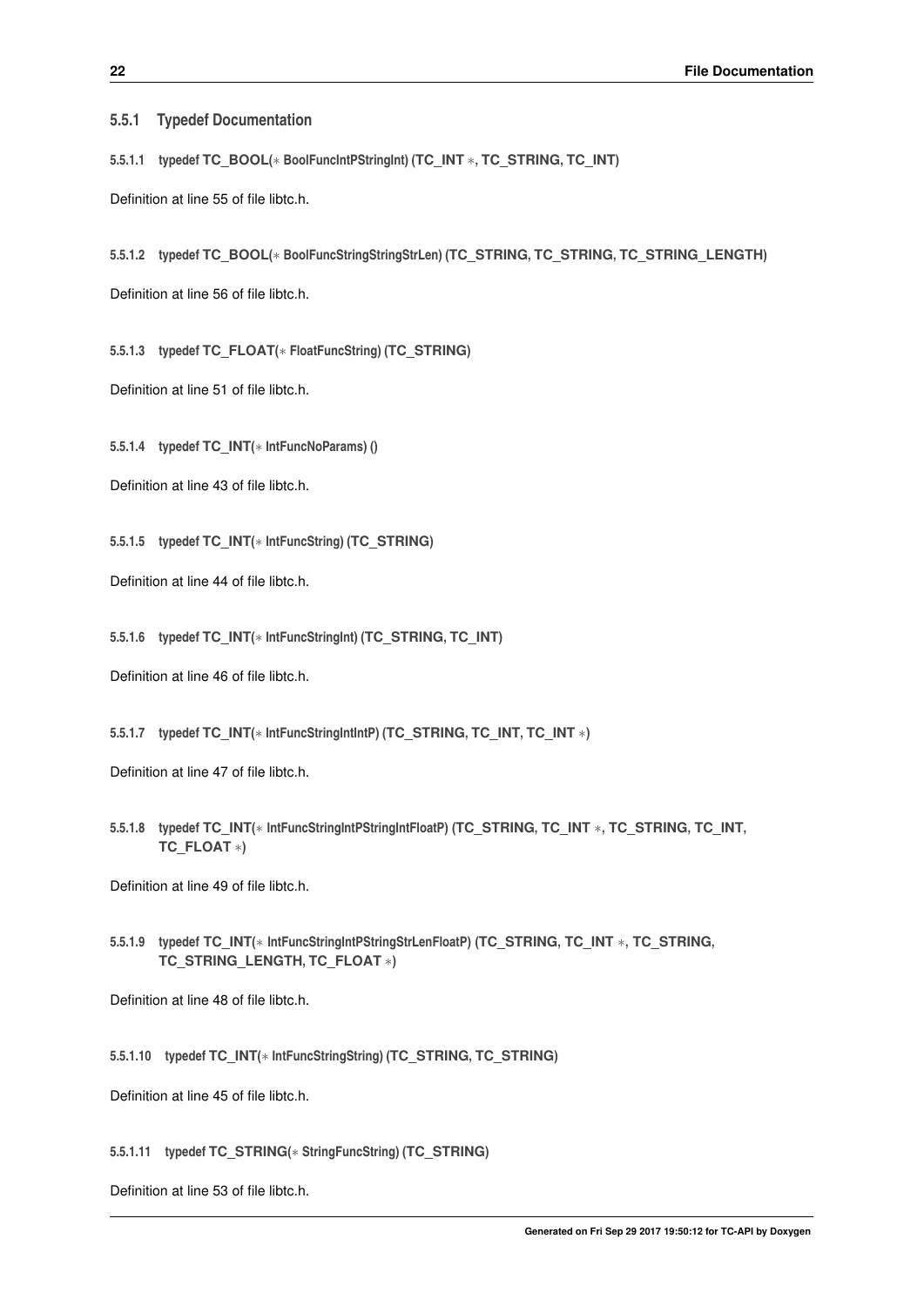### 5.5.1 Typedef Documentation

#### 5.5.1.1 typedef TC_BOOL(* BoolFuncIntPStringInt) (TC_INT *, TC_STRING, TC_INT)

Definition at line 55 of file libtc.h.

#### 5.5.1.2 typedef TC_BOOL(* BoolFuncStringStringStrLen) (TC_STRING, TC_STRING, TC_STRING_LENGTH)

Definition at line 56 of file libtc.h.

#### 5.5.1.3 typedef TC_FLOAT(* FloatFuncString) (TC_STRING)

Definition at line 51 of file libtc.h.

#### 5.5.1.4 typedef TC_INT(* IntFuncNoParams) ()

Definition at line 43 of file libtc.h.

#### 5.5.1.5 typedef TC_INT(* IntFuncString) (TC_STRING)

Definition at line 44 of file libtc.h.

#### 5.5.1.6 typedef TC_INT(* IntFuncStringInt) (TC_STRING, TC_INT)

Definition at line 46 of file libtc.h.

#### 5.5.1.7 typedef TC_INT(* IntFuncStringIntIntP) (TC_STRING, TC_INT, TC_INT *)

Definition at line 47 of file libtc.h.

#### 5.5.1.8 typedef TC_INT(* IntFuncStringIntPStringIntFloatP) (TC_STRING, TC_INT *, TC_STRING, TC_INT, TC_FLOAT *)

Definition at line 49 of file libtc.h.

#### 5.5.1.9 typedef TC_INT(* IntFuncStringIntPStringStrLenFloatP) (TC_STRING, TC_INT *, TC_STRING, TC_STRING_LENGTH, TC_FLOAT *)

Definition at line 48 of file libtc.h.

#### 5.5.1.10 typedef TC_INT(* IntFuncStringString) (TC_STRING, TC_STRING)

Definition at line 45 of file libtc.h.

#### 5.5.1.11 typedef TC_STRING(* StringFuncString) (TC_STRING)

Definition at line 53 of file libtc.h.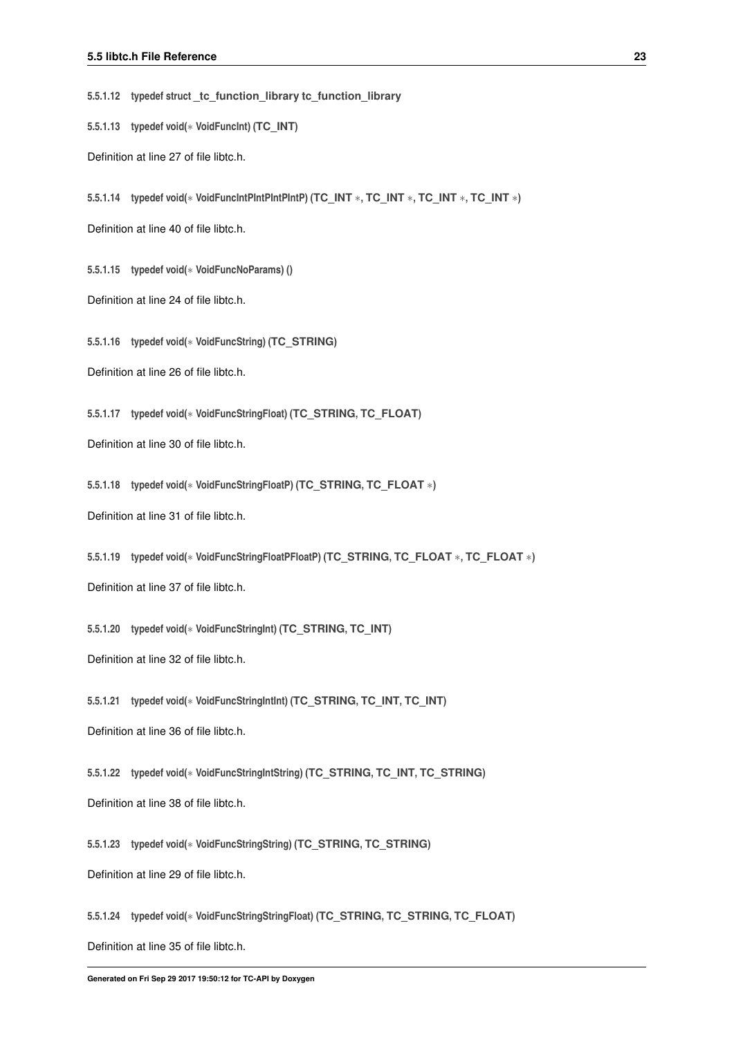#### 5.5.1.12 typedef struct _tc_function_library tc_function_library

#### 5.5.1.13 typedef void(* VoidFuncInt) (TC_INT)

Definition at line 27 of file libtc.h.

#### 5.5.1.14 typedef void(* VoidFuncIntPIntPIntPIntP) (TC_INT *, TC_INT *, TC_INT *, TC_INT *)

Definition at line 40 of file libtc.h.

#### 5.5.1.15 typedef void(* VoidFuncNoParams) ()

Definition at line 24 of file libtc.h.

#### 5.5.1.16 typedef void(* VoidFuncString) (TC_STRING)

Definition at line 26 of file libtc.h.

#### 5.5.1.17 typedef void(* VoidFuncStringFloat) (TC_STRING, TC_FLOAT)

Definition at line 30 of file libtc.h.

#### 5.5.1.18 typedef void(* VoidFuncStringFloatP) (TC_STRING, TC_FLOAT *)

Definition at line 31 of file libtc.h.

#### 5.5.1.19 typedef void(* VoidFuncStringFloatPFloatP) (TC_STRING, TC_FLOAT *, TC_FLOAT *)

Definition at line 37 of file libtc.h.

#### 5.5.1.20 typedef void(* VoidFuncStringInt) (TC_STRING, TC_INT)

Definition at line 32 of file libtc.h.

#### 5.5.1.21 typedef void(* VoidFuncStringIntInt) (TC_STRING, TC_INT, TC_INT)

Definition at line 36 of file libtc.h.

#### 5.5.1.22 typedef void(* VoidFuncStringIntString) (TC_STRING, TC_INT, TC_STRING)

Definition at line 38 of file libtc.h.

#### 5.5.1.23 typedef void(* VoidFuncStringString) (TC_STRING, TC_STRING)

Definition at line 29 of file libtc.h.

#### 5.5.1.24 typedef void(* VoidFuncStringStringFloat) (TC_STRING, TC_STRING, TC_FLOAT)

Definition at line 35 of file libtc.h.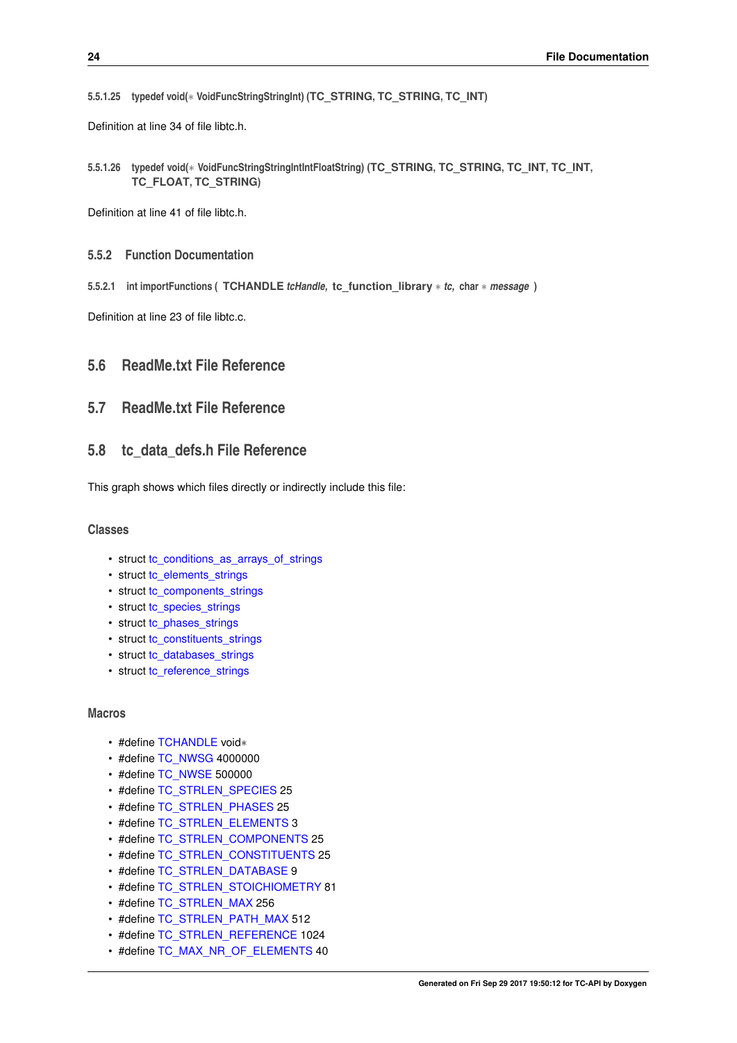#### 5.5.1.25 typedef void(∗ VoidFuncStringStringInt) (TC_STRING, TC_STRING, TC_INT)

Definition at line 34 of file libtc.h.

#### 5.5.1.26 typedef void(∗ VoidFuncStringStringIntIntFloatString) (TC_STRING, TC_STRING, TC_INT, TC_INT, TC_FLOAT, TC_STRING)

Definition at line 41 of file libtc.h.

### 5.5.2 Function Documentation

#### 5.5.2.1 int importFunctions ( TCHANDLE *tcHandle*, tc_function_library ∗ *tc*, char ∗ *message* )

Definition at line 23 of file libtc.c.

## 5.6 ReadMe.txt File Reference

## 5.7 ReadMe.txt File Reference

## 5.8 tc_data_defs.h File Reference

This graph shows which files directly or indirectly include this file:

### Classes

- struct tc_conditions_as_arrays_of_strings
- struct tc_elements_strings
- struct tc_components_strings
- struct tc_species_strings
- struct tc_phases_strings
- struct tc_constituents_strings
- struct tc_databases_strings
- struct tc_reference_strings

### Macros

- #define TCHANDLE void∗
- #define TC_NWSG 4000000
- #define TC_NWSE 500000
- #define TC_STRLEN_SPECIES 25
- #define TC_STRLEN_PHASES 25
- #define TC_STRLEN_ELEMENTS 3
- #define TC_STRLEN_COMPONENTS 25
- #define TC_STRLEN_CONSTITUENTS 25
- #define TC_STRLEN_DATABASE 9
- #define TC_STRLEN_STOICHIOMETRY 81
- #define TC_STRLEN_MAX 256
- #define TC_STRLEN_PATH_MAX 512
- #define TC_STRLEN_REFERENCE 1024
- #define TC_MAX_NR_OF_ELEMENTS 40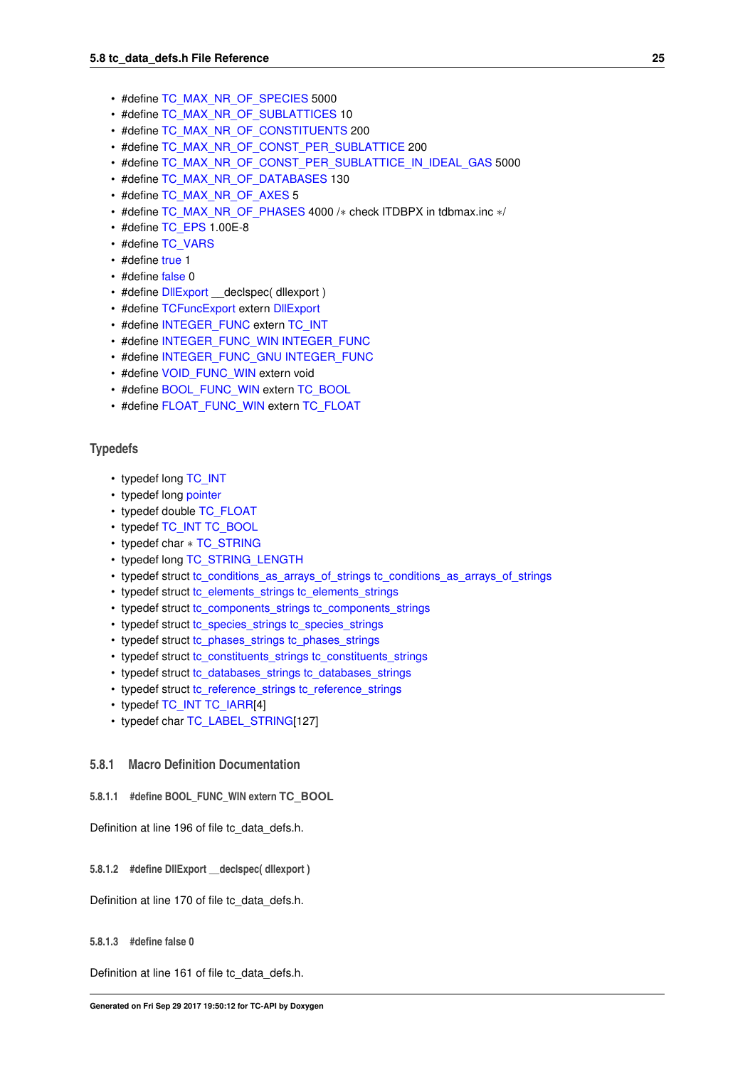- #define TC_MAX_NR_OF_SPECIES 5000
- #define TC_MAX_NR_OF_SUBLATTICES 10
- #define TC_MAX_NR_OF_CONSTITUENTS 200
- #define TC_MAX_NR_OF_CONST_PER_SUBLATTICE 200
- #define TC_MAX_NR_OF_CONST_PER_SUBLATTICE_IN_IDEAL_GAS 5000
- #define TC_MAX_NR_OF_DATABASES 130
- #define TC_MAX_NR_OF_AXES 5
- #define TC_MAX_NR_OF_PHASES 4000 /* check ITDBPX in tdbmax.inc */
- #define TC_EPS 1.00E-8
- #define TC_VARS
- #define true 1
- #define false 0
- #define DllExport __declspec( dllexport )
- #define TCFuncExport extern DllExport
- #define INTEGER_FUNC extern TC_INT
- #define INTEGER_FUNC_WIN INTEGER_FUNC
- #define INTEGER_FUNC_GNU INTEGER_FUNC
- #define VOID_FUNC_WIN extern void
- #define BOOL_FUNC_WIN extern TC_BOOL
- #define FLOAT_FUNC_WIN extern TC_FLOAT

## Typedefs

- typedef long TC_INT
- typedef long pointer
- typedef double TC_FLOAT
- typedef TC_INT TC_BOOL
- typedef char * TC_STRING
- typedef long TC_STRING_LENGTH
- typedef struct tc_conditions_as_arrays_of_strings tc_conditions_as_arrays_of_strings
- typedef struct tc_elements_strings tc_elements_strings
- typedef struct tc_components_strings tc_components_strings
- typedef struct tc_species_strings tc_species_strings
- typedef struct tc_phases_strings tc_phases_strings
- typedef struct tc_constituents_strings tc_constituents_strings
- typedef struct tc_databases_strings tc_databases_strings
- typedef struct tc_reference_strings tc_reference_strings
- typedef TC_INT TC_IARR[4]
- typedef char TC_LABEL_STRING[127]

### 5.8.1 Macro Definition Documentation

#### 5.8.1.1 #define BOOL_FUNC_WIN extern TC_BOOL

Definition at line 196 of file tc_data_defs.h.

#### 5.8.1.2 #define DllExport __declspec( dllexport )

Definition at line 170 of file tc_data_defs.h.

#### 5.8.1.3 #define false 0

Definition at line 161 of file tc_data_defs.h.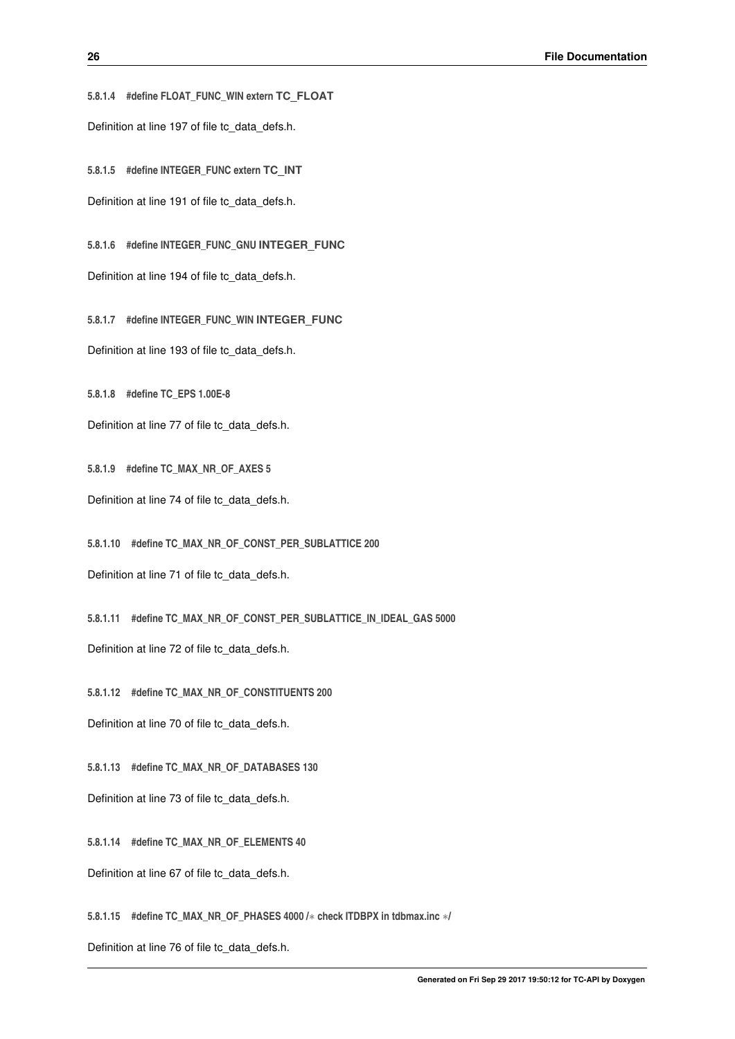#### 5.8.1.4 #define FLOAT_FUNC_WIN extern TC_FLOAT

Definition at line 197 of file tc_data_defs.h.

#### 5.8.1.5 #define INTEGER_FUNC extern TC_INT

Definition at line 191 of file tc_data_defs.h.

#### 5.8.1.6 #define INTEGER_FUNC_GNU INTEGER_FUNC

Definition at line 194 of file tc_data_defs.h.

#### 5.8.1.7 #define INTEGER_FUNC_WIN INTEGER_FUNC

Definition at line 193 of file tc_data_defs.h.

#### 5.8.1.8 #define TC_EPS 1.00E-8

Definition at line 77 of file tc_data_defs.h.

#### 5.8.1.9 #define TC_MAX_NR_OF_AXES 5

Definition at line 74 of file tc_data_defs.h.

#### 5.8.1.10 #define TC_MAX_NR_OF_CONST_PER_SUBLATTICE 200

Definition at line 71 of file tc_data_defs.h.

#### 5.8.1.11 #define TC_MAX_NR_OF_CONST_PER_SUBLATTICE_IN_IDEAL_GAS 5000

Definition at line 72 of file tc_data_defs.h.

#### 5.8.1.12 #define TC_MAX_NR_OF_CONSTITUENTS 200

Definition at line 70 of file tc_data_defs.h.

#### 5.8.1.13 #define TC_MAX_NR_OF_DATABASES 130

Definition at line 73 of file tc_data_defs.h.

#### 5.8.1.14 #define TC_MAX_NR_OF_ELEMENTS 40

Definition at line 67 of file tc_data_defs.h.

#### 5.8.1.15 #define TC_MAX_NR_OF_PHASES 4000 /* check ITDBPX in tdbmax.inc */

Definition at line 76 of file tc_data_defs.h.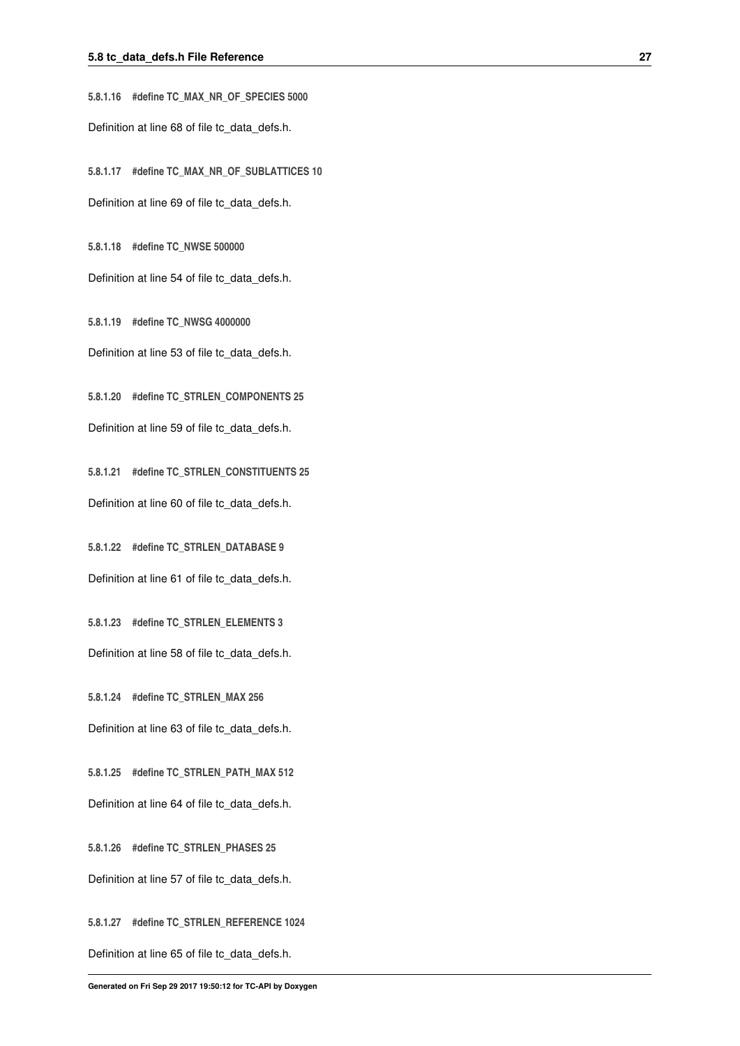#### 5.8.1.16 #define TC_MAX_NR_OF_SPECIES 5000

Definition at line 68 of file tc_data_defs.h.

#### 5.8.1.17 #define TC_MAX_NR_OF_SUBLATTICES 10

Definition at line 69 of file tc_data_defs.h.

#### 5.8.1.18 #define TC_NWSE 500000

Definition at line 54 of file tc_data_defs.h.

#### 5.8.1.19 #define TC_NWSG 4000000

Definition at line 53 of file tc_data_defs.h.

#### 5.8.1.20 #define TC_STRLEN_COMPONENTS 25

Definition at line 59 of file tc_data_defs.h.

#### 5.8.1.21 #define TC_STRLEN_CONSTITUENTS 25

Definition at line 60 of file tc_data_defs.h.

#### 5.8.1.22 #define TC_STRLEN_DATABASE 9

Definition at line 61 of file tc_data_defs.h.

#### 5.8.1.23 #define TC_STRLEN_ELEMENTS 3

Definition at line 58 of file tc_data_defs.h.

#### 5.8.1.24 #define TC_STRLEN_MAX 256

Definition at line 63 of file tc_data_defs.h.

#### 5.8.1.25 #define TC_STRLEN_PATH_MAX 512

Definition at line 64 of file tc_data_defs.h.

#### 5.8.1.26 #define TC_STRLEN_PHASES 25

Definition at line 57 of file tc_data_defs.h.

#### 5.8.1.27 #define TC_STRLEN_REFERENCE 1024

Definition at line 65 of file tc_data_defs.h.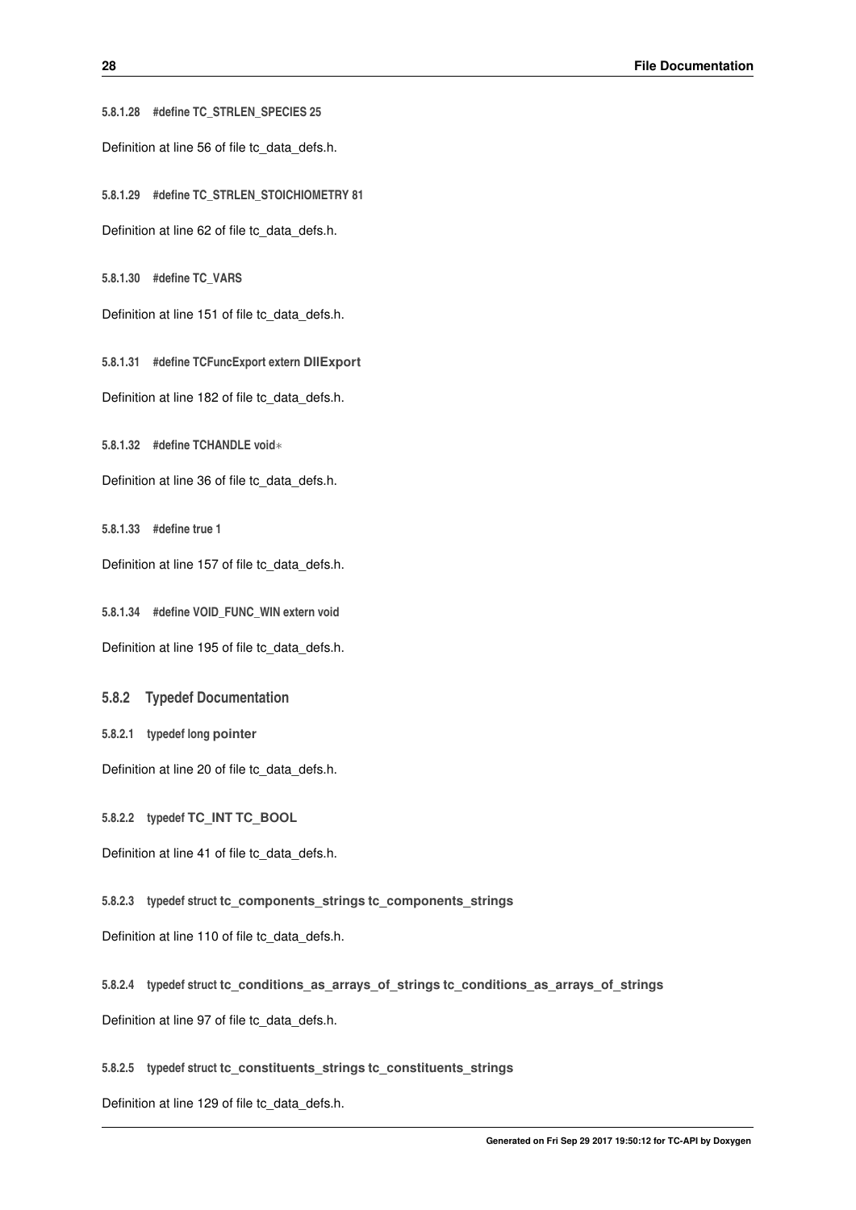#### 5.8.1.28 #define TC_STRLEN_SPECIES 25

Definition at line 56 of file tc_data_defs.h.

#### 5.8.1.29 #define TC_STRLEN_STOICHIOMETRY 81

Definition at line 62 of file tc_data_defs.h.

#### 5.8.1.30 #define TC_VARS

Definition at line 151 of file tc_data_defs.h.

#### 5.8.1.31 #define TCFuncExport extern **DllExport**

Definition at line 182 of file tc_data_defs.h.

#### 5.8.1.32 #define TCHANDLE void*

Definition at line 36 of file tc_data_defs.h.

#### 5.8.1.33 #define true 1

Definition at line 157 of file tc_data_defs.h.

#### 5.8.1.34 #define VOID_FUNC_WIN extern void

Definition at line 195 of file tc_data_defs.h.

### 5.8.2 Typedef Documentation

#### 5.8.2.1 typedef long **pointer**

Definition at line 20 of file tc_data_defs.h.

#### 5.8.2.2 typedef **TC_INT** **TC_BOOL**

Definition at line 41 of file tc_data_defs.h.

#### 5.8.2.3 typedef struct **tc_components_strings** **tc_components_strings**

Definition at line 110 of file tc_data_defs.h.

#### 5.8.2.4 typedef struct **tc_conditions_as_arrays_of_strings** **tc_conditions_as_arrays_of_strings**

Definition at line 97 of file tc_data_defs.h.

#### 5.8.2.5 typedef struct **tc_constituents_strings** **tc_constituents_strings**

Definition at line 129 of file tc_data_defs.h.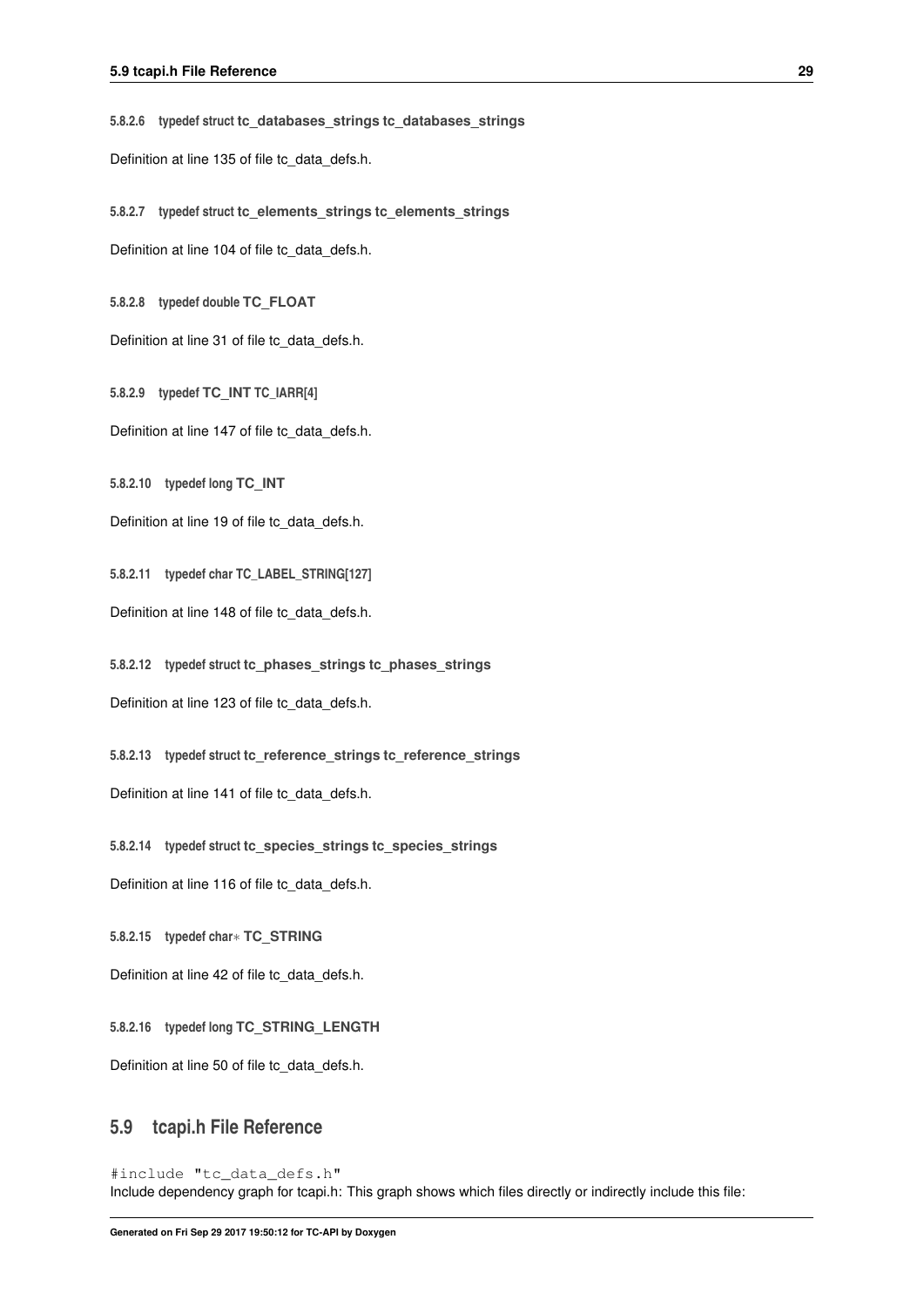#### 5.8.2.6 typedef struct tc_databases_strings tc_databases_strings

Definition at line 135 of file tc_data_defs.h.

#### 5.8.2.7 typedef struct tc_elements_strings tc_elements_strings

Definition at line 104 of file tc_data_defs.h.

#### 5.8.2.8 typedef double TC_FLOAT

Definition at line 31 of file tc_data_defs.h.

#### 5.8.2.9 typedef TC_INT TC_IARR[4]

Definition at line 147 of file tc_data_defs.h.

#### 5.8.2.10 typedef long TC_INT

Definition at line 19 of file tc_data_defs.h.

#### 5.8.2.11 typedef char TC_LABEL_STRING[127]

Definition at line 148 of file tc_data_defs.h.

#### 5.8.2.12 typedef struct tc_phases_strings tc_phases_strings

Definition at line 123 of file tc_data_defs.h.

#### 5.8.2.13 typedef struct tc_reference_strings tc_reference_strings

Definition at line 141 of file tc_data_defs.h.

#### 5.8.2.14 typedef struct tc_species_strings tc_species_strings

Definition at line 116 of file tc_data_defs.h.

#### 5.8.2.15 typedef char* TC_STRING

Definition at line 42 of file tc_data_defs.h.

#### 5.8.2.16 typedef long TC_STRING_LENGTH

Definition at line 50 of file tc_data_defs.h.

## 5.9 tcapi.h File Reference

```
#include "tc_data_defs.h"
```

Include dependency graph for tcapi.h: This graph shows which files directly or indirectly include this file: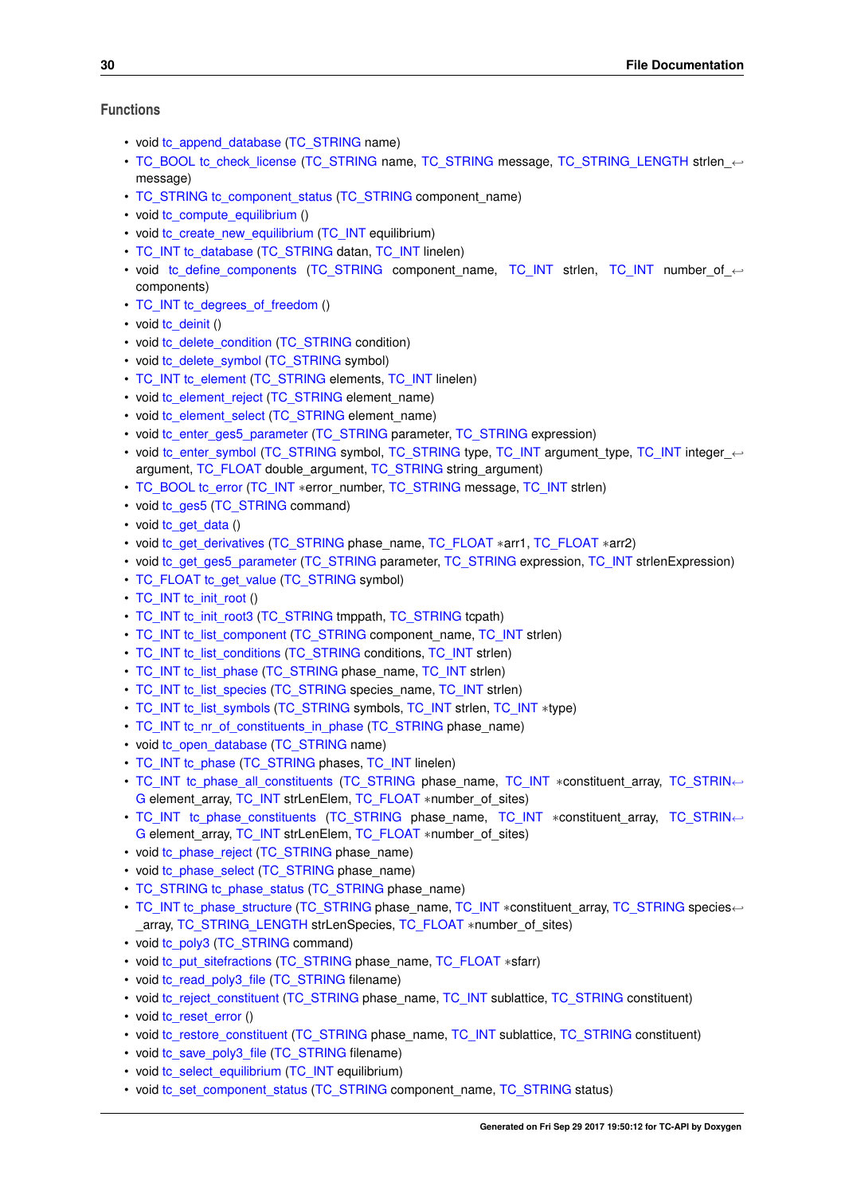### Functions

- void tc_append_database (TC_STRING name)
- TC_BOOL tc_check_license (TC_STRING name, TC_STRING message, TC_STRING_LENGTH strlen_message)
- TC_STRING tc_component_status (TC_STRING component_name)
- void tc_compute_equilibrium ()
- void tc_create_new_equilibrium (TC_INT equilibrium)
- TC_INT tc_database (TC_STRING datan, TC_INT linelen)
- void tc_define_components (TC_STRING component_name, TC_INT strlen, TC_INT number_of_components)
- TC_INT tc_degrees_of_freedom ()
- void tc_deinit ()
- void tc_delete_condition (TC_STRING condition)
- void tc_delete_symbol (TC_STRING symbol)
- TC_INT tc_element (TC_STRING elements, TC_INT linelen)
- void tc_element_reject (TC_STRING element_name)
- void tc_element_select (TC_STRING element_name)
- void tc_enter_ges5_parameter (TC_STRING parameter, TC_STRING expression)
- void tc_enter_symbol (TC_STRING symbol, TC_STRING type, TC_INT argument_type, TC_INT integer_argument, TC_FLOAT double_argument, TC_STRING string_argument)
- TC_BOOL tc_error (TC_INT *error_number, TC_STRING message, TC_INT strlen)
- void tc_ges5 (TC_STRING command)
- void tc_get_data ()
- void tc_get_derivatives (TC_STRING phase_name, TC_FLOAT *arr1, TC_FLOAT *arr2)
- void tc_get_ges5_parameter (TC_STRING parameter, TC_STRING expression, TC_INT strlenExpression)
- TC_FLOAT tc_get_value (TC_STRING symbol)
- TC_INT tc_init_root ()
- TC_INT tc_init_root3 (TC_STRING tmppath, TC_STRING tcpath)
- TC_INT tc_list_component (TC_STRING component_name, TC_INT strlen)
- TC_INT tc_list_conditions (TC_STRING conditions, TC_INT strlen)
- TC_INT tc_list_phase (TC_STRING phase_name, TC_INT strlen)
- TC_INT tc_list_species (TC_STRING species_name, TC_INT strlen)
- TC_INT tc_list_symbols (TC_STRING symbols, TC_INT strlen, TC_INT *type)
- TC_INT tc_nr_of_constituents_in_phase (TC_STRING phase_name)
- void tc_open_database (TC_STRING name)
- TC_INT tc_phase (TC_STRING phases, TC_INT linelen)
- TC_INT tc_phase_all_constituents (TC_STRING phase_name, TC_INT *constituent_array, TC_STRING element_array, TC_INT strLenElem, TC_FLOAT *number_of_sites)
- TC_INT tc_phase_constituents (TC_STRING phase_name, TC_INT *constituent_array, TC_STRING element_array, TC_INT strLenElem, TC_FLOAT *number_of_sites)
- void tc_phase_reject (TC_STRING phase_name)
- void tc_phase_select (TC_STRING phase_name)
- TC_STRING tc_phase_status (TC_STRING phase_name)
- TC_INT tc_phase_structure (TC_STRING phase_name, TC_INT *constituent_array, TC_STRING species_array, TC_STRING_LENGTH strLenSpecies, TC_FLOAT *number_of_sites)
- void tc_poly3 (TC_STRING command)
- void tc_put_sitefractions (TC_STRING phase_name, TC_FLOAT *sfarr)
- void tc_read_poly3_file (TC_STRING filename)
- void tc_reject_constituent (TC_STRING phase_name, TC_INT sublattice, TC_STRING constituent)
- void tc_reset_error ()
- void tc_restore_constituent (TC_STRING phase_name, TC_INT sublattice, TC_STRING constituent)
- void tc_save_poly3_file (TC_STRING filename)
- void tc_select_equilibrium (TC_INT equilibrium)
- void tc_set_component_status (TC_STRING component_name, TC_STRING status)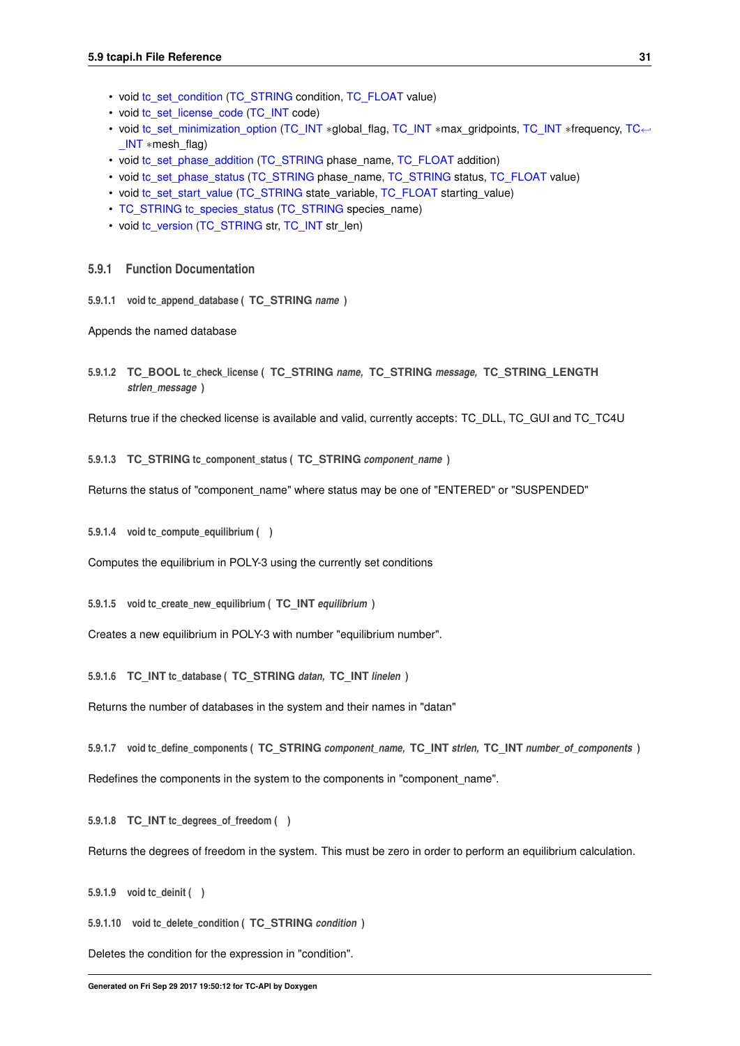- void tc_set_condition (TC_STRING condition, TC_FLOAT value)
- void tc_set_license_code (TC_INT code)
- void tc_set_minimization_option (TC_INT *global_flag, TC_INT *max_gridpoints, TC_INT *frequency, TC_INT *mesh_flag)
- void tc_set_phase_addition (TC_STRING phase_name, TC_FLOAT addition)
- void tc_set_phase_status (TC_STRING phase_name, TC_STRING status, TC_FLOAT value)
- void tc_set_start_value (TC_STRING state_variable, TC_FLOAT starting_value)
- TC_STRING tc_species_status (TC_STRING species_name)
- void tc_version (TC_STRING str, TC_INT str_len)

### 5.9.1 Function Documentation

#### 5.9.1.1 void tc_append_database ( TC_STRING *name* )

Appends the named database

#### 5.9.1.2 TC_BOOL tc_check_license ( TC_STRING *name*, TC_STRING *message*, TC_STRING_LENGTH *strlen_message* )

Returns true if the checked license is available and valid, currently accepts: TC_DLL, TC_GUI and TC_TC4U

#### 5.9.1.3 TC_STRING tc_component_status ( TC_STRING *component_name* )

Returns the status of "component_name" where status may be one of "ENTERED" or "SUSPENDED"

#### 5.9.1.4 void tc_compute_equilibrium ( )

Computes the equilibrium in POLY-3 using the currently set conditions

#### 5.9.1.5 void tc_create_new_equilibrium ( TC_INT *equilibrium* )

Creates a new equilibrium in POLY-3 with number "equilibrium number".

#### 5.9.1.6 TC_INT tc_database ( TC_STRING *datan*, TC_INT *linelen* )

Returns the number of databases in the system and their names in "datan"

#### 5.9.1.7 void tc_define_components ( TC_STRING *component_name*, TC_INT *strlen*, TC_INT *number_of_components* )

Redefines the components in the system to the components in "component_name".

#### 5.9.1.8 TC_INT tc_degrees_of_freedom ( )

Returns the degrees of freedom in the system. This must be zero in order to perform an equilibrium calculation.

#### 5.9.1.9 void tc_deinit ( )

#### 5.9.1.10 void tc_delete_condition ( TC_STRING *condition* )

Deletes the condition for the expression in "condition".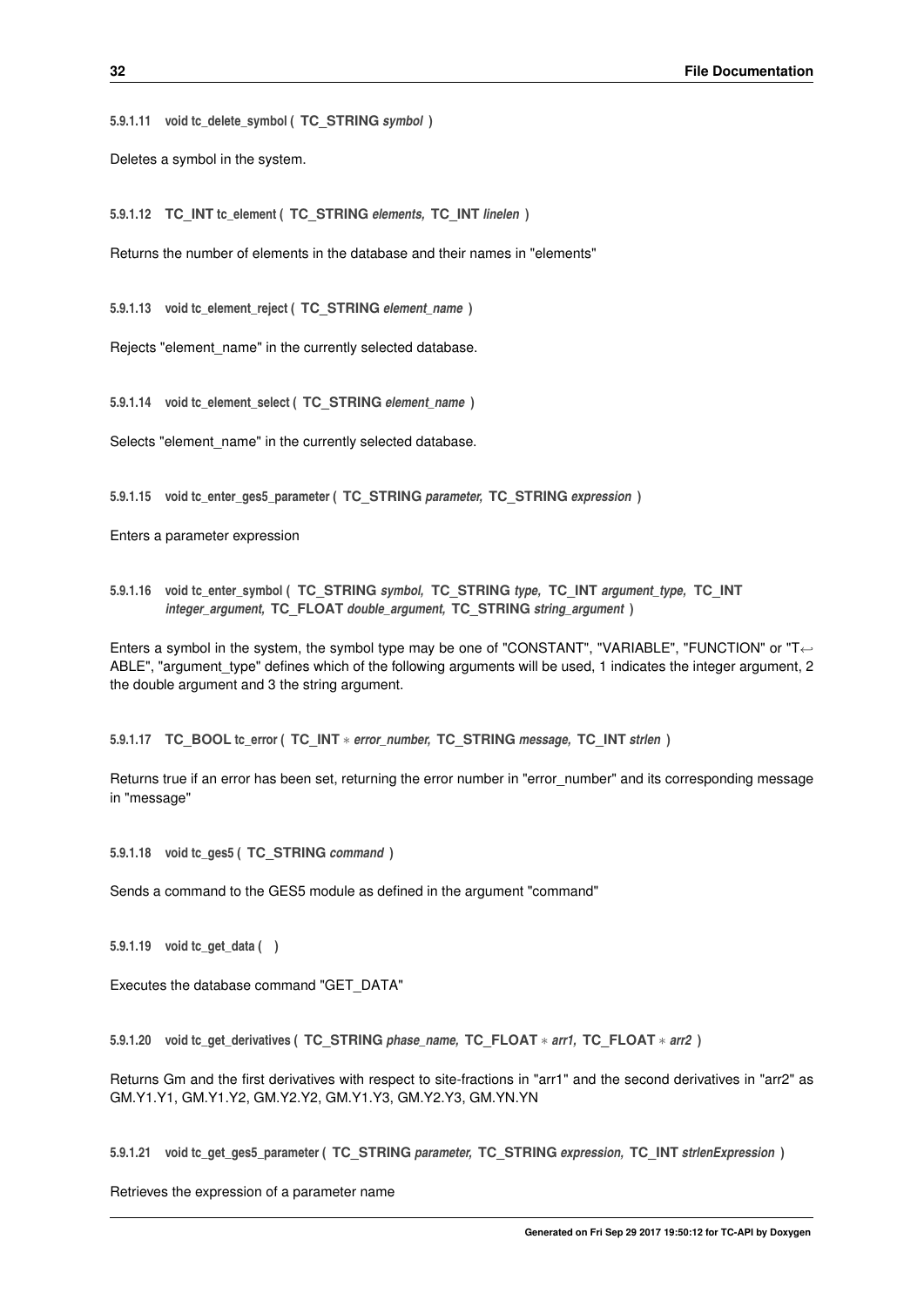#### 5.9.1.11 void tc_delete_symbol ( TC_STRING *symbol* )

Deletes a symbol in the system.

#### 5.9.1.12 TC_INT tc_element ( TC_STRING *elements,* TC_INT *linelen* )

Returns the number of elements in the database and their names in "elements"

#### 5.9.1.13 void tc_element_reject ( TC_STRING *element_name* )

Rejects "element_name" in the currently selected database.

#### 5.9.1.14 void tc_element_select ( TC_STRING *element_name* )

Selects "element_name" in the currently selected database.

#### 5.9.1.15 void tc_enter_ges5_parameter ( TC_STRING *parameter,* TC_STRING *expression* )

Enters a parameter expression

#### 5.9.1.16 void tc_enter_symbol ( TC_STRING *symbol,* TC_STRING *type,* TC_INT *argument_type,* TC_INT *integer_argument,* TC_FLOAT *double_argument,* TC_STRING *string_argument* )

Enters a symbol in the system, the symbol type may be one of "CONSTANT", "VARIABLE", "FUNCTION" or "TABLE", "argument_type" defines which of the following arguments will be used, 1 indicates the integer argument, 2 the double argument and 3 the string argument.

#### 5.9.1.17 TC_BOOL tc_error ( TC_INT * *error_number,* TC_STRING *message,* TC_INT *strlen* )

Returns true if an error has been set, returning the error number in "error_number" and its corresponding message in "message"

#### 5.9.1.18 void tc_ges5 ( TC_STRING *command* )

Sends a command to the GES5 module as defined in the argument "command"

#### 5.9.1.19 void tc_get_data ( )

Executes the database command "GET_DATA"

#### 5.9.1.20 void tc_get_derivatives ( TC_STRING *phase_name,* TC_FLOAT * *arr1,* TC_FLOAT * *arr2* )

Returns Gm and the first derivatives with respect to site-fractions in "arr1" and the second derivatives in "arr2" as GM.Y1.Y1, GM.Y1.Y2, GM.Y2.Y2, GM.Y1.Y3, GM.Y2.Y3, GM.YN.YN

#### 5.9.1.21 void tc_get_ges5_parameter ( TC_STRING *parameter,* TC_STRING *expression,* TC_INT *strlenExpression* )

Retrieves the expression of a parameter name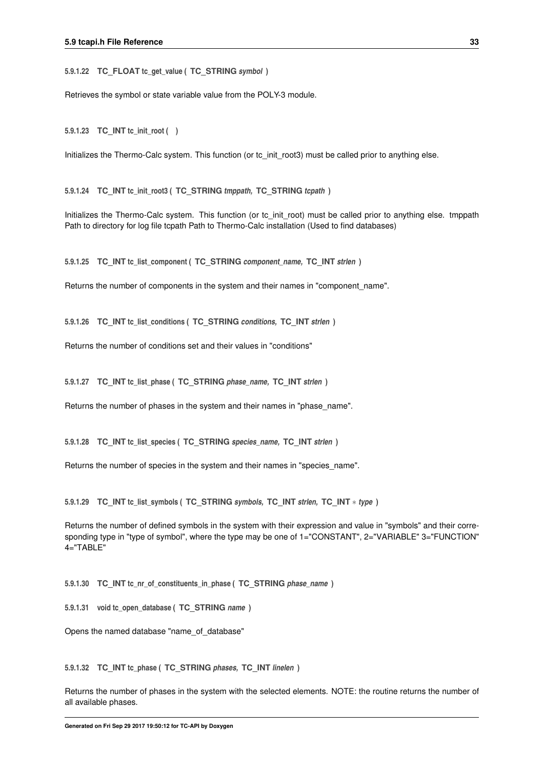#### 5.9.1.22 TC_FLOAT tc_get_value ( TC_STRING *symbol* )

Retrieves the symbol or state variable value from the POLY-3 module.

#### 5.9.1.23 TC_INT tc_init_root ( )

Initializes the Thermo-Calc system. This function (or tc_init_root3) must be called prior to anything else.

#### 5.9.1.24 TC_INT tc_init_root3 ( TC_STRING *tmppath*, TC_STRING *tcpath* )

Initializes the Thermo-Calc system. This function (or tc_init_root) must be called prior to anything else. tmppath Path to directory for log file tcpath Path to Thermo-Calc installation (Used to find databases)

#### 5.9.1.25 TC_INT tc_list_component ( TC_STRING *component_name*, TC_INT *strlen* )

Returns the number of components in the system and their names in "component_name".

#### 5.9.1.26 TC_INT tc_list_conditions ( TC_STRING *conditions*, TC_INT *strlen* )

Returns the number of conditions set and their values in "conditions"

#### 5.9.1.27 TC_INT tc_list_phase ( TC_STRING *phase_name*, TC_INT *strlen* )

Returns the number of phases in the system and their names in "phase_name".

#### 5.9.1.28 TC_INT tc_list_species ( TC_STRING *species_name*, TC_INT *strlen* )

Returns the number of species in the system and their names in "species_name".

#### 5.9.1.29 TC_INT tc_list_symbols ( TC_STRING *symbols*, TC_INT *strlen*, TC_INT * *type* )

Returns the number of defined symbols in the system with their expression and value in "symbols" and their corresponding type in "type of symbol", where the type may be one of 1="CONSTANT", 2="VARIABLE" 3="FUNCTION" 4="TABLE"

#### 5.9.1.30 TC_INT tc_nr_of_constituents_in_phase ( TC_STRING *phase_name* )

#### 5.9.1.31 void tc_open_database ( TC_STRING *name* )

Opens the named database "name_of_database"

#### 5.9.1.32 TC_INT tc_phase ( TC_STRING *phases*, TC_INT *linelen* )

Returns the number of phases in the system with the selected elements. NOTE: the routine returns the number of all available phases.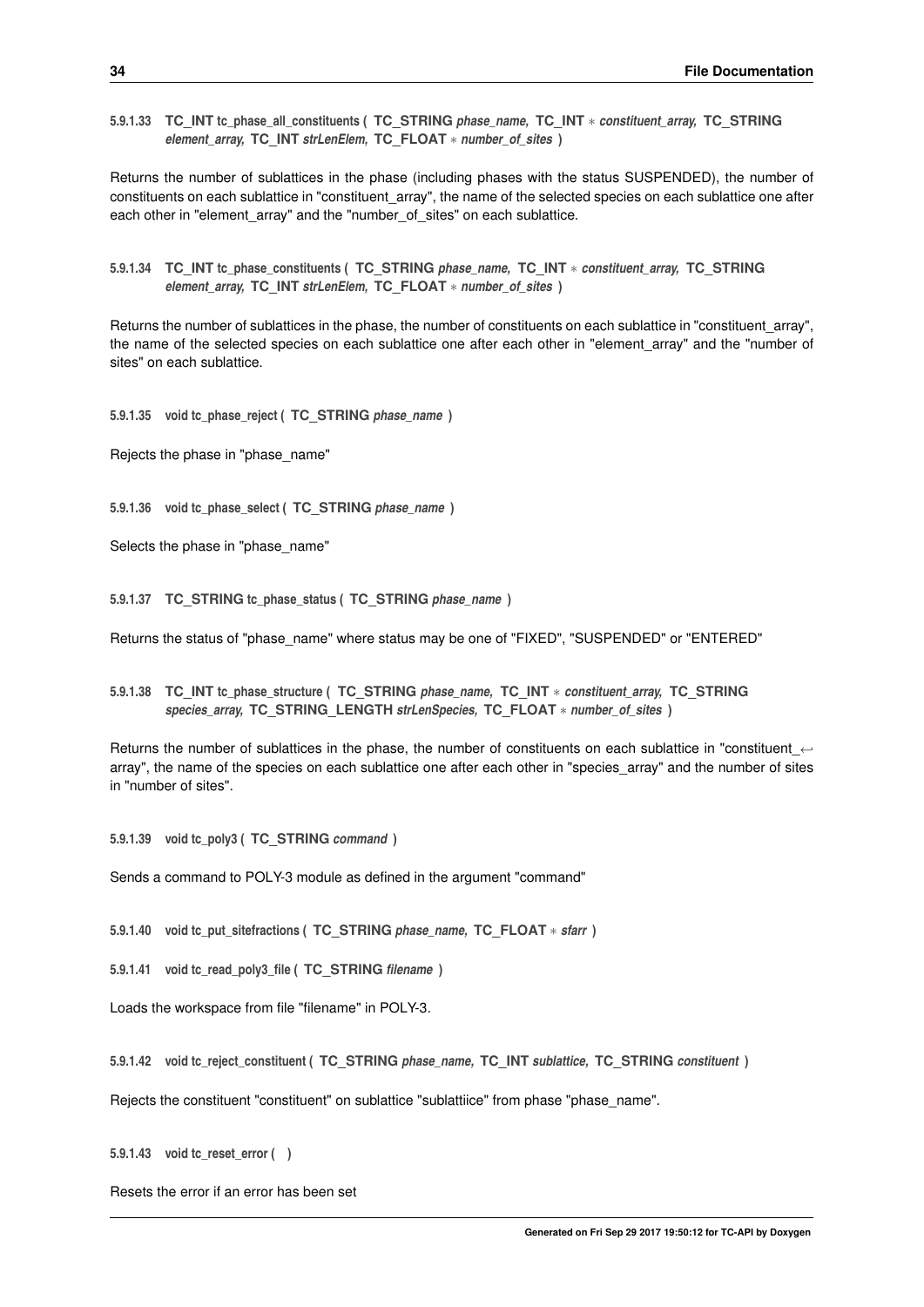#### 5.9.1.33 TC_INT tc_phase_all_constituents ( TC_STRING *phase_name*, TC_INT * *constituent_array*, TC_STRING *element_array*, TC_INT *strLenElem*, TC_FLOAT * *number_of_sites* )

Returns the number of sublattices in the phase (including phases with the status SUSPENDED), the number of constituents on each sublattice in "constituent_array", the name of the selected species on each sublattice one after each other in "element_array" and the "number_of_sites" on each sublattice.

#### 5.9.1.34 TC_INT tc_phase_constituents ( TC_STRING *phase_name*, TC_INT * *constituent_array*, TC_STRING *element_array*, TC_INT *strLenElem*, TC_FLOAT * *number_of_sites* )

Returns the number of sublattices in the phase, the number of constituents on each sublattice in "constituent_array", the name of the selected species on each sublattice one after each other in "element_array" and the "number of sites" on each sublattice.

#### 5.9.1.35 void tc_phase_reject ( TC_STRING *phase_name* )

Rejects the phase in "phase_name"

#### 5.9.1.36 void tc_phase_select ( TC_STRING *phase_name* )

Selects the phase in "phase_name"

#### 5.9.1.37 TC_STRING tc_phase_status ( TC_STRING *phase_name* )

Returns the status of "phase_name" where status may be one of "FIXED", "SUSPENDED" or "ENTERED"

#### 5.9.1.38 TC_INT tc_phase_structure ( TC_STRING *phase_name*, TC_INT * *constituent_array*, TC_STRING *species_array*, TC_STRING_LENGTH *strLenSpecies*, TC_FLOAT * *number_of_sites* )

Returns the number of sublattices in the phase, the number of constituents on each sublattice in "constituent_array", the name of the species on each sublattice one after each other in "species_array" and the number of sites in "number of sites".

#### 5.9.1.39 void tc_poly3 ( TC_STRING *command* )

Sends a command to POLY-3 module as defined in the argument "command"

#### 5.9.1.40 void tc_put_sitefractions ( TC_STRING *phase_name*, TC_FLOAT * *sfarr* )

#### 5.9.1.41 void tc_read_poly3_file ( TC_STRING *filename* )

Loads the workspace from file "filename" in POLY-3.

#### 5.9.1.42 void tc_reject_constituent ( TC_STRING *phase_name*, TC_INT *sublattice*, TC_STRING *constituent* )

Rejects the constituent "constituent" on sublattice "sublattiice" from phase "phase_name".

#### 5.9.1.43 void tc_reset_error ( )

Resets the error if an error has been set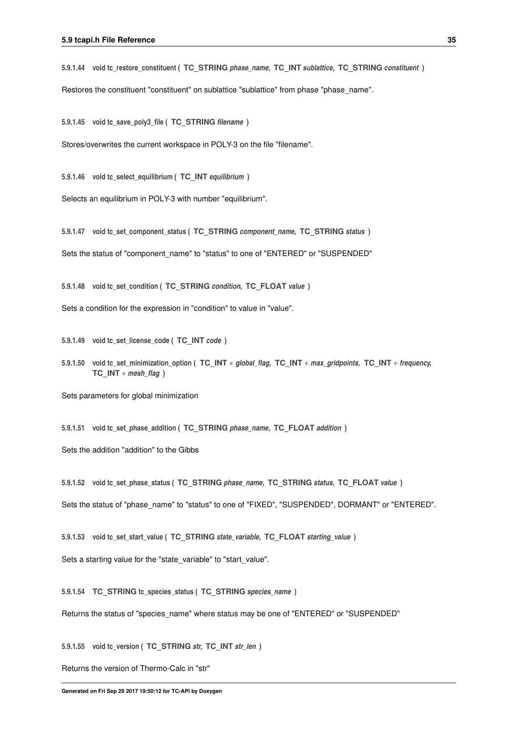#### 5.9.1.44 void tc_restore_constituent ( TC_STRING *phase_name*, TC_INT *sublattice*, TC_STRING *constituent* )

Restores the constituent "constituent" on sublattice "sublattice" from phase "phase_name".

#### 5.9.1.45 void tc_save_poly3_file ( TC_STRING *filename* )

Stores/overwrites the current workspace in POLY-3 on the file "filename".

#### 5.9.1.46 void tc_select_equilibrium ( TC_INT *equilibrium* )

Selects an equilibrium in POLY-3 with number "equilibrium".

#### 5.9.1.47 void tc_set_component_status ( TC_STRING *component_name*, TC_STRING *status* )

Sets the status of "component_name" to "status" to one of "ENTERED" or "SUSPENDED"

#### 5.9.1.48 void tc_set_condition ( TC_STRING *condition*, TC_FLOAT *value* )

Sets a condition for the expression in "condition" to value in "value".

#### 5.9.1.49 void tc_set_license_code ( TC_INT *code* )

#### 5.9.1.50 void tc_set_minimization_option ( TC_INT * *global_flag*, TC_INT * *max_gridpoints*, TC_INT * *frequency*, TC_INT * *mesh_flag* )

Sets parameters for global minimization

#### 5.9.1.51 void tc_set_phase_addition ( TC_STRING *phase_name*, TC_FLOAT *addition* )

Sets the addition "addition" to the Gibbs

#### 5.9.1.52 void tc_set_phase_status ( TC_STRING *phase_name*, TC_STRING *status*, TC_FLOAT *value* )

Sets the status of "phase_name" to "status" to one of "FIXED", "SUSPENDED", DORMANT" or "ENTERED".

#### 5.9.1.53 void tc_set_start_value ( TC_STRING *state_variable*, TC_FLOAT *starting_value* )

Sets a starting value for the "state_variable" to "start_value".

#### 5.9.1.54 TC_STRING tc_species_status ( TC_STRING *species_name* )

Returns the status of "species_name" where status may be one of "ENTERED" or "SUSPENDED"

#### 5.9.1.55 void tc_version ( TC_STRING *str*, TC_INT *str_len* )

Returns the version of Thermo-Calc in "str"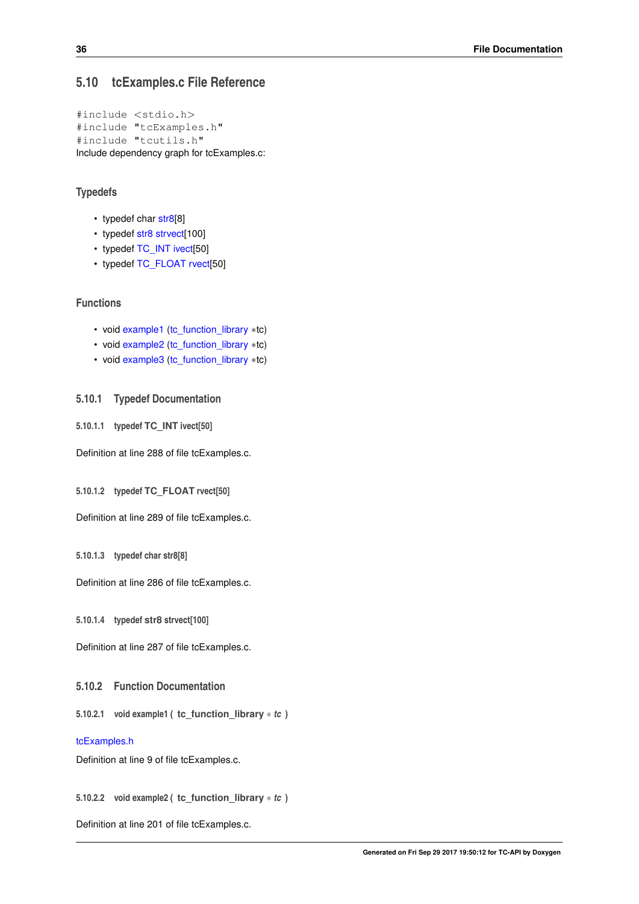## 5.10 tcExamples.c File Reference

```
#include <stdio.h>
#include "tcExamples.h"
#include "tcutils.h"
```

Include dependency graph for tcExamples.c:

### Typedefs

- typedef char str8[8]
- typedef str8 strvect[100]
- typedef TC_INT ivect[50]
- typedef TC_FLOAT rvect[50]

### Functions

- void example1 (tc_function_library *tc)
- void example2 (tc_function_library *tc)
- void example3 (tc_function_library *tc)

### 5.10.1 Typedef Documentation

#### 5.10.1.1 typedef **TC_INT** ivect[50]

Definition at line 288 of file tcExamples.c.

#### 5.10.1.2 typedef **TC_FLOAT** rvect[50]

Definition at line 289 of file tcExamples.c.

#### 5.10.1.3 typedef char str8[8]

Definition at line 286 of file tcExamples.c.

#### 5.10.1.4 typedef **str8** strvect[100]

Definition at line 287 of file tcExamples.c.

### 5.10.2 Function Documentation

#### 5.10.2.1 void example1 ( **tc_function_library** * *tc* )

tcExamples.h

Definition at line 9 of file tcExamples.c.

#### 5.10.2.2 void example2 ( **tc_function_library** * *tc* )

Definition at line 201 of file tcExamples.c.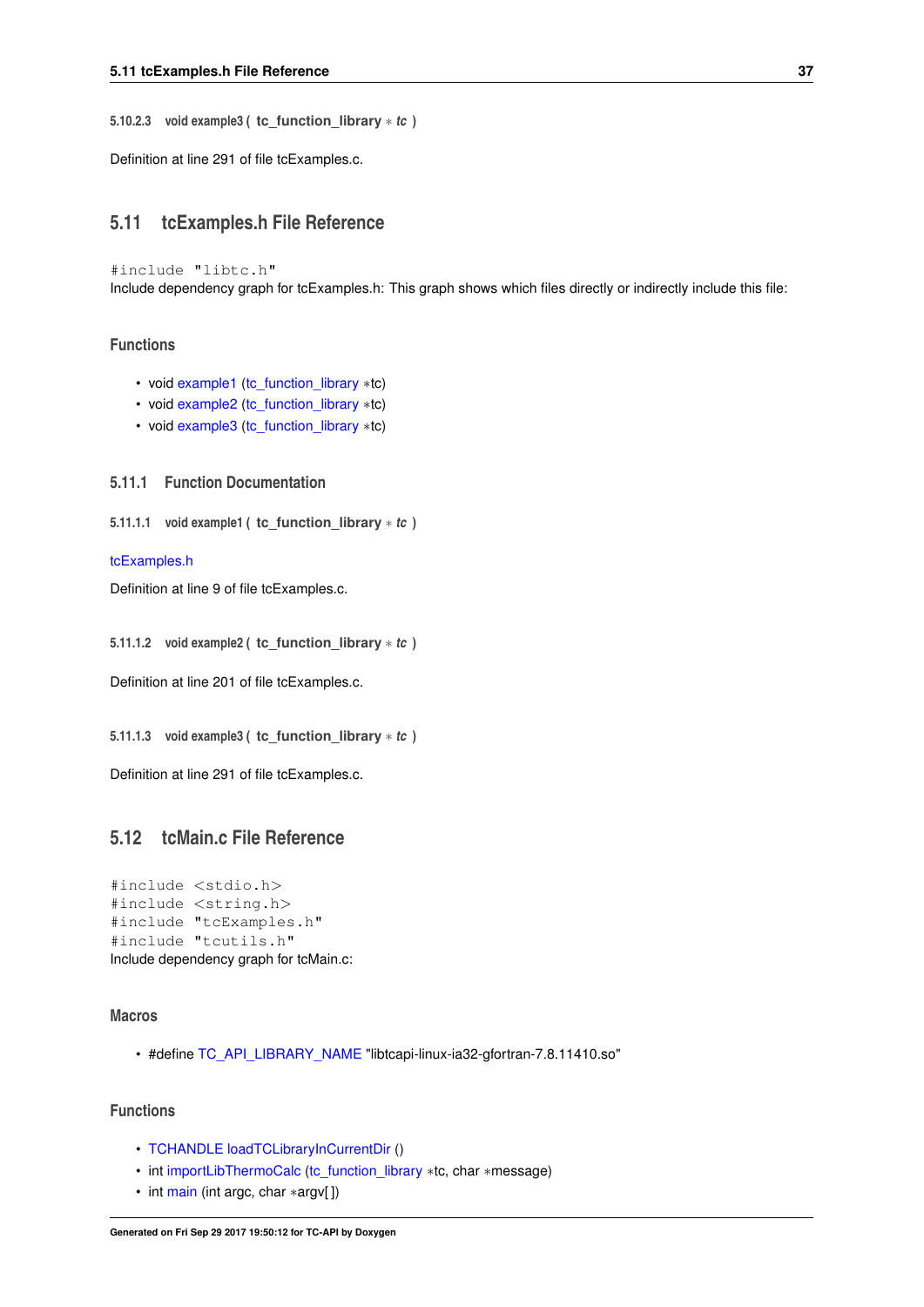#### 5.10.2.3 void example3 ( tc_function_library * *tc* )

Definition at line 291 of file tcExamples.c.

## 5.11 tcExamples.h File Reference

```
#include "libtc.h"
```

Include dependency graph for tcExamples.h: This graph shows which files directly or indirectly include this file:

### Functions

- void example1 (tc_function_library *tc)
- void example2 (tc_function_library *tc)
- void example3 (tc_function_library *tc)

### 5.11.1 Function Documentation

#### 5.11.1.1 void example1 ( tc_function_library * *tc* )

tcExamples.h

Definition at line 9 of file tcExamples.c.

#### 5.11.1.2 void example2 ( tc_function_library * *tc* )

Definition at line 201 of file tcExamples.c.

#### 5.11.1.3 void example3 ( tc_function_library * *tc* )

Definition at line 291 of file tcExamples.c.

## 5.12 tcMain.c File Reference

```
#include <stdio.h>
#include <string.h>
#include "tcExamples.h"
#include "tcutils.h"
```

Include dependency graph for tcMain.c:

### Macros

- #define TC_API_LIBRARY_NAME "libtcapi-linux-ia32-gfortran-7.8.11410.so"

### Functions

- TCHANDLE loadTCLibraryInCurrentDir ()
- int importLibThermoCalc (tc_function_library *tc, char *message)
- int main (int argc, char *argv[ ])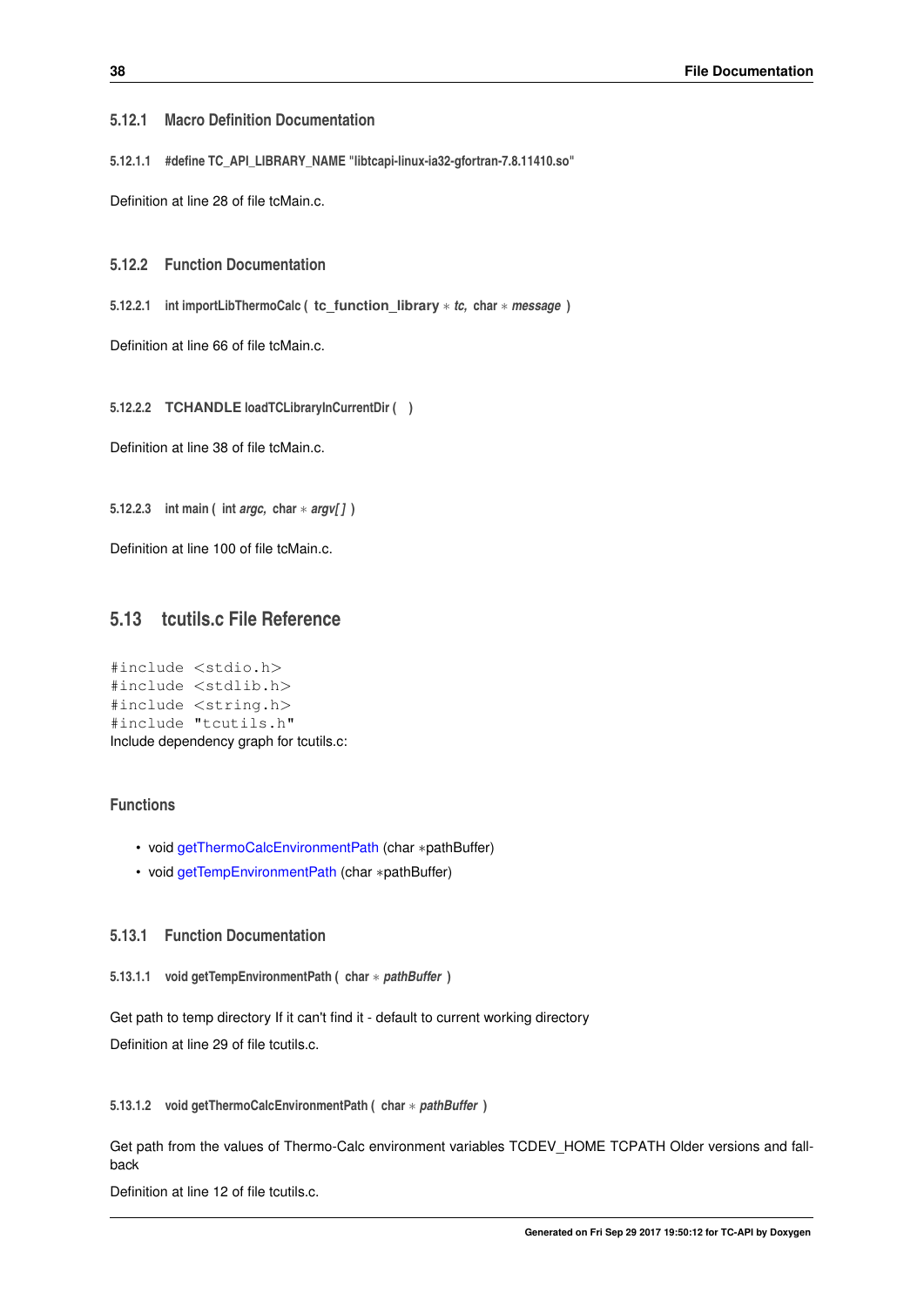### 5.12.1 Macro Definition Documentation

#### 5.12.1.1 #define TC_API_LIBRARY_NAME "libtcapi-linux-ia32-gfortran-7.8.11410.so"

Definition at line 28 of file tcMain.c.

### 5.12.2 Function Documentation

#### 5.12.2.1 int importLibThermoCalc ( tc_function_library ∗ *tc,* char ∗ *message* )

Definition at line 66 of file tcMain.c.

#### 5.12.2.2 TCHANDLE loadTCLibraryInCurrentDir ( )

Definition at line 38 of file tcMain.c.

#### 5.12.2.3 int main ( int *argc,* char ∗ *argv[ ]* )

Definition at line 100 of file tcMain.c.

## 5.13 tcutils.c File Reference

```
#include <stdio.h>
#include <stdlib.h>
#include <string.h>
#include "tcutils.h"
```

Include dependency graph for tcutils.c:

### Functions

- void getThermoCalcEnvironmentPath (char ∗pathBuffer)
- void getTempEnvironmentPath (char ∗pathBuffer)

### 5.13.1 Function Documentation

#### 5.13.1.1 void getTempEnvironmentPath ( char ∗ *pathBuffer* )

Get path to temp directory If it can't find it - default to current working directory

Definition at line 29 of file tcutils.c.

#### 5.13.1.2 void getThermoCalcEnvironmentPath ( char ∗ *pathBuffer* )

Get path from the values of Thermo-Calc environment variables TCDEV_HOME TCPATH Older versions and fall-back

Definition at line 12 of file tcutils.c.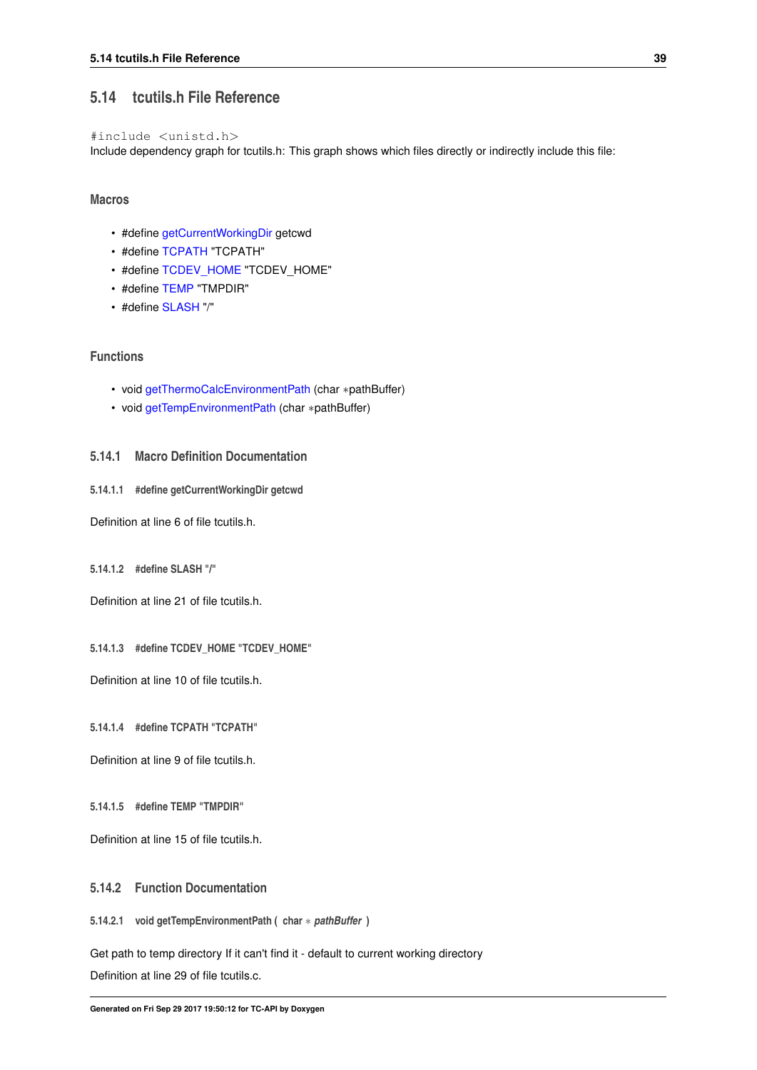## 5.14 tcutils.h File Reference

```
#include <unistd.h>
```

Include dependency graph for tcutils.h: This graph shows which files directly or indirectly include this file:

### Macros

- #define getCurrentWorkingDir getcwd
- #define TCPATH "TCPATH"
- #define TCDEV_HOME "TCDEV_HOME"
- #define TEMP "TMPDIR"
- #define SLASH "/"

### Functions

- void getThermoCalcEnvironmentPath (char *pathBuffer)
- void getTempEnvironmentPath (char *pathBuffer)

### 5.14.1 Macro Definition Documentation

#### 5.14.1.1 #define getCurrentWorkingDir getcwd

Definition at line 6 of file tcutils.h.

#### 5.14.1.2 #define SLASH "/"

Definition at line 21 of file tcutils.h.

#### 5.14.1.3 #define TCDEV_HOME "TCDEV_HOME"

Definition at line 10 of file tcutils.h.

#### 5.14.1.4 #define TCPATH "TCPATH"

Definition at line 9 of file tcutils.h.

#### 5.14.1.5 #define TEMP "TMPDIR"

Definition at line 15 of file tcutils.h.

### 5.14.2 Function Documentation

#### 5.14.2.1 void getTempEnvironmentPath ( char * *pathBuffer* )

Get path to temp directory If it can't find it - default to current working directory

Definition at line 29 of file tcutils.c.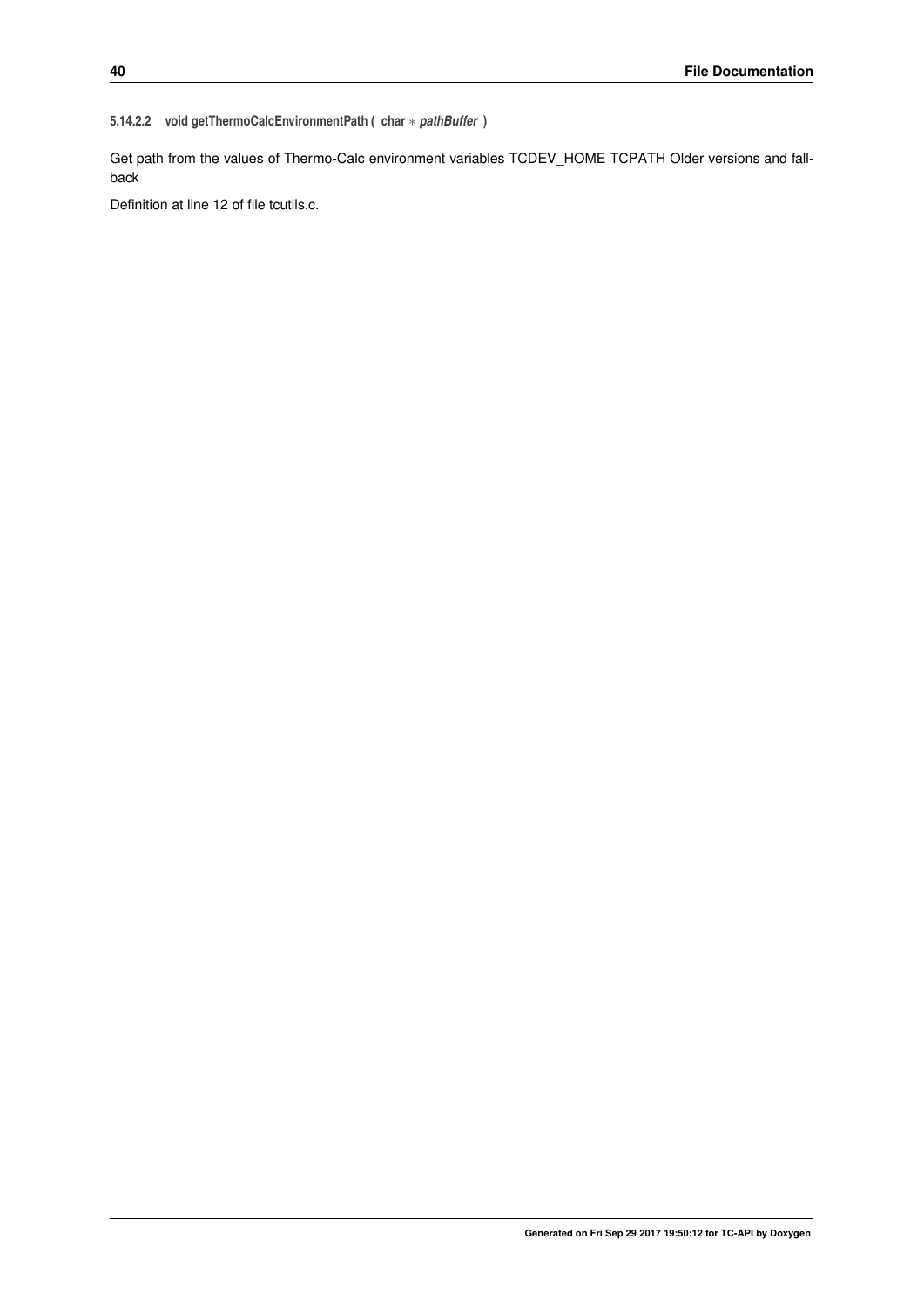#### 5.14.2.2 void getThermoCalcEnvironmentPath ( char * *pathBuffer* )

Get path from the values of Thermo-Calc environment variables TCDEV_HOME TCPATH Older versions and fall-back

Definition at line 12 of file tcutils.c.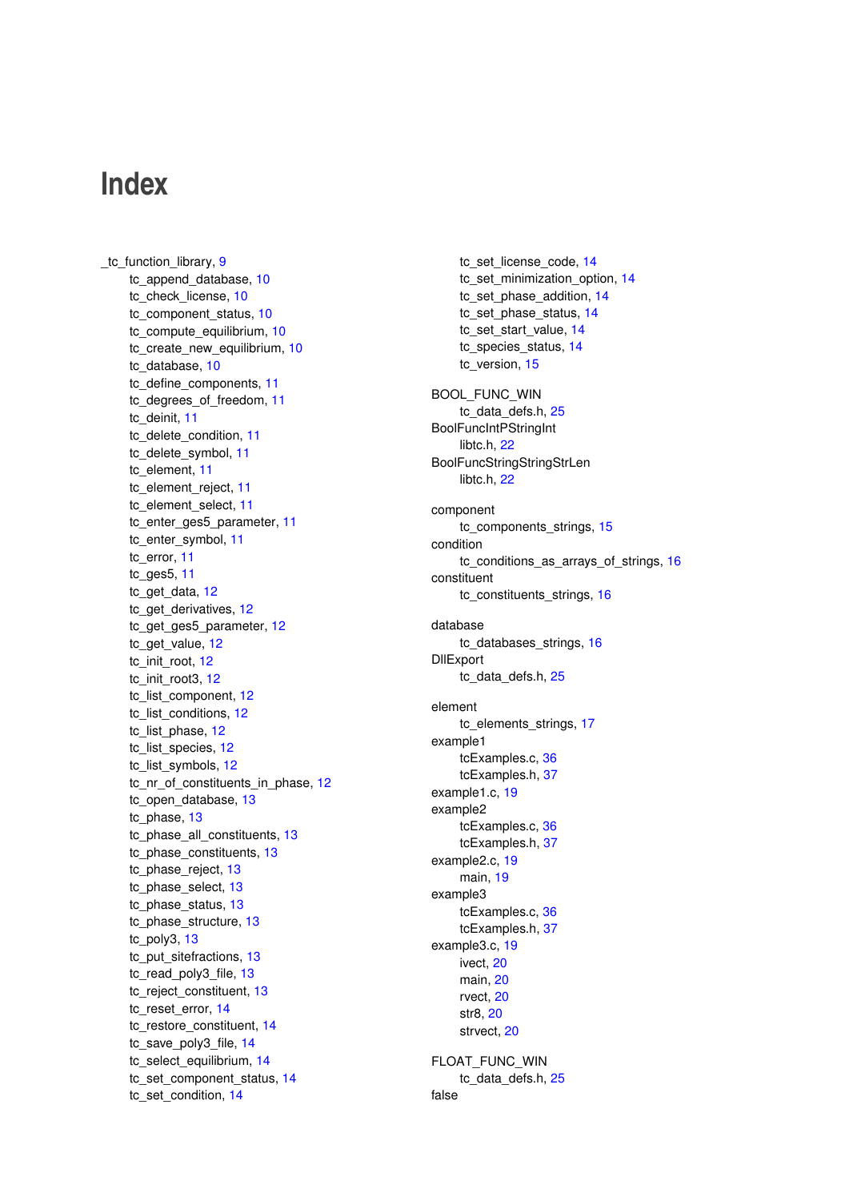# Index

_tc_function_library, 9
    tc_append_database, 10
    tc_check_license, 10
    tc_component_status, 10
    tc_compute_equilibrium, 10
    tc_create_new_equilibrium, 10
    tc_database, 10
    tc_define_components, 11
    tc_degrees_of_freedom, 11
    tc_deinit, 11
    tc_delete_condition, 11
    tc_delete_symbol, 11
    tc_element, 11
    tc_element_reject, 11
    tc_element_select, 11
    tc_enter_ges5_parameter, 11
    tc_enter_symbol, 11
    tc_error, 11
    tc_ges5, 11
    tc_get_data, 12
    tc_get_derivatives, 12
    tc_get_ges5_parameter, 12
    tc_get_value, 12
    tc_init_root, 12
    tc_init_root3, 12
    tc_list_component, 12
    tc_list_conditions, 12
    tc_list_phase, 12
    tc_list_species, 12
    tc_list_symbols, 12
    tc_nr_of_constituents_in_phase, 12
    tc_open_database, 13
    tc_phase, 13
    tc_phase_all_constituents, 13
    tc_phase_constituents, 13
    tc_phase_reject, 13
    tc_phase_select, 13
    tc_phase_status, 13
    tc_phase_structure, 13
    tc_poly3, 13
    tc_put_sitefractions, 13
    tc_read_poly3_file, 13
    tc_reject_constituent, 13
    tc_reset_error, 14
    tc_restore_constituent, 14
    tc_save_poly3_file, 14
    tc_select_equilibrium, 14
    tc_set_component_status, 14
    tc_set_condition, 14
    tc_set_license_code, 14
    tc_set_minimization_option, 14
    tc_set_phase_addition, 14
    tc_set_phase_status, 14
    tc_set_start_value, 14
    tc_species_status, 14
    tc_version, 15

BOOL_FUNC_WIN
    tc_data_defs.h, 25
BoolFuncIntPStringInt
    libtc.h, 22
BoolFuncStringStringStrLen
    libtc.h, 22

component
    tc_components_strings, 15
condition
    tc_conditions_as_arrays_of_strings, 16
constituent
    tc_constituents_strings, 16

database
    tc_databases_strings, 16
DllExport
    tc_data_defs.h, 25

element
    tc_elements_strings, 17
example1
    tcExamples.c, 36
    tcExamples.h, 37
example1.c, 19
example2
    tcExamples.c, 36
    tcExamples.h, 37
example2.c, 19
    main, 19
example3
    tcExamples.c, 36
    tcExamples.h, 37
example3.c, 19
    ivect, 20
    main, 20
    rvect, 20
    str8, 20
    strvect, 20

FLOAT_FUNC_WIN
    tc_data_defs.h, 25
false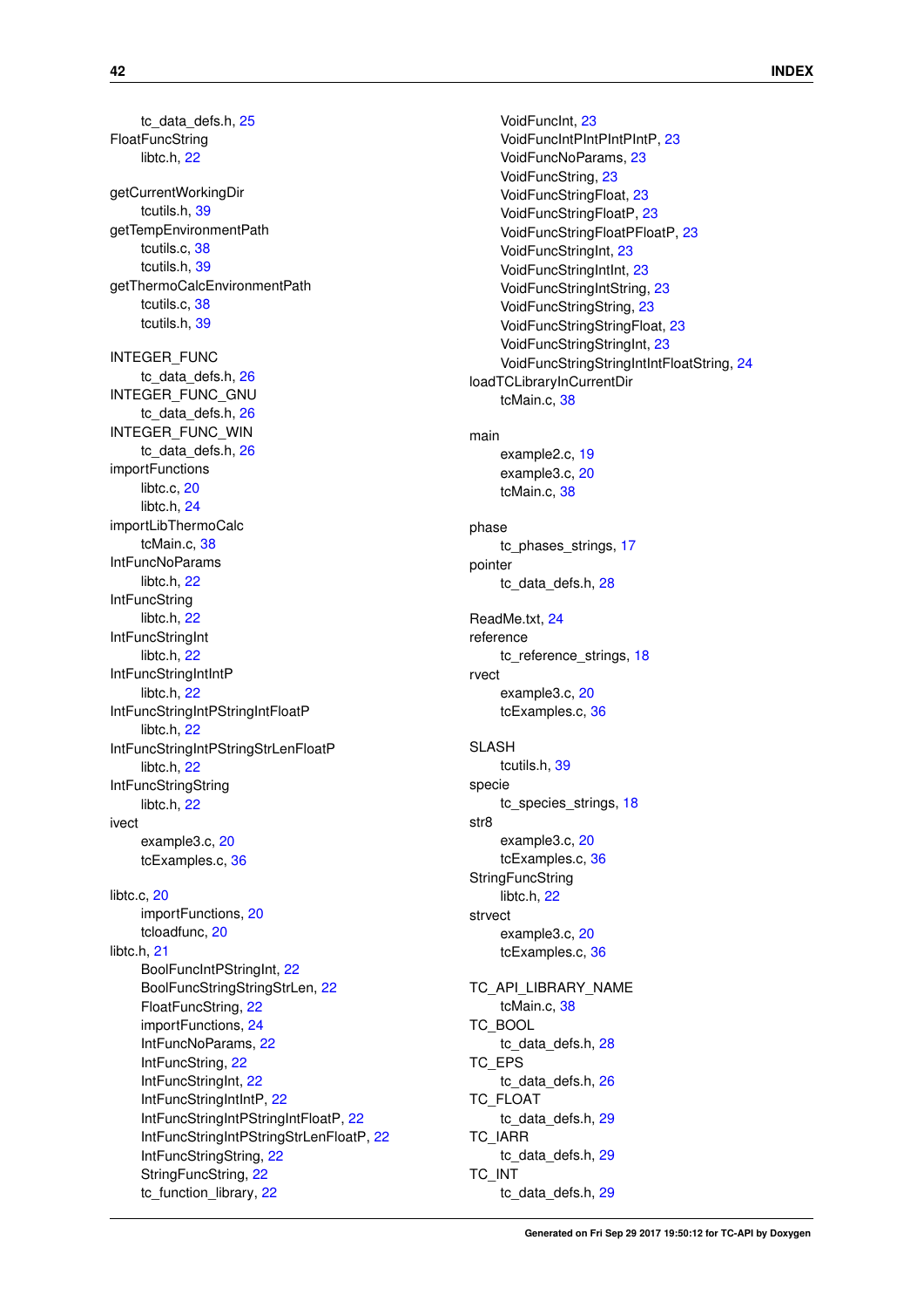tc_data_defs.h, 25

FloatFuncString

libtc.h, 22

getCurrentWorkingDir

tcutils.h, 39

getTempEnvironmentPath

tcutils.c, 38

tcutils.h, 39

getThermoCalcEnvironmentPath

tcutils.c, 38

tcutils.h, 39

INTEGER_FUNC

tc_data_defs.h, 26

INTEGER_FUNC_GNU

tc_data_defs.h, 26

INTEGER_FUNC_WIN

tc_data_defs.h, 26

importFunctions

libtc.c, 20

libtc.h, 24

importLibThermoCalc

tcMain.c, 38

IntFuncNoParams

libtc.h, 22

IntFuncString

libtc.h, 22

IntFuncStringInt

libtc.h, 22

IntFuncStringIntIntP

libtc.h, 22

IntFuncStringIntPStringIntFloatP

libtc.h, 22

IntFuncStringIntPStringStrLenFloatP

libtc.h, 22

IntFuncStringString

libtc.h, 22

ivect

example3.c, 20

tcExamples.c, 36

libtc.c, 20

importFunctions, 20

tcloadfunc, 20

libtc.h, 21

BoolFuncIntPStringInt, 22

BoolFuncStringStringStrLen, 22

FloatFuncString, 22

importFunctions, 24

IntFuncNoParams, 22

IntFuncString, 22

IntFuncStringInt, 22

IntFuncStringIntIntP, 22

IntFuncStringIntPStringIntFloatP, 22

IntFuncStringIntPStringStrLenFloatP, 22

IntFuncStringString, 22

StringFuncString, 22

tc_function_library, 22

VoidFuncInt, 23

VoidFuncIntPIntPIntPIntP, 23

VoidFuncNoParams, 23

VoidFuncString, 23

VoidFuncStringFloat, 23

VoidFuncStringFloatP, 23

VoidFuncStringFloatPFloatP, 23

VoidFuncStringInt, 23

VoidFuncStringIntInt, 23

VoidFuncStringIntString, 23

VoidFuncStringString, 23

VoidFuncStringStringFloat, 23

VoidFuncStringStringInt, 23

VoidFuncStringStringIntIntFloatString, 24

loadTCLibraryInCurrentDir

tcMain.c, 38

main

example2.c, 19

example3.c, 20

tcMain.c, 38

phase

tc_phases_strings, 17

pointer

tc_data_defs.h, 28

ReadMe.txt, 24

reference

tc_reference_strings, 18

rvect

example3.c, 20

tcExamples.c, 36

SLASH

tcutils.h, 39

specie

tc_species_strings, 18

str8

example3.c, 20

tcExamples.c, 36

StringFuncString

libtc.h, 22

strvect

example3.c, 20

tcExamples.c, 36

TC_API_LIBRARY_NAME

tcMain.c, 38

TC_BOOL

tc_data_defs.h, 28

TC_EPS

tc_data_defs.h, 26

TC_FLOAT

tc_data_defs.h, 29

TC_IARR

tc_data_defs.h, 29

TC_INT

tc_data_defs.h, 29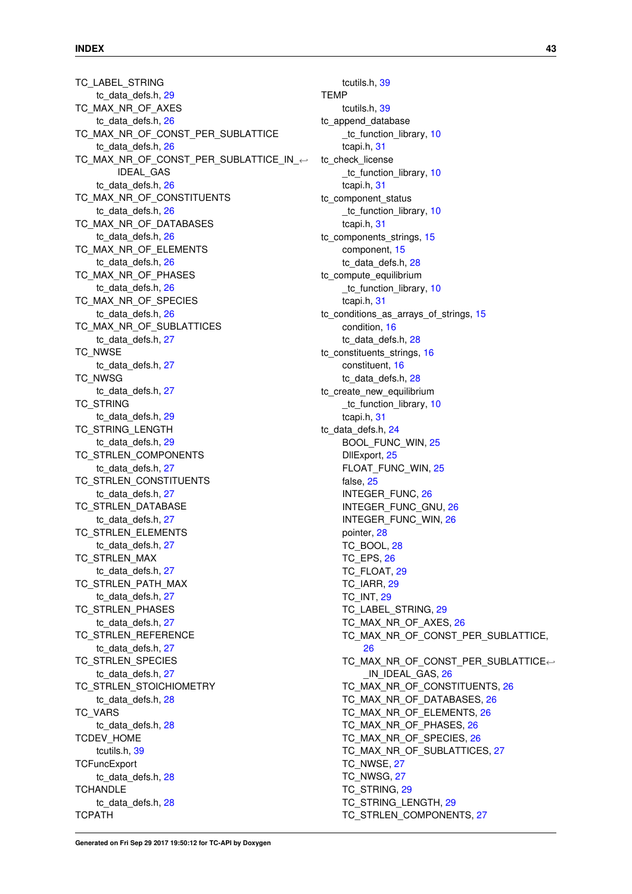TC_LABEL_STRING
  tc_data_defs.h, 29
TC_MAX_NR_OF_AXES
  tc_data_defs.h, 26
TC_MAX_NR_OF_CONST_PER_SUBLATTICE
  tc_data_defs.h, 26
TC_MAX_NR_OF_CONST_PER_SUBLATTICE_IN_IDEAL_GAS
  tc_data_defs.h, 26
TC_MAX_NR_OF_CONSTITUENTS
  tc_data_defs.h, 26
TC_MAX_NR_OF_DATABASES
  tc_data_defs.h, 26
TC_MAX_NR_OF_ELEMENTS
  tc_data_defs.h, 26
TC_MAX_NR_OF_PHASES
  tc_data_defs.h, 26
TC_MAX_NR_OF_SPECIES
  tc_data_defs.h, 26
TC_MAX_NR_OF_SUBLATTICES
  tc_data_defs.h, 27
TC_NWSE
  tc_data_defs.h, 27
TC_NWSG
  tc_data_defs.h, 27
TC_STRING
  tc_data_defs.h, 29
TC_STRING_LENGTH
  tc_data_defs.h, 29
TC_STRLEN_COMPONENTS
  tc_data_defs.h, 27
TC_STRLEN_CONSTITUENTS
  tc_data_defs.h, 27
TC_STRLEN_DATABASE
  tc_data_defs.h, 27
TC_STRLEN_ELEMENTS
  tc_data_defs.h, 27
TC_STRLEN_MAX
  tc_data_defs.h, 27
TC_STRLEN_PATH_MAX
  tc_data_defs.h, 27
TC_STRLEN_PHASES
  tc_data_defs.h, 27
TC_STRLEN_REFERENCE
  tc_data_defs.h, 27
TC_STRLEN_SPECIES
  tc_data_defs.h, 27
TC_STRLEN_STOICHIOMETRY
  tc_data_defs.h, 28
TC_VARS
  tc_data_defs.h, 28
TCDEV_HOME
  tcutils.h, 39
TCFuncExport
  tc_data_defs.h, 28
TCHANDLE
  tc_data_defs.h, 28
TCPATH
  tcutils.h, 39
TEMP
  tcutils.h, 39
tc_append_database
  _tc_function_library, 10
  tcapi.h, 31
tc_check_license
  _tc_function_library, 10
  tcapi.h, 31
tc_component_status
  _tc_function_library, 10
  tcapi.h, 31
tc_components_strings, 15
  component, 15
  tc_data_defs.h, 28
tc_compute_equilibrium
  _tc_function_library, 10
  tcapi.h, 31
tc_conditions_as_arrays_of_strings, 15
  condition, 16
  tc_data_defs.h, 28
tc_constituents_strings, 16
  constituent, 16
  tc_data_defs.h, 28
tc_create_new_equilibrium
  _tc_function_library, 10
  tcapi.h, 31
tc_data_defs.h, 24
  BOOL_FUNC_WIN, 25
  DllExport, 25
  FLOAT_FUNC_WIN, 25
  false, 25
  INTEGER_FUNC, 26
  INTEGER_FUNC_GNU, 26
  INTEGER_FUNC_WIN, 26
  pointer, 28
  TC_BOOL, 28
  TC_EPS, 26
  TC_FLOAT, 29
  TC_IARR, 29
  TC_INT, 29
  TC_LABEL_STRING, 29
  TC_MAX_NR_OF_AXES, 26
  TC_MAX_NR_OF_CONST_PER_SUBLATTICE, 26
  TC_MAX_NR_OF_CONST_PER_SUBLATTICE_IN_IDEAL_GAS, 26
  TC_MAX_NR_OF_CONSTITUENTS, 26
  TC_MAX_NR_OF_DATABASES, 26
  TC_MAX_NR_OF_ELEMENTS, 26
  TC_MAX_NR_OF_PHASES, 26
  TC_MAX_NR_OF_SPECIES, 26
  TC_MAX_NR_OF_SUBLATTICES, 27
  TC_NWSE, 27
  TC_NWSG, 27
  TC_STRING, 29
  TC_STRING_LENGTH, 29
  TC_STRLEN_COMPONENTS, 27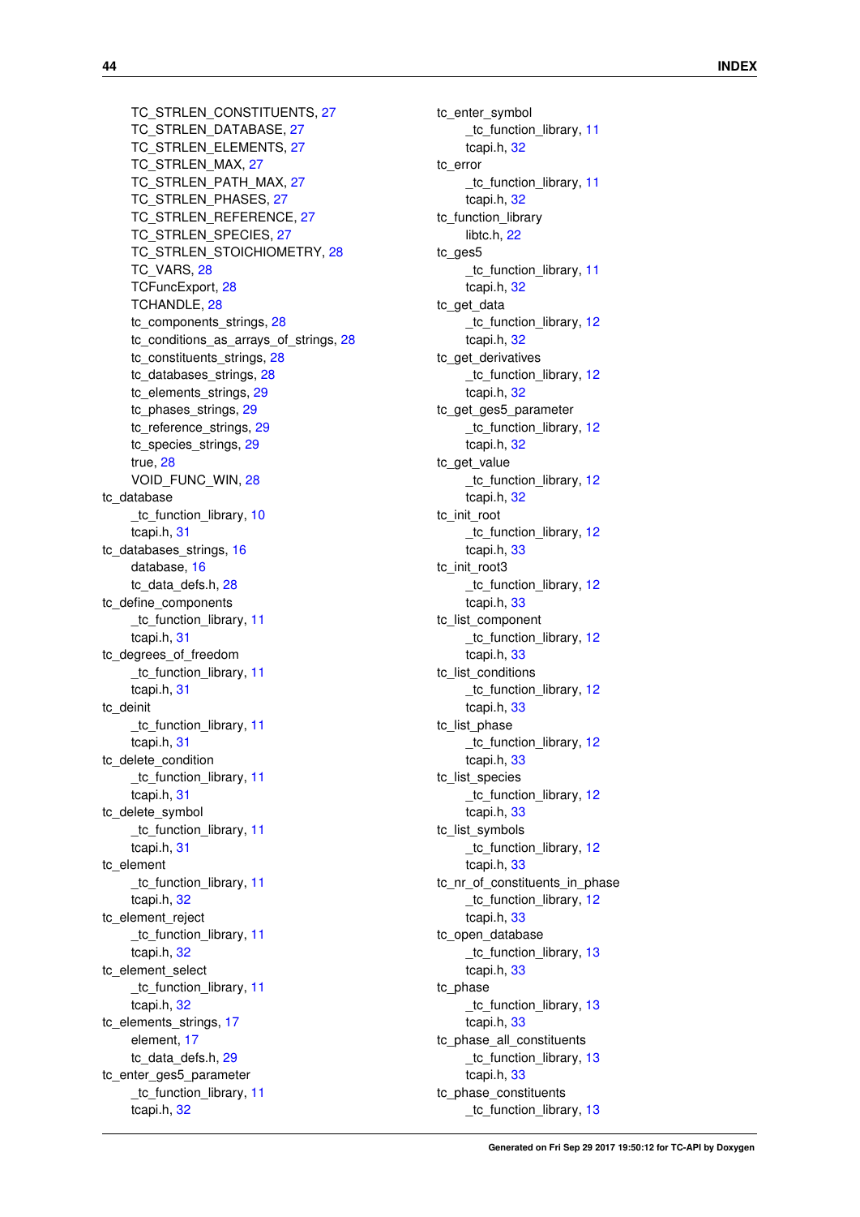TC_STRLEN_CONSTITUENTS, 27
TC_STRLEN_DATABASE, 27
TC_STRLEN_ELEMENTS, 27
TC_STRLEN_MAX, 27
TC_STRLEN_PATH_MAX, 27
TC_STRLEN_PHASES, 27
TC_STRLEN_REFERENCE, 27
TC_STRLEN_SPECIES, 27
TC_STRLEN_STOICHIOMETRY, 28
TC_VARS, 28
TCFuncExport, 28
TCHANDLE, 28
tc_components_strings, 28
tc_conditions_as_arrays_of_strings, 28
tc_constituents_strings, 28
tc_databases_strings, 28
tc_elements_strings, 29
tc_phases_strings, 29
tc_reference_strings, 29
tc_species_strings, 29
true, 28
VOID_FUNC_WIN, 28

tc_database
    _tc_function_library, 10
    tcapi.h, 31

tc_databases_strings, 16
    database, 16
    tc_data_defs.h, 28

tc_define_components
    _tc_function_library, 11
    tcapi.h, 31

tc_degrees_of_freedom
    _tc_function_library, 11
    tcapi.h, 31

tc_deinit
    _tc_function_library, 11
    tcapi.h, 31

tc_delete_condition
    _tc_function_library, 11
    tcapi.h, 31

tc_delete_symbol
    _tc_function_library, 11
    tcapi.h, 31

tc_element
    _tc_function_library, 11
    tcapi.h, 32

tc_element_reject
    _tc_function_library, 11
    tcapi.h, 32

tc_element_select
    _tc_function_library, 11
    tcapi.h, 32

tc_elements_strings, 17
    element, 17
    tc_data_defs.h, 29

tc_enter_ges5_parameter
    _tc_function_library, 11
    tcapi.h, 32

tc_enter_symbol
    _tc_function_library, 11
    tcapi.h, 32

tc_error
    _tc_function_library, 11
    tcapi.h, 32

tc_function_library
    libtc.h, 22

tc_ges5
    _tc_function_library, 11
    tcapi.h, 32

tc_get_data
    _tc_function_library, 12
    tcapi.h, 32

tc_get_derivatives
    _tc_function_library, 12
    tcapi.h, 32

tc_get_ges5_parameter
    _tc_function_library, 12
    tcapi.h, 32

tc_get_value
    _tc_function_library, 12
    tcapi.h, 32

tc_init_root
    _tc_function_library, 12
    tcapi.h, 33

tc_init_root3
    _tc_function_library, 12
    tcapi.h, 33

tc_list_component
    _tc_function_library, 12
    tcapi.h, 33

tc_list_conditions
    _tc_function_library, 12
    tcapi.h, 33

tc_list_phase
    _tc_function_library, 12
    tcapi.h, 33

tc_list_species
    _tc_function_library, 12
    tcapi.h, 33

tc_list_symbols
    _tc_function_library, 12
    tcapi.h, 33

tc_nr_of_constituents_in_phase
    _tc_function_library, 12
    tcapi.h, 33

tc_open_database
    _tc_function_library, 13
    tcapi.h, 33

tc_phase
    _tc_function_library, 13
    tcapi.h, 33

tc_phase_all_constituents
    _tc_function_library, 13
    tcapi.h, 33

tc_phase_constituents
    _tc_function_library, 13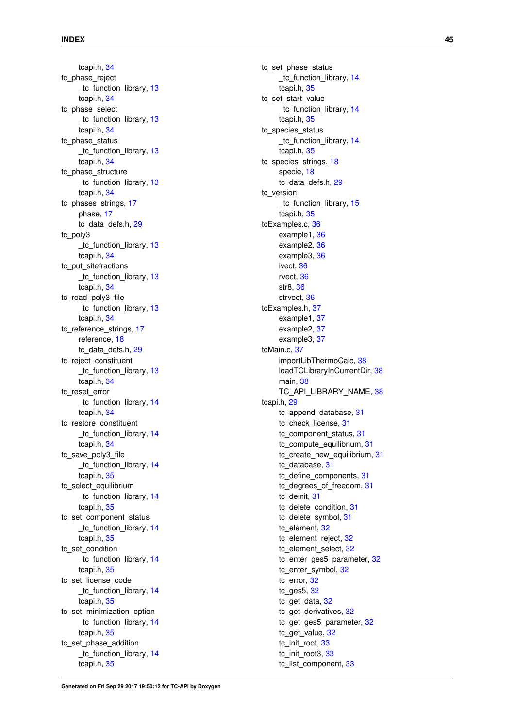tcapi.h, 34
tc_phase_reject
    _tc_function_library, 13
    tcapi.h, 34
tc_phase_select
    _tc_function_library, 13
    tcapi.h, 34
tc_phase_status
    _tc_function_library, 13
    tcapi.h, 34
tc_phase_structure
    _tc_function_library, 13
    tcapi.h, 34
tc_phases_strings, 17
    phase, 17
    tc_data_defs.h, 29
tc_poly3
    _tc_function_library, 13
    tcapi.h, 34
tc_put_sitefractions
    _tc_function_library, 13
    tcapi.h, 34
tc_read_poly3_file
    _tc_function_library, 13
    tcapi.h, 34
tc_reference_strings, 17
    reference, 18
    tc_data_defs.h, 29
tc_reject_constituent
    _tc_function_library, 13
    tcapi.h, 34
tc_reset_error
    _tc_function_library, 14
    tcapi.h, 34
tc_restore_constituent
    _tc_function_library, 14
    tcapi.h, 34
tc_save_poly3_file
    _tc_function_library, 14
    tcapi.h, 35
tc_select_equilibrium
    _tc_function_library, 14
    tcapi.h, 35
tc_set_component_status
    _tc_function_library, 14
    tcapi.h, 35
tc_set_condition
    _tc_function_library, 14
    tcapi.h, 35
tc_set_license_code
    _tc_function_library, 14
    tcapi.h, 35
tc_set_minimization_option
    _tc_function_library, 14
    tcapi.h, 35
tc_set_phase_addition
    _tc_function_library, 14
    tcapi.h, 35
tc_set_phase_status
    _tc_function_library, 14
    tcapi.h, 35
tc_set_start_value
    _tc_function_library, 14
    tcapi.h, 35
tc_species_status
    _tc_function_library, 14
    tcapi.h, 35
tc_species_strings, 18
    specie, 18
    tc_data_defs.h, 29
tc_version
    _tc_function_library, 15
    tcapi.h, 35
tcExamples.c, 36
    example1, 36
    example2, 36
    example3, 36
    ivect, 36
    rvect, 36
    str8, 36
    strvect, 36
tcExamples.h, 37
    example1, 37
    example2, 37
    example3, 37
tcMain.c, 37
    importLibThermoCalc, 38
    loadTCLibraryInCurrentDir, 38
    main, 38
    TC_API_LIBRARY_NAME, 38
tcapi.h, 29
    tc_append_database, 31
    tc_check_license, 31
    tc_component_status, 31
    tc_compute_equilibrium, 31
    tc_create_new_equilibrium, 31
    tc_database, 31
    tc_define_components, 31
    tc_degrees_of_freedom, 31
    tc_deinit, 31
    tc_delete_condition, 31
    tc_delete_symbol, 31
    tc_element, 32
    tc_element_reject, 32
    tc_element_select, 32
    tc_enter_ges5_parameter, 32
    tc_enter_symbol, 32
    tc_error, 32
    tc_ges5, 32
    tc_get_data, 32
    tc_get_derivatives, 32
    tc_get_ges5_parameter, 32
    tc_get_value, 32
    tc_init_root, 33
    tc_init_root3, 33
    tc_list_component, 33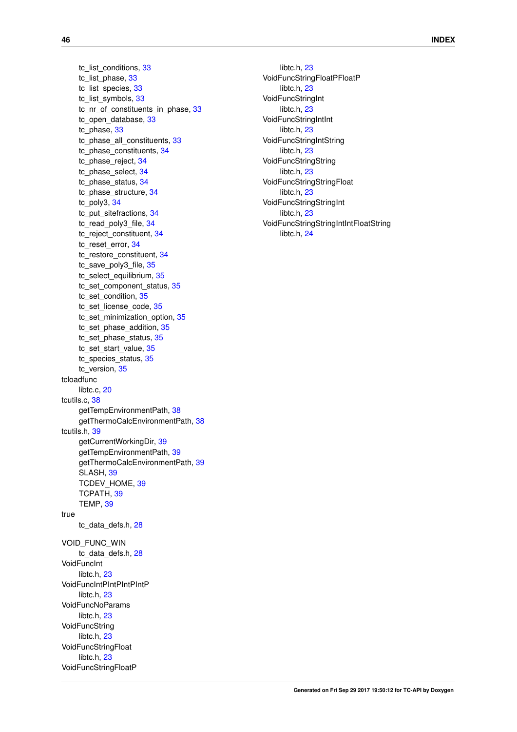tc_list_conditions, 33
tc_list_phase, 33
tc_list_species, 33
tc_list_symbols, 33
tc_nr_of_constituents_in_phase, 33
tc_open_database, 33
tc_phase, 33
tc_phase_all_constituents, 33
tc_phase_constituents, 34
tc_phase_reject, 34
tc_phase_select, 34
tc_phase_status, 34
tc_phase_structure, 34
tc_poly3, 34
tc_put_sitefractions, 34
tc_read_poly3_file, 34
tc_reject_constituent, 34
tc_reset_error, 34
tc_restore_constituent, 34
tc_save_poly3_file, 35
tc_select_equilibrium, 35
tc_set_component_status, 35
tc_set_condition, 35
tc_set_license_code, 35
tc_set_minimization_option, 35
tc_set_phase_addition, 35
tc_set_phase_status, 35
tc_set_start_value, 35
tc_species_status, 35
tc_version, 35

tcloadfunc
libtc.c, 20

tcutils.c, 38
getTempEnvironmentPath, 38
getThermoCalcEnvironmentPath, 38

tcutils.h, 39
getCurrentWorkingDir, 39
getTempEnvironmentPath, 39
getThermoCalcEnvironmentPath, 39
SLASH, 39
TCDEV_HOME, 39
TCPATH, 39
TEMP, 39

true
tc_data_defs.h, 28

VOID_FUNC_WIN
tc_data_defs.h, 28

VoidFuncInt
libtc.h, 23

VoidFuncIntPIntPIntPIntP
libtc.h, 23

VoidFuncNoParams
libtc.h, 23

VoidFuncString
libtc.h, 23

VoidFuncStringFloat
libtc.h, 23

VoidFuncStringFloatP
libtc.h, 23

VoidFuncStringFloatPFloatP
libtc.h, 23

VoidFuncStringInt
libtc.h, 23

VoidFuncStringIntInt
libtc.h, 23

VoidFuncStringIntString
libtc.h, 23

VoidFuncStringString
libtc.h, 23

VoidFuncStringStringFloat
libtc.h, 23

VoidFuncStringStringInt
libtc.h, 23

VoidFuncStringStringIntIntFloatString
libtc.h, 24